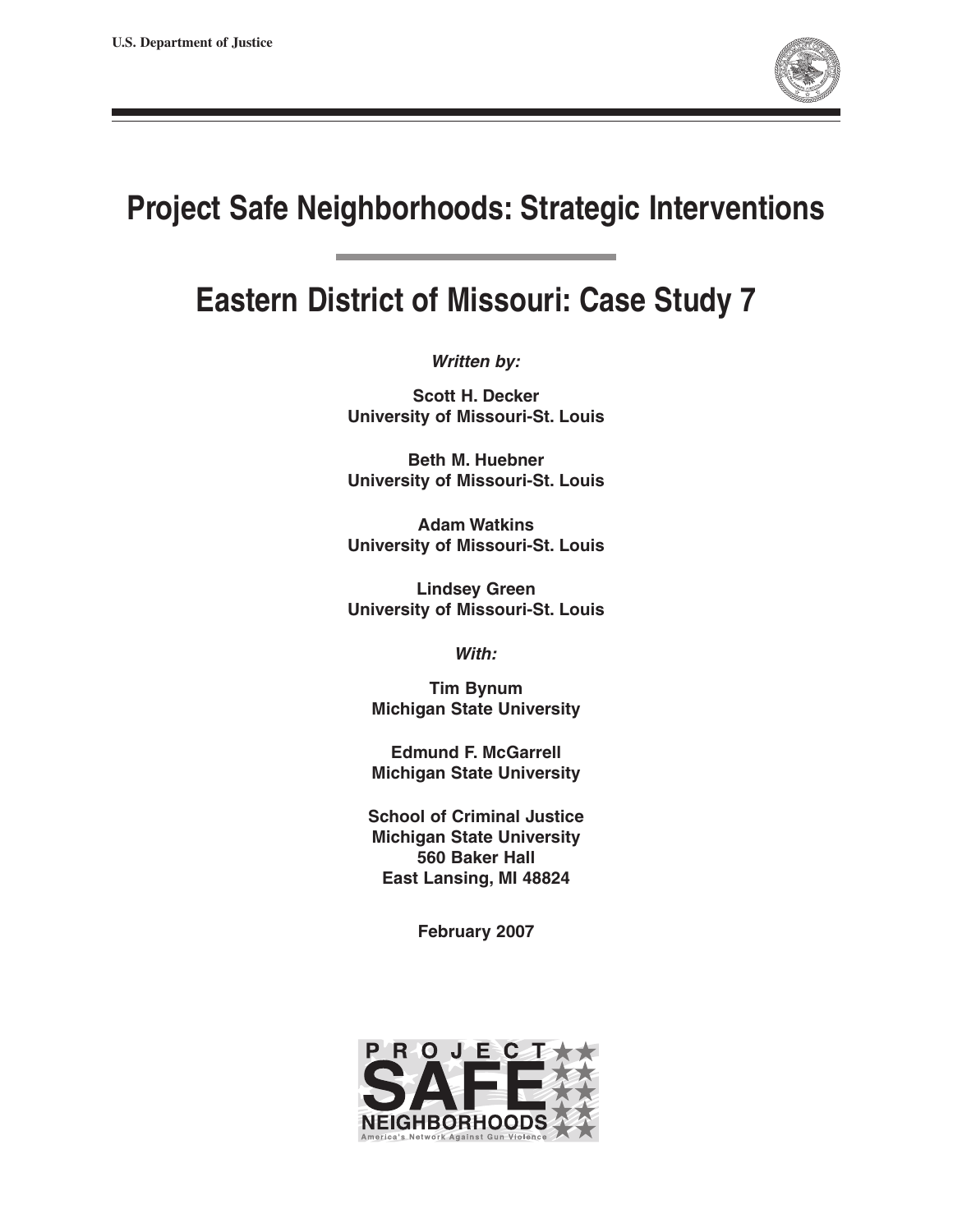U.S. Department of Justice

# Project Safe Neighborhoods: Strategic Interventions

## Eastern District of Missouri: Case Study 7

***Written by:***

**Scott H. Decker**
**University of Missouri-St. Louis**

**Beth M. Huebner**
**University of Missouri-St. Louis**

**Adam Watkins**
**University of Missouri-St. Louis**

**Lindsey Green**
**University of Missouri-St. Louis**

***With:***

**Tim Bynum**
**Michigan State University**

**Edmund F. McGarrell**
**Michigan State University**

**School of Criminal Justice**
**Michigan State University**
**560 Baker Hall**
**East Lansing, MI 48824**

**February 2007**

PROJECT SAFE NEIGHBORHOODS
America's Network Against Gun Violence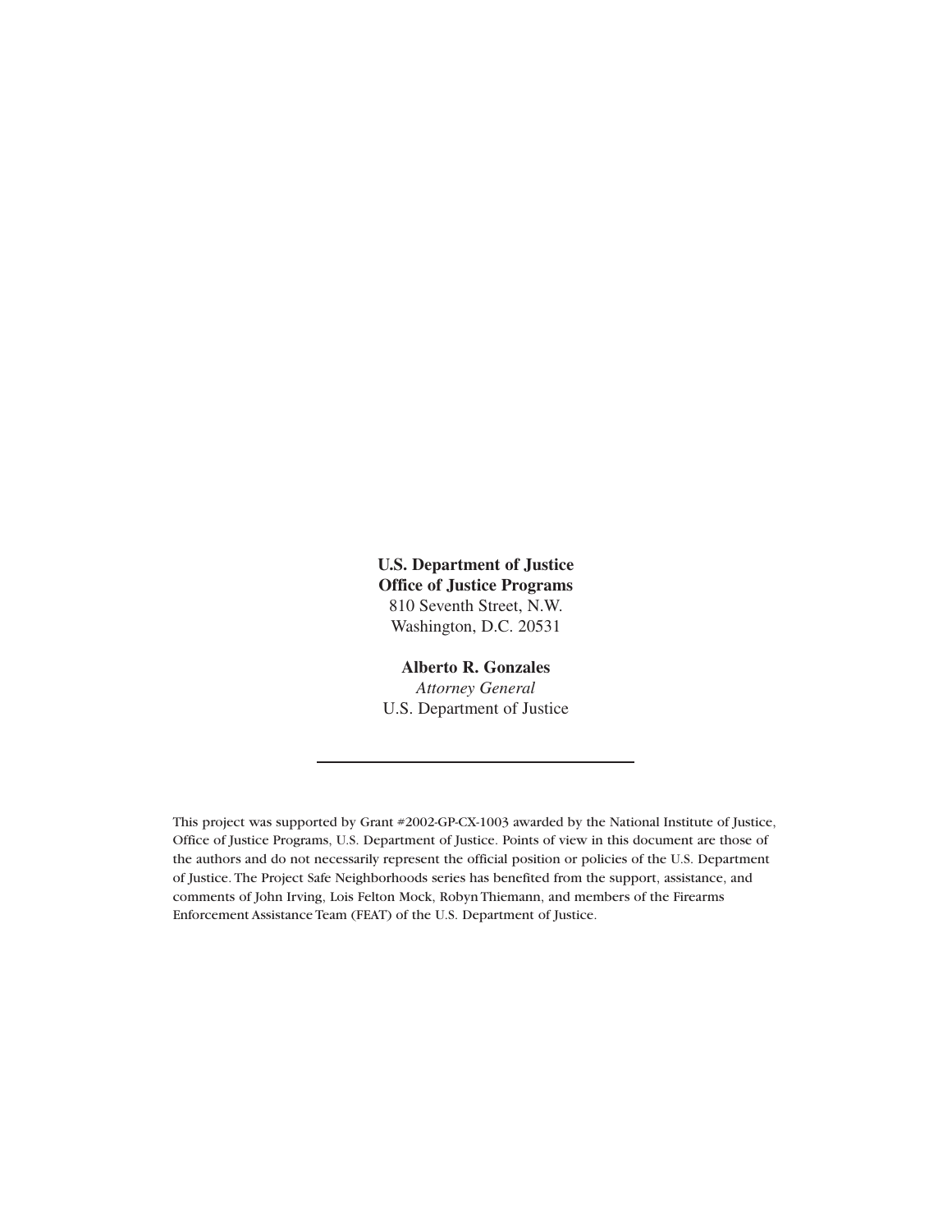**U.S. Department of Justice**
**Office of Justice Programs**
810 Seventh Street, N.W.
Washington, D.C. 20531

**Alberto R. Gonzales**
*Attorney General*
U.S. Department of Justice

---

This project was supported by Grant #2002-GP-CX-1003 awarded by the National Institute of Justice, Office of Justice Programs, U.S. Department of Justice. Points of view in this document are those of the authors and do not necessarily represent the official position or policies of the U.S. Department of Justice. The Project Safe Neighborhoods series has benefited from the support, assistance, and comments of John Irving, Lois Felton Mock, Robyn Thiemann, and members of the Firearms Enforcement Assistance Team (FEAT) of the U.S. Department of Justice.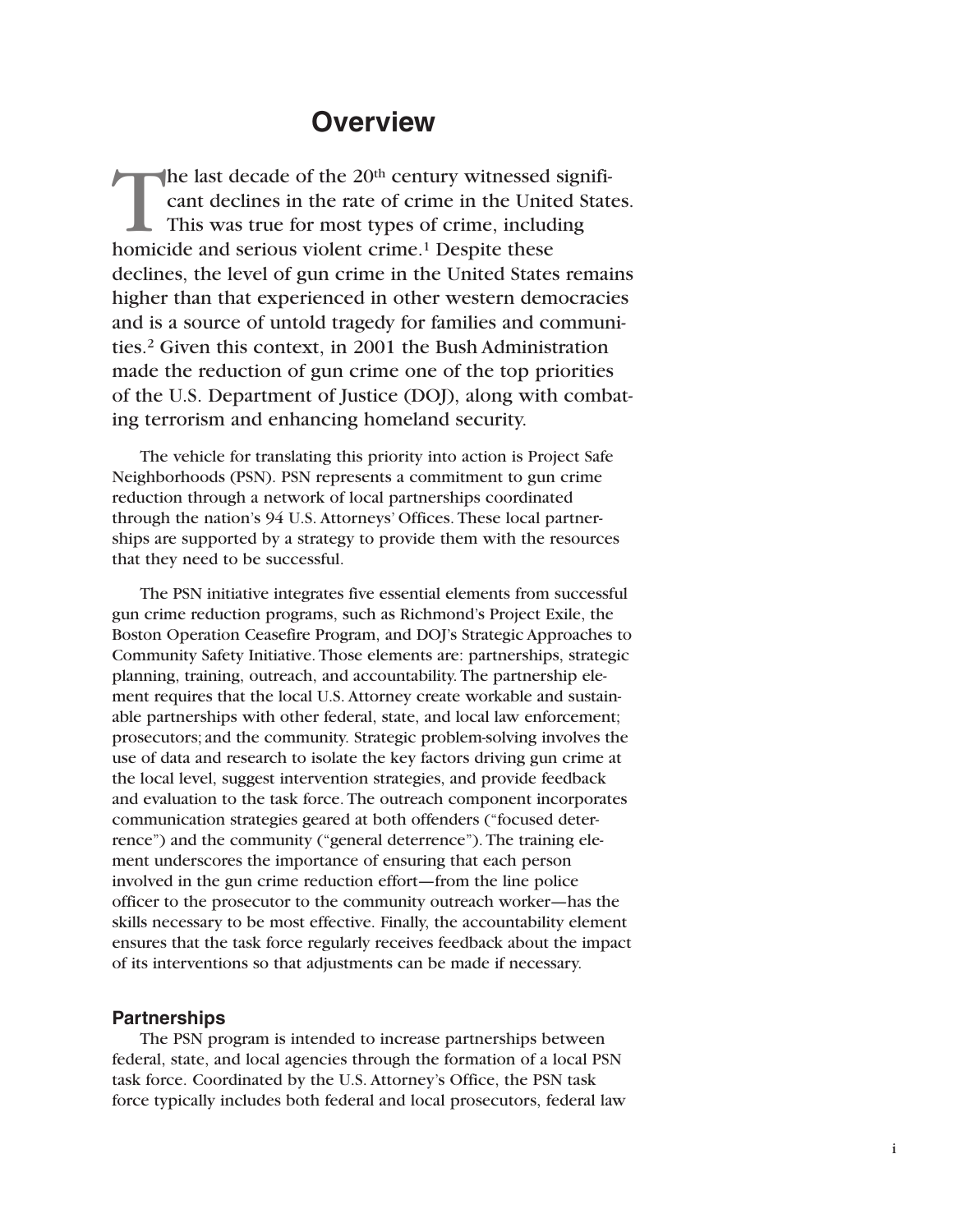# Overview

The last decade of the 20th century witnessed significant declines in the rate of crime in the United States. This was true for most types of crime, including homicide and serious violent crime.[1] Despite these declines, the level of gun crime in the United States remains higher than that experienced in other western democracies and is a source of untold tragedy for families and communities.[2] Given this context, in 2001 the Bush Administration made the reduction of gun crime one of the top priorities of the U.S. Department of Justice (DOJ), along with combating terrorism and enhancing homeland security.

The vehicle for translating this priority into action is Project Safe Neighborhoods (PSN). PSN represents a commitment to gun crime reduction through a network of local partnerships coordinated through the nation's 94 U.S. Attorneys' Offices. These local partnerships are supported by a strategy to provide them with the resources that they need to be successful.

The PSN initiative integrates five essential elements from successful gun crime reduction programs, such as Richmond's Project Exile, the Boston Operation Ceasefire Program, and DOJ's Strategic Approaches to Community Safety Initiative. Those elements are: partnerships, strategic planning, training, outreach, and accountability. The partnership element requires that the local U.S. Attorney create workable and sustainable partnerships with other federal, state, and local law enforcement; prosecutors; and the community. Strategic problem-solving involves the use of data and research to isolate the key factors driving gun crime at the local level, suggest intervention strategies, and provide feedback and evaluation to the task force. The outreach component incorporates communication strategies geared at both offenders ("focused deterrence") and the community ("general deterrence"). The training element underscores the importance of ensuring that each person involved in the gun crime reduction effort—from the line police officer to the prosecutor to the community outreach worker—has the skills necessary to be most effective. Finally, the accountability element ensures that the task force regularly receives feedback about the impact of its interventions so that adjustments can be made if necessary.

### Partnerships

The PSN program is intended to increase partnerships between federal, state, and local agencies through the formation of a local PSN task force. Coordinated by the U.S. Attorney's Office, the PSN task force typically includes both federal and local prosecutors, federal law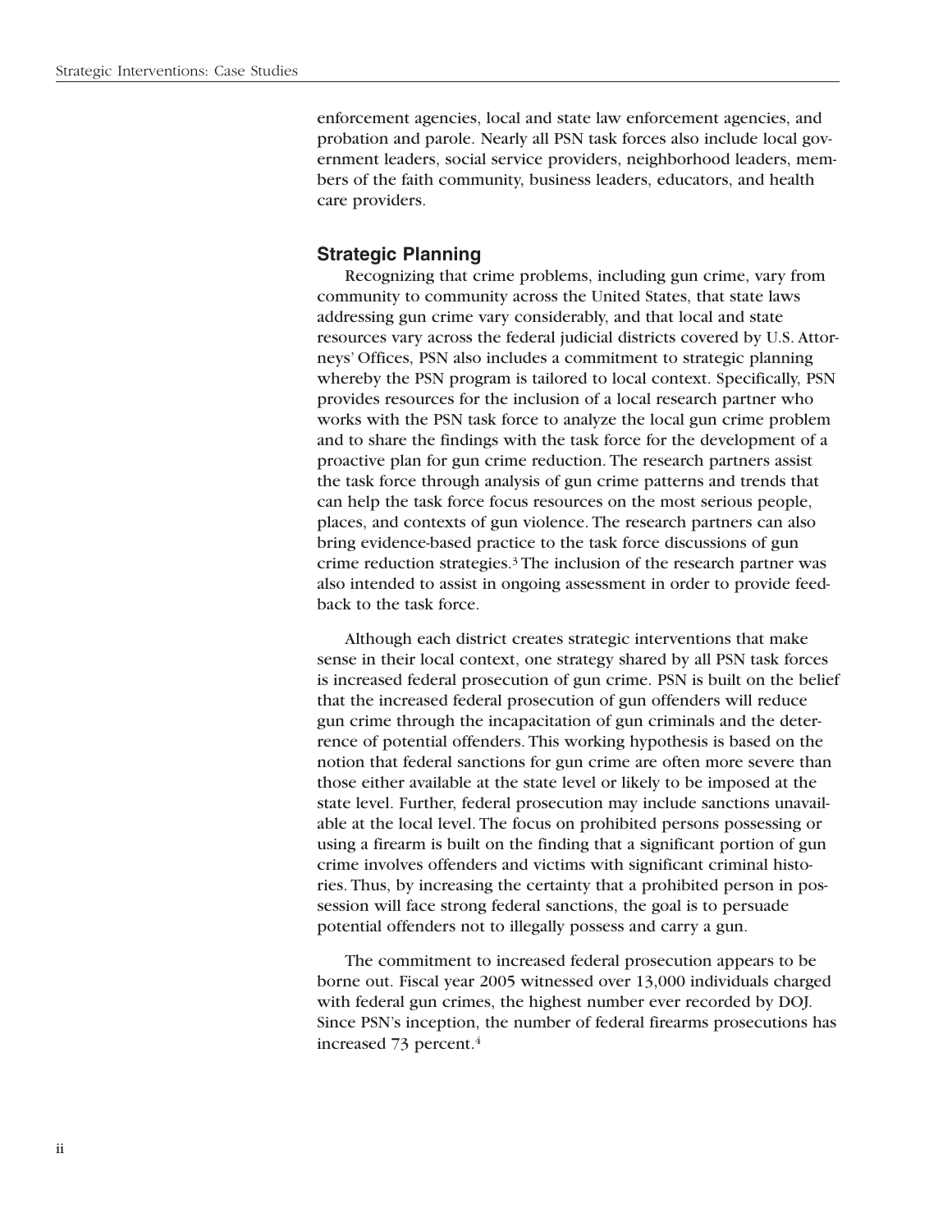enforcement agencies, local and state law enforcement agencies, and probation and parole. Nearly all PSN task forces also include local government leaders, social service providers, neighborhood leaders, members of the faith community, business leaders, educators, and health care providers.

### Strategic Planning

Recognizing that crime problems, including gun crime, vary from community to community across the United States, that state laws addressing gun crime vary considerably, and that local and state resources vary across the federal judicial districts covered by U.S. Attorneys' Offices, PSN also includes a commitment to strategic planning whereby the PSN program is tailored to local context. Specifically, PSN provides resources for the inclusion of a local research partner who works with the PSN task force to analyze the local gun crime problem and to share the findings with the task force for the development of a proactive plan for gun crime reduction. The research partners assist the task force through analysis of gun crime patterns and trends that can help the task force focus resources on the most serious people, places, and contexts of gun violence. The research partners can also bring evidence-based practice to the task force discussions of gun crime reduction strategies.[3] The inclusion of the research partner was also intended to assist in ongoing assessment in order to provide feedback to the task force.

Although each district creates strategic interventions that make sense in their local context, one strategy shared by all PSN task forces is increased federal prosecution of gun crime. PSN is built on the belief that the increased federal prosecution of gun offenders will reduce gun crime through the incapacitation of gun criminals and the deterrence of potential offenders. This working hypothesis is based on the notion that federal sanctions for gun crime are often more severe than those either available at the state level or likely to be imposed at the state level. Further, federal prosecution may include sanctions unavailable at the local level. The focus on prohibited persons possessing or using a firearm is built on the finding that a significant portion of gun crime involves offenders and victims with significant criminal histories. Thus, by increasing the certainty that a prohibited person in possession will face strong federal sanctions, the goal is to persuade potential offenders not to illegally possess and carry a gun.

The commitment to increased federal prosecution appears to be borne out. Fiscal year 2005 witnessed over 13,000 individuals charged with federal gun crimes, the highest number ever recorded by DOJ. Since PSN's inception, the number of federal firearms prosecutions has increased 73 percent.[4]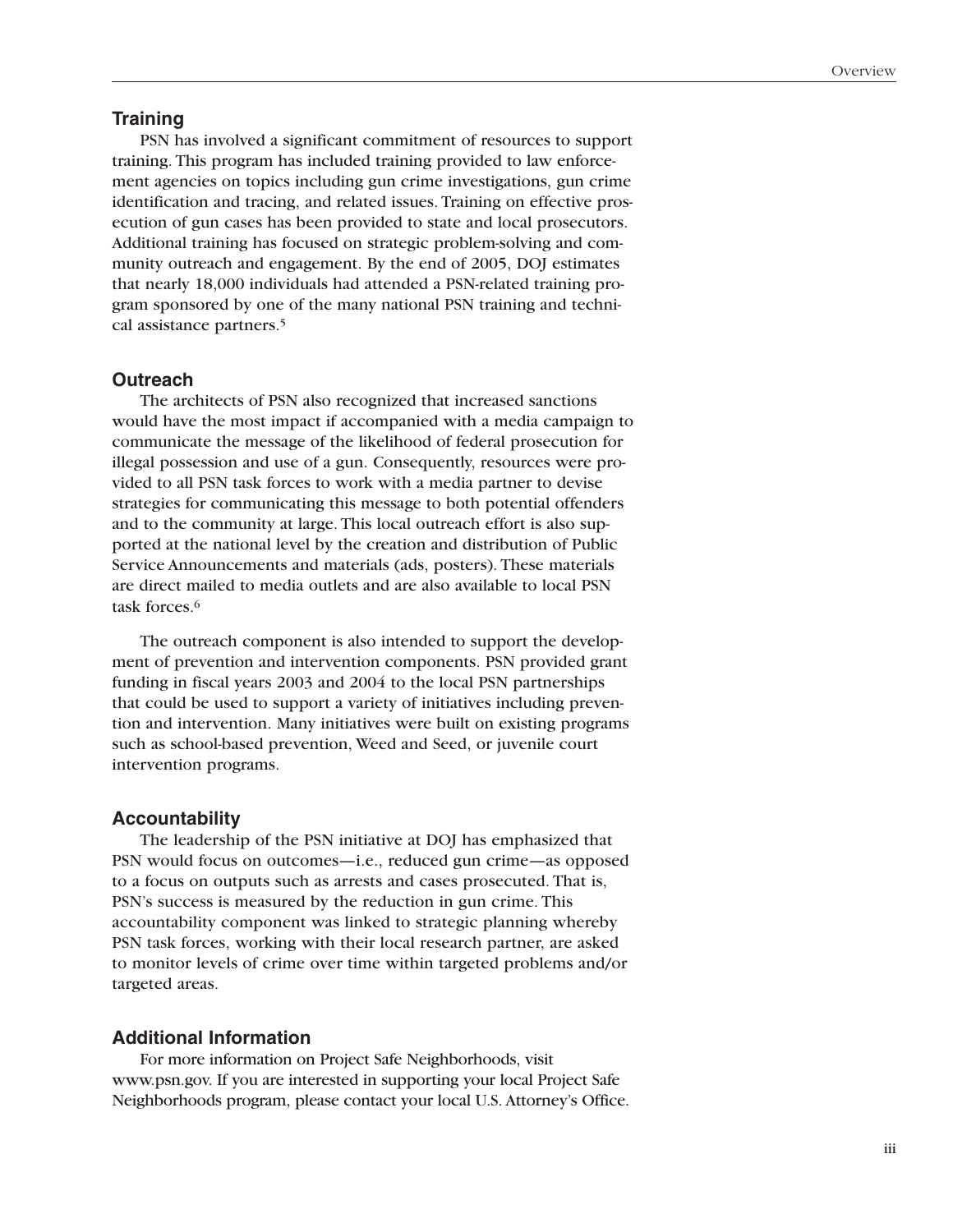## Training

PSN has involved a significant commitment of resources to support training. This program has included training provided to law enforcement agencies on topics including gun crime investigations, gun crime identification and tracing, and related issues. Training on effective prosecution of gun cases has been provided to state and local prosecutors. Additional training has focused on strategic problem-solving and community outreach and engagement. By the end of 2005, DOJ estimates that nearly 18,000 individuals had attended a PSN-related training program sponsored by one of the many national PSN training and technical assistance partners.[5]

## Outreach

The architects of PSN also recognized that increased sanctions would have the most impact if accompanied with a media campaign to communicate the message of the likelihood of federal prosecution for illegal possession and use of a gun. Consequently, resources were provided to all PSN task forces to work with a media partner to devise strategies for communicating this message to both potential offenders and to the community at large. This local outreach effort is also supported at the national level by the creation and distribution of Public Service Announcements and materials (ads, posters). These materials are direct mailed to media outlets and are also available to local PSN task forces.[6]

The outreach component is also intended to support the development of prevention and intervention components. PSN provided grant funding in fiscal years 2003 and 2004 to the local PSN partnerships that could be used to support a variety of initiatives including prevention and intervention. Many initiatives were built on existing programs such as school-based prevention, Weed and Seed, or juvenile court intervention programs.

## Accountability

The leadership of the PSN initiative at DOJ has emphasized that PSN would focus on outcomes—i.e., reduced gun crime—as opposed to a focus on outputs such as arrests and cases prosecuted. That is, PSN's success is measured by the reduction in gun crime. This accountability component was linked to strategic planning whereby PSN task forces, working with their local research partner, are asked to monitor levels of crime over time within targeted problems and/or targeted areas.

## Additional Information

For more information on Project Safe Neighborhoods, visit www.psn.gov. If you are interested in supporting your local Project Safe Neighborhoods program, please contact your local U.S. Attorney's Office.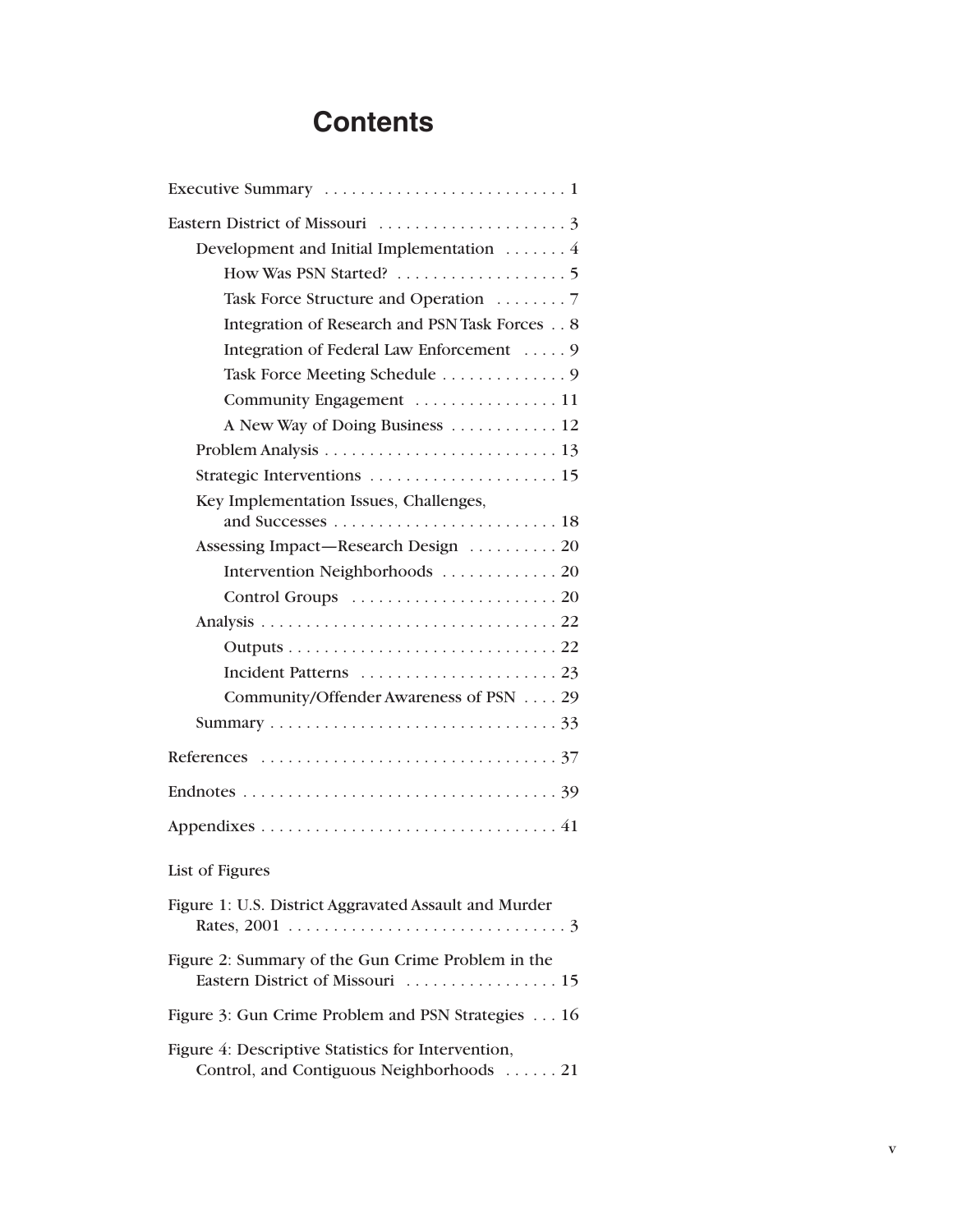# Contents

Executive Summary . . . . . . . . . . . . . . . . . . . . . . . . . . . 1

Eastern District of Missouri . . . . . . . . . . . . . . . . . . . . . 3

- Development and Initial Implementation . . . . . . . 4
  - How Was PSN Started? . . . . . . . . . . . . . . . . . . . 5
  - Task Force Structure and Operation . . . . . . . . 7
  - Integration of Research and PSN Task Forces . . 8
  - Integration of Federal Law Enforcement . . . . . 9
  - Task Force Meeting Schedule . . . . . . . . . . . . . . 9
  - Community Engagement . . . . . . . . . . . . . . . . 11
  - A New Way of Doing Business . . . . . . . . . . . . 12
- Problem Analysis . . . . . . . . . . . . . . . . . . . . . . . . . . 13
- Strategic Interventions . . . . . . . . . . . . . . . . . . . . . 15
- Key Implementation Issues, Challenges, and Successes . . . . . . . . . . . . . . . . . . . . . . . . . 18
- Assessing Impact—Research Design . . . . . . . . . . 20
  - Intervention Neighborhoods . . . . . . . . . . . . . 20
  - Control Groups . . . . . . . . . . . . . . . . . . . . . . . 20
- Analysis . . . . . . . . . . . . . . . . . . . . . . . . . . . . . . . . . 22
  - Outputs . . . . . . . . . . . . . . . . . . . . . . . . . . . . . . 22
  - Incident Patterns . . . . . . . . . . . . . . . . . . . . . . 23
  - Community/Offender Awareness of PSN . . . . 29
- Summary . . . . . . . . . . . . . . . . . . . . . . . . . . . . . . . . 33

References . . . . . . . . . . . . . . . . . . . . . . . . . . . . . . . . . 37

Endnotes . . . . . . . . . . . . . . . . . . . . . . . . . . . . . . . . . . . 39

Appendixes . . . . . . . . . . . . . . . . . . . . . . . . . . . . . . . . . 41

List of Figures

Figure 1: U.S. District Aggravated Assault and Murder Rates, 2001 . . . . . . . . . . . . . . . . . . . . . . . . . . . . . . . 3

Figure 2: Summary of the Gun Crime Problem in the Eastern District of Missouri . . . . . . . . . . . . . . . . . 15

Figure 3: Gun Crime Problem and PSN Strategies . . . 16

Figure 4: Descriptive Statistics for Intervention, Control, and Contiguous Neighborhoods . . . . . . 21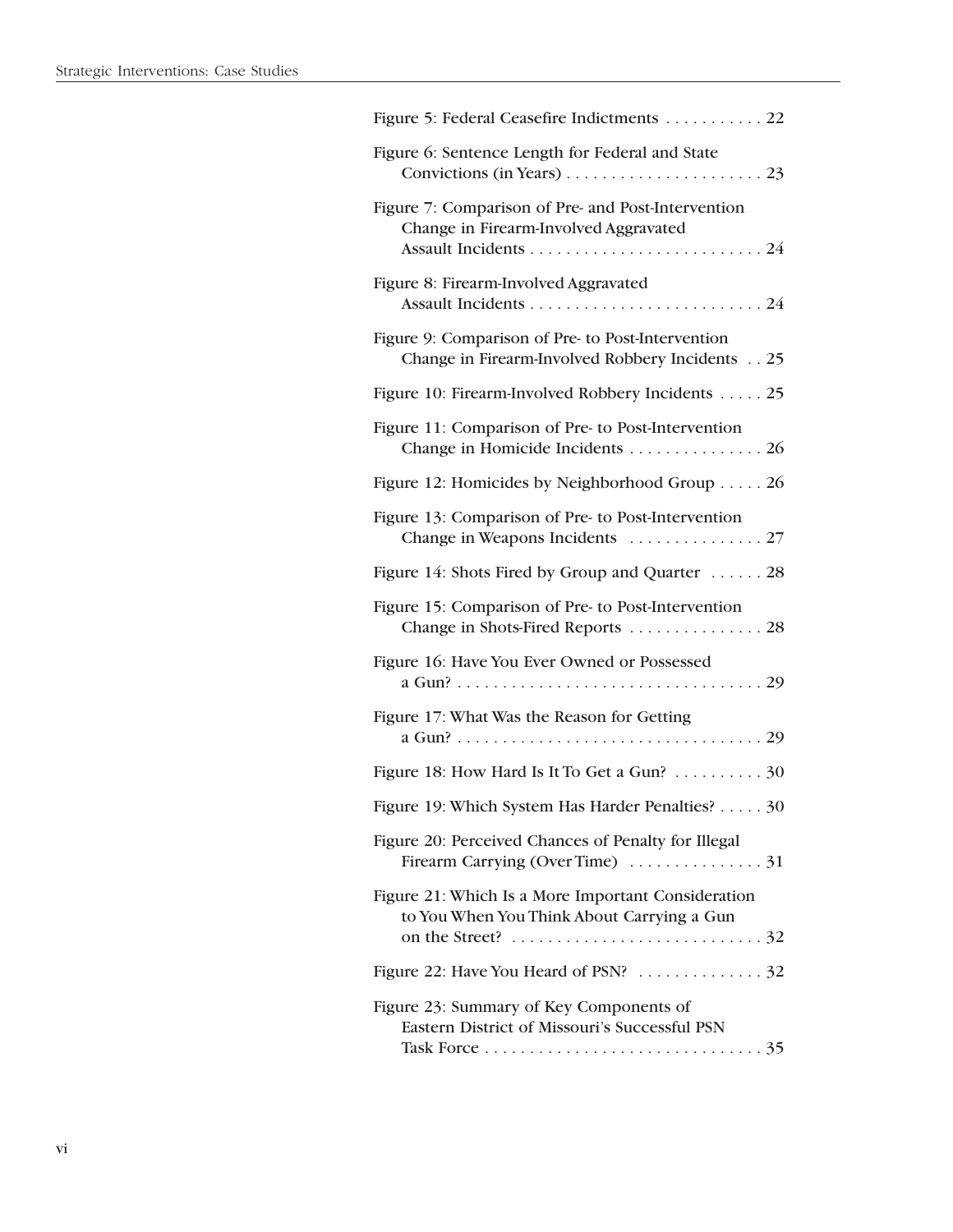Figure 5: Federal Ceasefire Indictments . . . . . . . . . . . 22

Figure 6: Sentence Length for Federal and State Convictions (in Years) . . . . . . . . . . . . . . . . . . . . . . 23

Figure 7: Comparison of Pre- and Post-Intervention Change in Firearm-Involved Aggravated Assault Incidents . . . . . . . . . . . . . . . . . . . . . . . . . . 24

Figure 8: Firearm-Involved Aggravated Assault Incidents . . . . . . . . . . . . . . . . . . . . . . . . . . 24

Figure 9: Comparison of Pre- to Post-Intervention Change in Firearm-Involved Robbery Incidents . . 25

Figure 10: Firearm-Involved Robbery Incidents . . . . . 25

Figure 11: Comparison of Pre- to Post-Intervention Change in Homicide Incidents . . . . . . . . . . . . . . . 26

Figure 12: Homicides by Neighborhood Group . . . . . 26

Figure 13: Comparison of Pre- to Post-Intervention Change in Weapons Incidents . . . . . . . . . . . . . . . 27

Figure 14: Shots Fired by Group and Quarter . . . . . . 28

Figure 15: Comparison of Pre- to Post-Intervention Change in Shots-Fired Reports . . . . . . . . . . . . . . . 28

Figure 16: Have You Ever Owned or Possessed a Gun? . . . . . . . . . . . . . . . . . . . . . . . . . . . . . . . . . . 29

Figure 17: What Was the Reason for Getting a Gun? . . . . . . . . . . . . . . . . . . . . . . . . . . . . . . . . . . 29

Figure 18: How Hard Is It To Get a Gun? . . . . . . . . . . 30

Figure 19: Which System Has Harder Penalties? . . . . . 30

Figure 20: Perceived Chances of Penalty for Illegal Firearm Carrying (Over Time) . . . . . . . . . . . . . . . 31

Figure 21: Which Is a More Important Consideration to You When You Think About Carrying a Gun on the Street? . . . . . . . . . . . . . . . . . . . . . . . . . . . . 32

Figure 22: Have You Heard of PSN? . . . . . . . . . . . . . . 32

Figure 23: Summary of Key Components of Eastern District of Missouri's Successful PSN Task Force . . . . . . . . . . . . . . . . . . . . . . . . . . . . . . . 35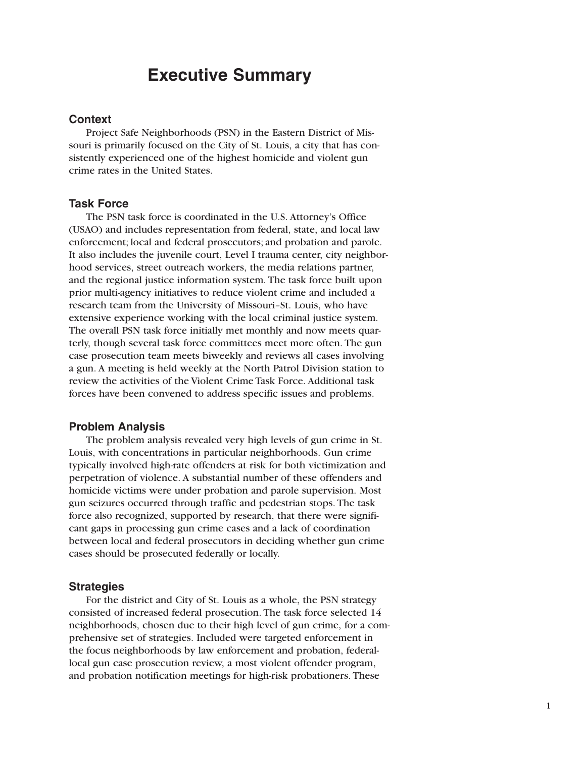# Executive Summary

## Context

Project Safe Neighborhoods (PSN) in the Eastern District of Missouri is primarily focused on the City of St. Louis, a city that has consistently experienced one of the highest homicide and violent gun crime rates in the United States.

## Task Force

The PSN task force is coordinated in the U.S. Attorney's Office (USAO) and includes representation from federal, state, and local law enforcement; local and federal prosecutors; and probation and parole. It also includes the juvenile court, Level I trauma center, city neighborhood services, street outreach workers, the media relations partner, and the regional justice information system. The task force built upon prior multi-agency initiatives to reduce violent crime and included a research team from the University of Missouri–St. Louis, who have extensive experience working with the local criminal justice system. The overall PSN task force initially met monthly and now meets quarterly, though several task force committees meet more often. The gun case prosecution team meets biweekly and reviews all cases involving a gun. A meeting is held weekly at the North Patrol Division station to review the activities of the Violent Crime Task Force. Additional task forces have been convened to address specific issues and problems.

## Problem Analysis

The problem analysis revealed very high levels of gun crime in St. Louis, with concentrations in particular neighborhoods. Gun crime typically involved high-rate offenders at risk for both victimization and perpetration of violence. A substantial number of these offenders and homicide victims were under probation and parole supervision. Most gun seizures occurred through traffic and pedestrian stops. The task force also recognized, supported by research, that there were significant gaps in processing gun crime cases and a lack of coordination between local and federal prosecutors in deciding whether gun crime cases should be prosecuted federally or locally.

## Strategies

For the district and City of St. Louis as a whole, the PSN strategy consisted of increased federal prosecution. The task force selected 14 neighborhoods, chosen due to their high level of gun crime, for a comprehensive set of strategies. Included were targeted enforcement in the focus neighborhoods by law enforcement and probation, federal-local gun case prosecution review, a most violent offender program, and probation notification meetings for high-risk probationers. These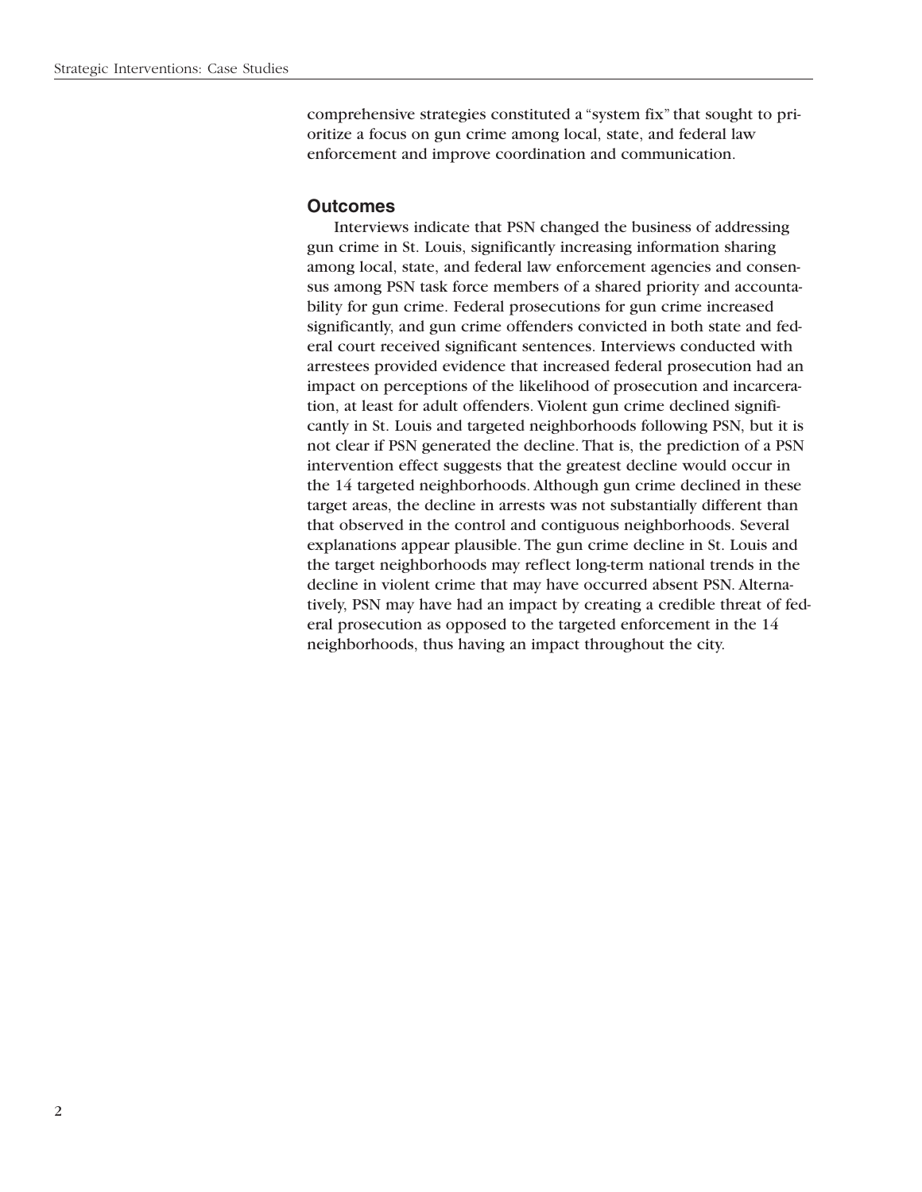comprehensive strategies constituted a "system fix" that sought to prioritize a focus on gun crime among local, state, and federal law enforcement and improve coordination and communication.

### Outcomes

Interviews indicate that PSN changed the business of addressing gun crime in St. Louis, significantly increasing information sharing among local, state, and federal law enforcement agencies and consensus among PSN task force members of a shared priority and accountability for gun crime. Federal prosecutions for gun crime increased significantly, and gun crime offenders convicted in both state and federal court received significant sentences. Interviews conducted with arrestees provided evidence that increased federal prosecution had an impact on perceptions of the likelihood of prosecution and incarceration, at least for adult offenders. Violent gun crime declined significantly in St. Louis and targeted neighborhoods following PSN, but it is not clear if PSN generated the decline. That is, the prediction of a PSN intervention effect suggests that the greatest decline would occur in the 14 targeted neighborhoods. Although gun crime declined in these target areas, the decline in arrests was not substantially different than that observed in the control and contiguous neighborhoods. Several explanations appear plausible. The gun crime decline in St. Louis and the target neighborhoods may reflect long-term national trends in the decline in violent crime that may have occurred absent PSN. Alternatively, PSN may have had an impact by creating a credible threat of federal prosecution as opposed to the targeted enforcement in the 14 neighborhoods, thus having an impact throughout the city.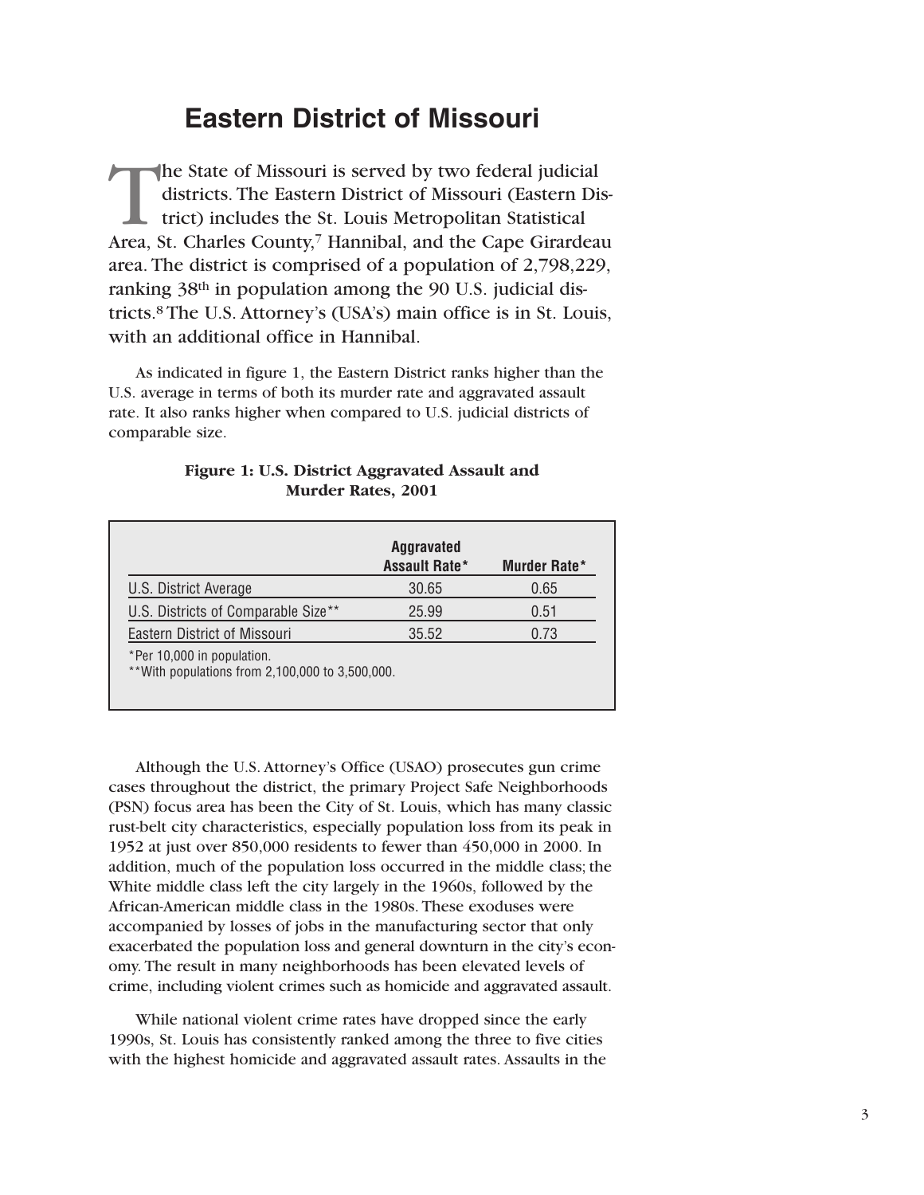# Eastern District of Missouri

The State of Missouri is served by two federal judicial districts. The Eastern District of Missouri (Eastern District) includes the St. Louis Metropolitan Statistical Area, St. Charles County,[7] Hannibal, and the Cape Girardeau area. The district is comprised of a population of 2,798,229, ranking 38th in population among the 90 U.S. judicial districts.[8] The U.S. Attorney's (USA's) main office is in St. Louis, with an additional office in Hannibal.

As indicated in figure 1, the Eastern District ranks higher than the U.S. average in terms of both its murder rate and aggravated assault rate. It also ranks higher when compared to U.S. judicial districts of comparable size.

**Figure 1: U.S. District Aggravated Assault and Murder Rates, 2001**

| | Aggravated Assault Rate* | Murder Rate* |
|---|---|---|
| U.S. District Average | 30.65 | 0.65 |
| U.S. Districts of Comparable Size** | 25.99 | 0.51 |
| Eastern District of Missouri | 35.52 | 0.73 |

*Per 10,000 in population.
**With populations from 2,100,000 to 3,500,000.

Although the U.S. Attorney's Office (USAO) prosecutes gun crime cases throughout the district, the primary Project Safe Neighborhoods (PSN) focus area has been the City of St. Louis, which has many classic rust-belt city characteristics, especially population loss from its peak in 1952 at just over 850,000 residents to fewer than 450,000 in 2000. In addition, much of the population loss occurred in the middle class; the White middle class left the city largely in the 1960s, followed by the African-American middle class in the 1980s. These exoduses were accompanied by losses of jobs in the manufacturing sector that only exacerbated the population loss and general downturn in the city's economy. The result in many neighborhoods has been elevated levels of crime, including violent crimes such as homicide and aggravated assault.

While national violent crime rates have dropped since the early 1990s, St. Louis has consistently ranked among the three to five cities with the highest homicide and aggravated assault rates. Assaults in the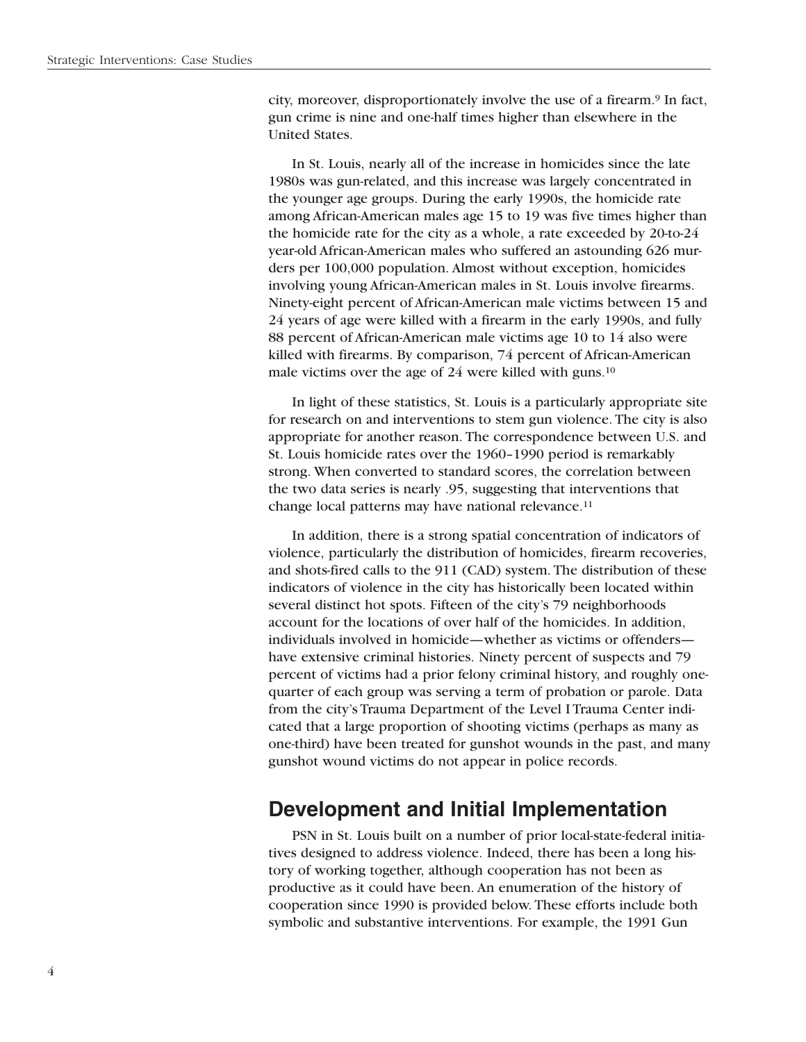city, moreover, disproportionately involve the use of a firearm.[9] In fact, gun crime is nine and one-half times higher than elsewhere in the United States.

In St. Louis, nearly all of the increase in homicides since the late 1980s was gun-related, and this increase was largely concentrated in the younger age groups. During the early 1990s, the homicide rate among African-American males age 15 to 19 was five times higher than the homicide rate for the city as a whole, a rate exceeded by 20-to-24 year-old African-American males who suffered an astounding 626 murders per 100,000 population. Almost without exception, homicides involving young African-American males in St. Louis involve firearms. Ninety-eight percent of African-American male victims between 15 and 24 years of age were killed with a firearm in the early 1990s, and fully 88 percent of African-American male victims age 10 to 14 also were killed with firearms. By comparison, 74 percent of African-American male victims over the age of 24 were killed with guns.[10]

In light of these statistics, St. Louis is a particularly appropriate site for research on and interventions to stem gun violence. The city is also appropriate for another reason. The correspondence between U.S. and St. Louis homicide rates over the 1960–1990 period is remarkably strong. When converted to standard scores, the correlation between the two data series is nearly .95, suggesting that interventions that change local patterns may have national relevance.[11]

In addition, there is a strong spatial concentration of indicators of violence, particularly the distribution of homicides, firearm recoveries, and shots-fired calls to the 911 (CAD) system. The distribution of these indicators of violence in the city has historically been located within several distinct hot spots. Fifteen of the city's 79 neighborhoods account for the locations of over half of the homicides. In addition, individuals involved in homicide—whether as victims or offenders—have extensive criminal histories. Ninety percent of suspects and 79 percent of victims had a prior felony criminal history, and roughly one-quarter of each group was serving a term of probation or parole. Data from the city's Trauma Department of the Level I Trauma Center indicated that a large proportion of shooting victims (perhaps as many as one-third) have been treated for gunshot wounds in the past, and many gunshot wound victims do not appear in police records.

## Development and Initial Implementation

PSN in St. Louis built on a number of prior local-state-federal initiatives designed to address violence. Indeed, there has been a long history of working together, although cooperation has not been as productive as it could have been. An enumeration of the history of cooperation since 1990 is provided below. These efforts include both symbolic and substantive interventions. For example, the 1991 Gun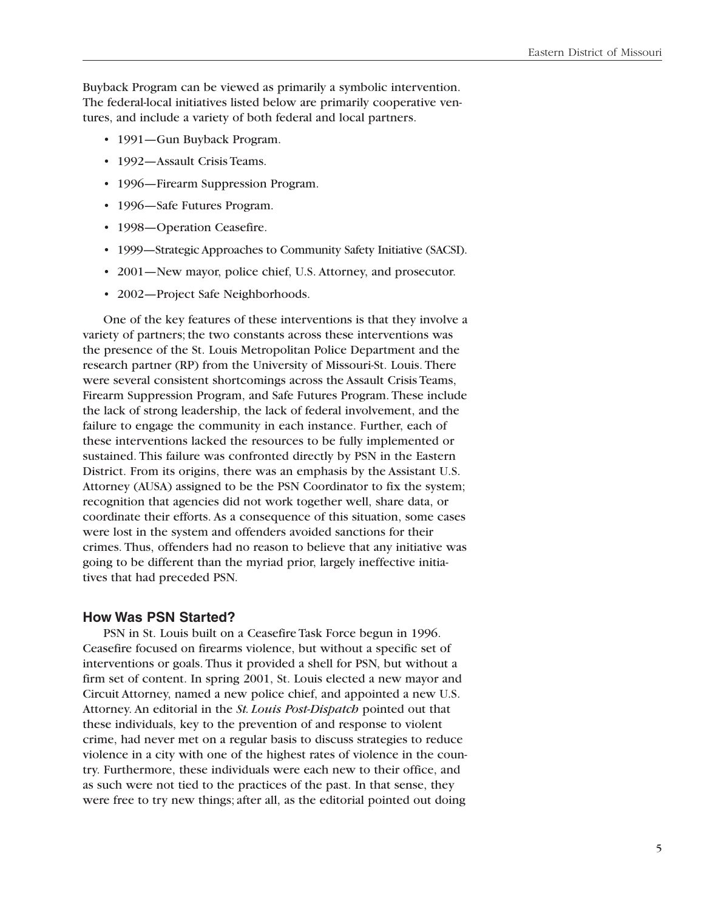Buyback Program can be viewed as primarily a symbolic intervention. The federal-local initiatives listed below are primarily cooperative ventures, and include a variety of both federal and local partners.

- 1991—Gun Buyback Program.
- 1992—Assault Crisis Teams.
- 1996—Firearm Suppression Program.
- 1996—Safe Futures Program.
- 1998—Operation Ceasefire.
- 1999—Strategic Approaches to Community Safety Initiative (SACSI).
- 2001—New mayor, police chief, U.S. Attorney, and prosecutor.
- 2002—Project Safe Neighborhoods.

One of the key features of these interventions is that they involve a variety of partners; the two constants across these interventions was the presence of the St. Louis Metropolitan Police Department and the research partner (RP) from the University of Missouri-St. Louis. There were several consistent shortcomings across the Assault Crisis Teams, Firearm Suppression Program, and Safe Futures Program. These include the lack of strong leadership, the lack of federal involvement, and the failure to engage the community in each instance. Further, each of these interventions lacked the resources to be fully implemented or sustained. This failure was confronted directly by PSN in the Eastern District. From its origins, there was an emphasis by the Assistant U.S. Attorney (AUSA) assigned to be the PSN Coordinator to fix the system; recognition that agencies did not work together well, share data, or coordinate their efforts. As a consequence of this situation, some cases were lost in the system and offenders avoided sanctions for their crimes. Thus, offenders had no reason to believe that any initiative was going to be different than the myriad prior, largely ineffective initiatives that had preceded PSN.

### How Was PSN Started?

PSN in St. Louis built on a Ceasefire Task Force begun in 1996. Ceasefire focused on firearms violence, but without a specific set of interventions or goals. Thus it provided a shell for PSN, but without a firm set of content. In spring 2001, St. Louis elected a new mayor and Circuit Attorney, named a new police chief, and appointed a new U.S. Attorney. An editorial in the *St. Louis Post-Dispatch* pointed out that these individuals, key to the prevention of and response to violent crime, had never met on a regular basis to discuss strategies to reduce violence in a city with one of the highest rates of violence in the country. Furthermore, these individuals were each new to their office, and as such were not tied to the practices of the past. In that sense, they were free to try new things; after all, as the editorial pointed out doing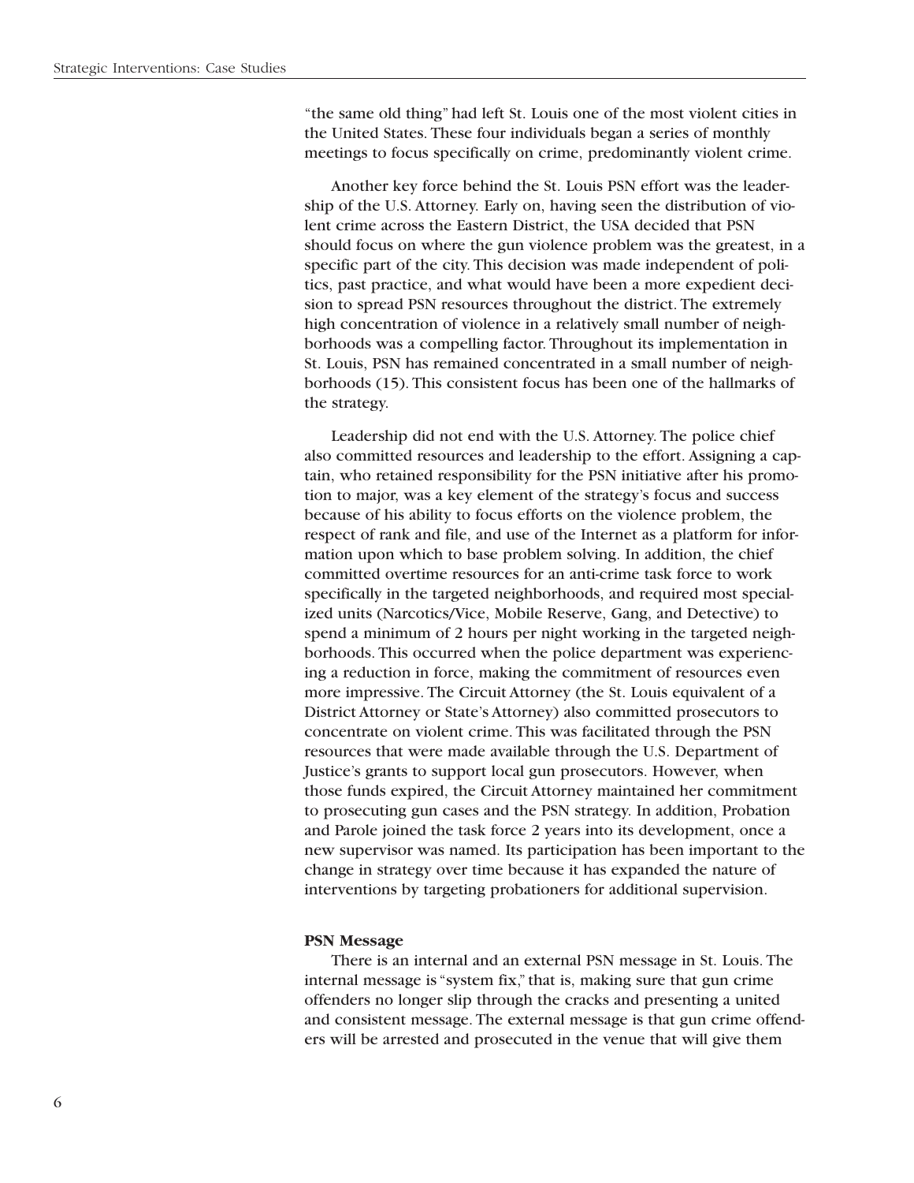"the same old thing" had left St. Louis one of the most violent cities in the United States. These four individuals began a series of monthly meetings to focus specifically on crime, predominantly violent crime.

Another key force behind the St. Louis PSN effort was the leadership of the U.S. Attorney. Early on, having seen the distribution of violent crime across the Eastern District, the USA decided that PSN should focus on where the gun violence problem was the greatest, in a specific part of the city. This decision was made independent of politics, past practice, and what would have been a more expedient decision to spread PSN resources throughout the district. The extremely high concentration of violence in a relatively small number of neighborhoods was a compelling factor. Throughout its implementation in St. Louis, PSN has remained concentrated in a small number of neighborhoods (15). This consistent focus has been one of the hallmarks of the strategy.

Leadership did not end with the U.S. Attorney. The police chief also committed resources and leadership to the effort. Assigning a captain, who retained responsibility for the PSN initiative after his promotion to major, was a key element of the strategy's focus and success because of his ability to focus efforts on the violence problem, the respect of rank and file, and use of the Internet as a platform for information upon which to base problem solving. In addition, the chief committed overtime resources for an anti-crime task force to work specifically in the targeted neighborhoods, and required most specialized units (Narcotics/Vice, Mobile Reserve, Gang, and Detective) to spend a minimum of 2 hours per night working in the targeted neighborhoods. This occurred when the police department was experiencing a reduction in force, making the commitment of resources even more impressive. The Circuit Attorney (the St. Louis equivalent of a District Attorney or State's Attorney) also committed prosecutors to concentrate on violent crime. This was facilitated through the PSN resources that were made available through the U.S. Department of Justice's grants to support local gun prosecutors. However, when those funds expired, the Circuit Attorney maintained her commitment to prosecuting gun cases and the PSN strategy. In addition, Probation and Parole joined the task force 2 years into its development, once a new supervisor was named. Its participation has been important to the change in strategy over time because it has expanded the nature of interventions by targeting probationers for additional supervision.

**PSN Message**

There is an internal and an external PSN message in St. Louis. The internal message is "system fix," that is, making sure that gun crime offenders no longer slip through the cracks and presenting a united and consistent message. The external message is that gun crime offenders will be arrested and prosecuted in the venue that will give them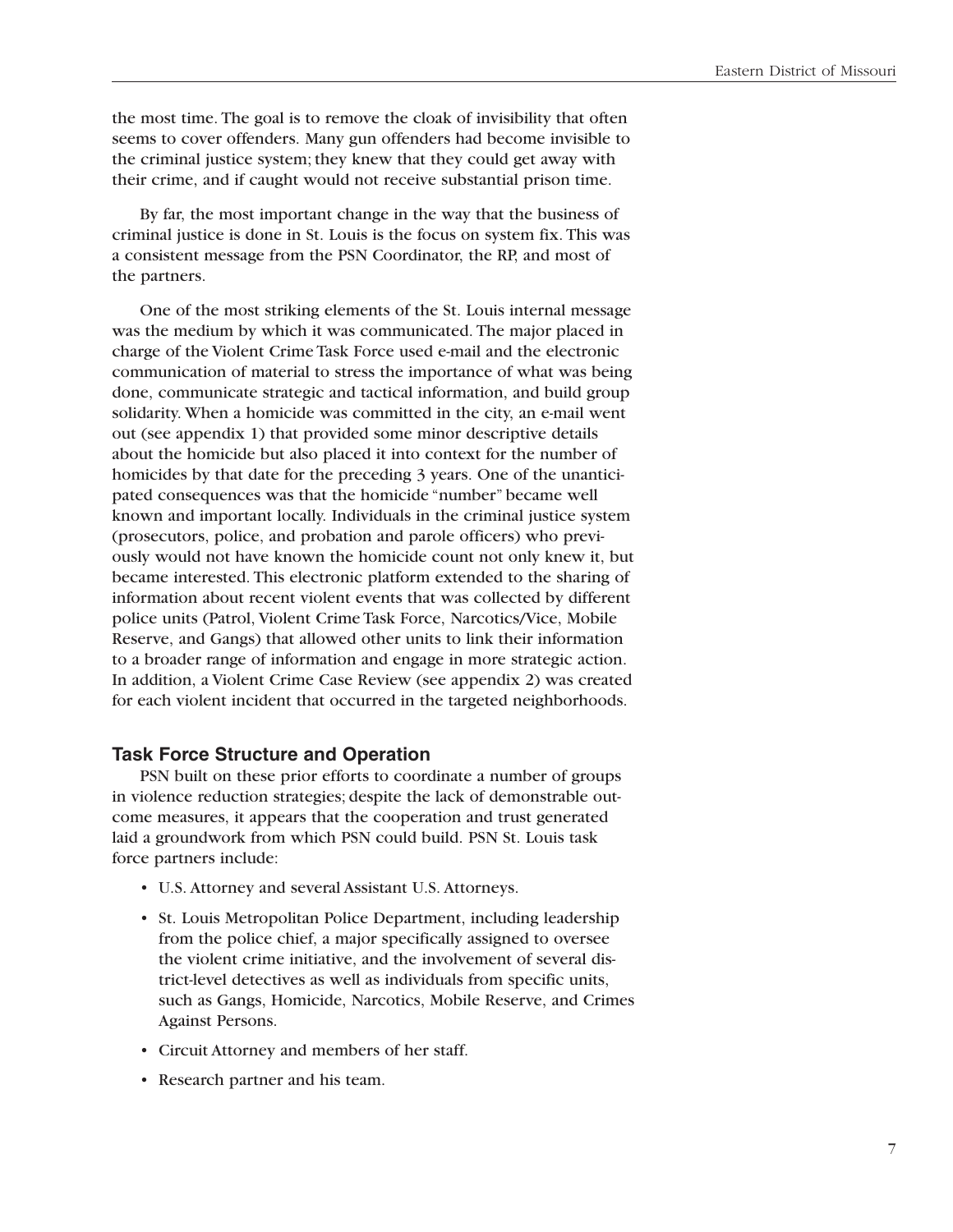the most time. The goal is to remove the cloak of invisibility that often seems to cover offenders. Many gun offenders had become invisible to the criminal justice system; they knew that they could get away with their crime, and if caught would not receive substantial prison time.

By far, the most important change in the way that the business of criminal justice is done in St. Louis is the focus on system fix. This was a consistent message from the PSN Coordinator, the RP, and most of the partners.

One of the most striking elements of the St. Louis internal message was the medium by which it was communicated. The major placed in charge of the Violent Crime Task Force used e-mail and the electronic communication of material to stress the importance of what was being done, communicate strategic and tactical information, and build group solidarity. When a homicide was committed in the city, an e-mail went out (see appendix 1) that provided some minor descriptive details about the homicide but also placed it into context for the number of homicides by that date for the preceding 3 years. One of the unanticipated consequences was that the homicide "number" became well known and important locally. Individuals in the criminal justice system (prosecutors, police, and probation and parole officers) who previously would not have known the homicide count not only knew it, but became interested. This electronic platform extended to the sharing of information about recent violent events that was collected by different police units (Patrol, Violent Crime Task Force, Narcotics/Vice, Mobile Reserve, and Gangs) that allowed other units to link their information to a broader range of information and engage in more strategic action. In addition, a Violent Crime Case Review (see appendix 2) was created for each violent incident that occurred in the targeted neighborhoods.

### Task Force Structure and Operation

PSN built on these prior efforts to coordinate a number of groups in violence reduction strategies; despite the lack of demonstrable outcome measures, it appears that the cooperation and trust generated laid a groundwork from which PSN could build. PSN St. Louis task force partners include:

- U.S. Attorney and several Assistant U.S. Attorneys.
- St. Louis Metropolitan Police Department, including leadership from the police chief, a major specifically assigned to oversee the violent crime initiative, and the involvement of several district-level detectives as well as individuals from specific units, such as Gangs, Homicide, Narcotics, Mobile Reserve, and Crimes Against Persons.
- Circuit Attorney and members of her staff.
- Research partner and his team.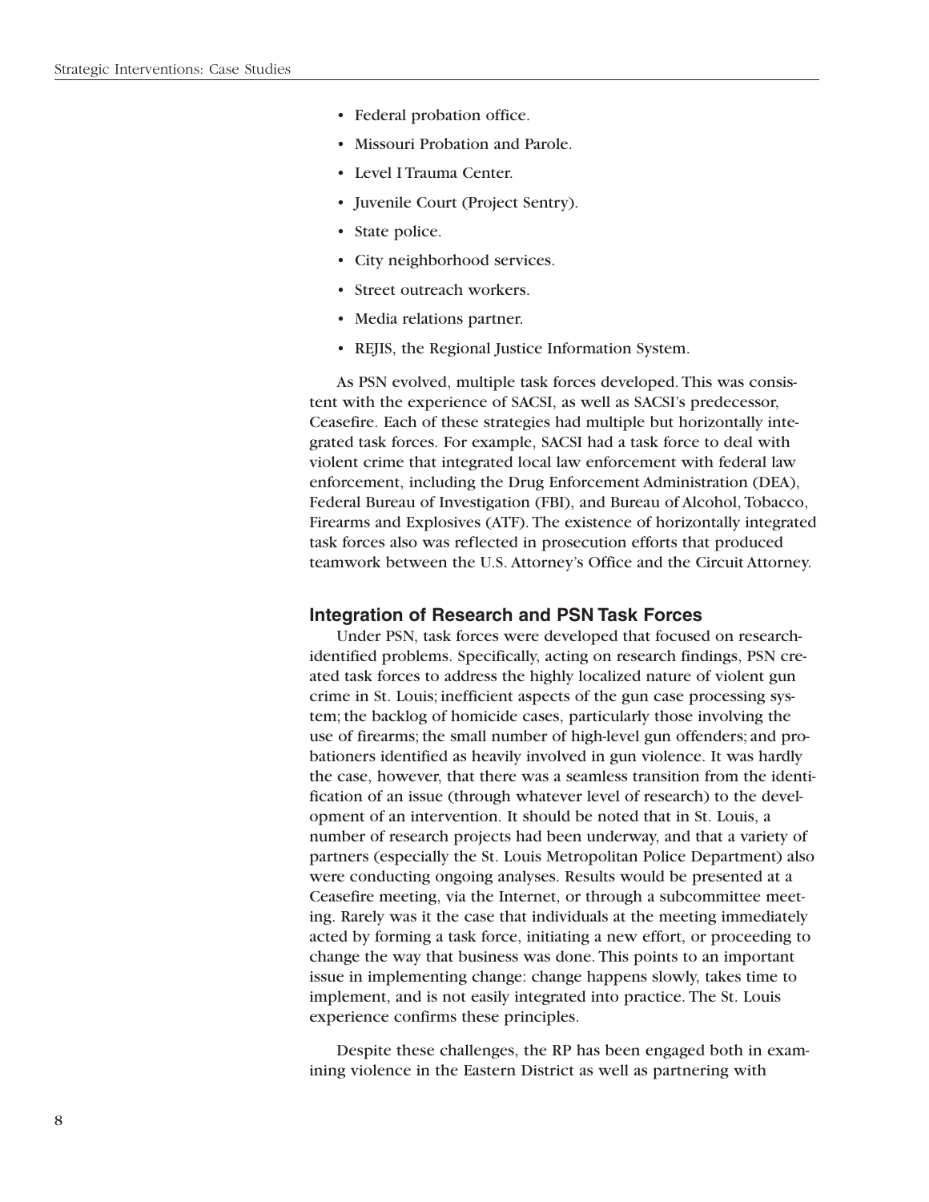- Federal probation office.
- Missouri Probation and Parole.
- Level I Trauma Center.
- Juvenile Court (Project Sentry).
- State police.
- City neighborhood services.
- Street outreach workers.
- Media relations partner.
- REJIS, the Regional Justice Information System.

As PSN evolved, multiple task forces developed. This was consistent with the experience of SACSI, as well as SACSI's predecessor, Ceasefire. Each of these strategies had multiple but horizontally integrated task forces. For example, SACSI had a task force to deal with violent crime that integrated local law enforcement with federal law enforcement, including the Drug Enforcement Administration (DEA), Federal Bureau of Investigation (FBI), and Bureau of Alcohol, Tobacco, Firearms and Explosives (ATF). The existence of horizontally integrated task forces also was reflected in prosecution efforts that produced teamwork between the U.S. Attorney's Office and the Circuit Attorney.

### Integration of Research and PSN Task Forces

Under PSN, task forces were developed that focused on research-identified problems. Specifically, acting on research findings, PSN created task forces to address the highly localized nature of violent gun crime in St. Louis; inefficient aspects of the gun case processing system; the backlog of homicide cases, particularly those involving the use of firearms; the small number of high-level gun offenders; and probationers identified as heavily involved in gun violence. It was hardly the case, however, that there was a seamless transition from the identification of an issue (through whatever level of research) to the development of an intervention. It should be noted that in St. Louis, a number of research projects had been underway, and that a variety of partners (especially the St. Louis Metropolitan Police Department) also were conducting ongoing analyses. Results would be presented at a Ceasefire meeting, via the Internet, or through a subcommittee meeting. Rarely was it the case that individuals at the meeting immediately acted by forming a task force, initiating a new effort, or proceeding to change the way that business was done. This points to an important issue in implementing change: change happens slowly, takes time to implement, and is not easily integrated into practice. The St. Louis experience confirms these principles.

Despite these challenges, the RP has been engaged both in examining violence in the Eastern District as well as partnering with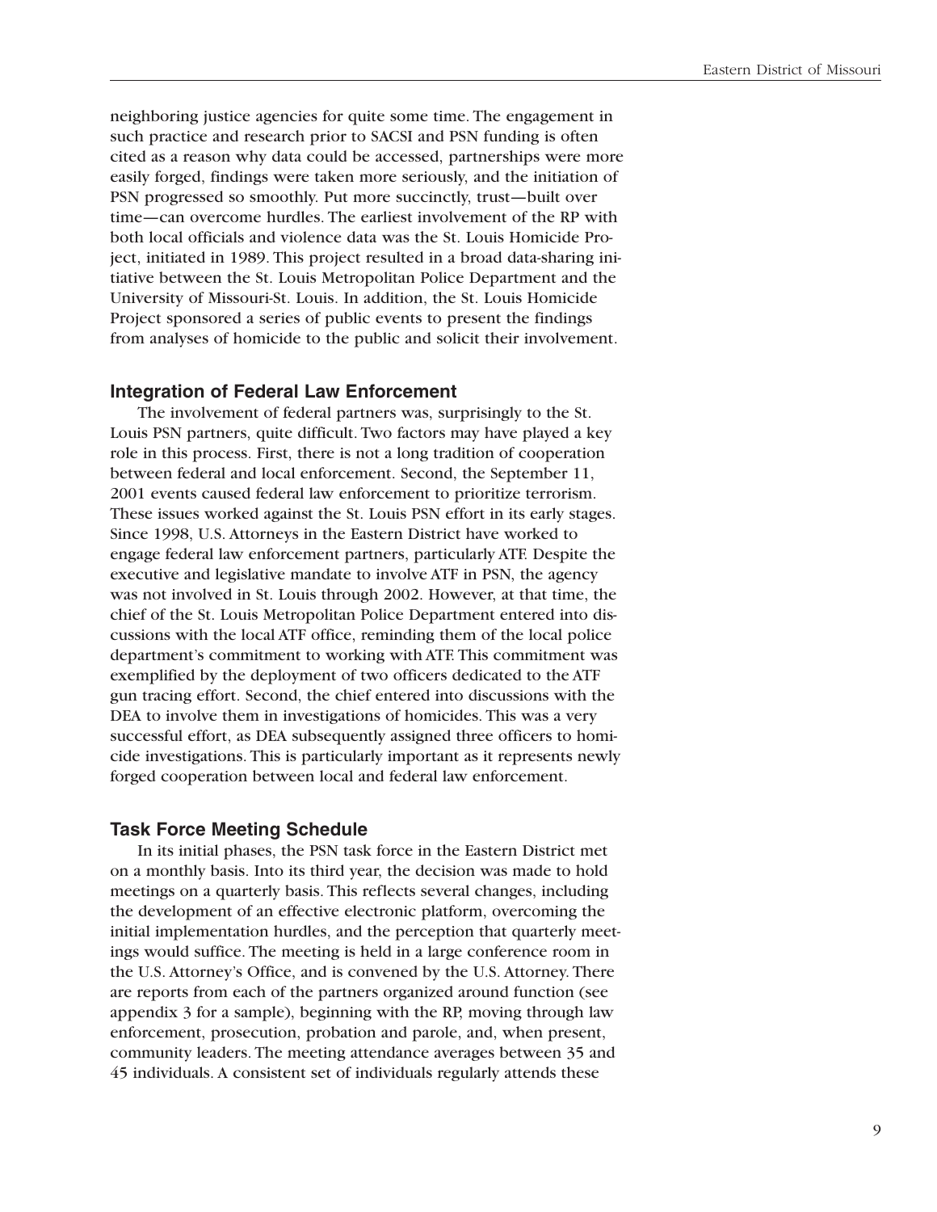neighboring justice agencies for quite some time. The engagement in such practice and research prior to SACSI and PSN funding is often cited as a reason why data could be accessed, partnerships were more easily forged, findings were taken more seriously, and the initiation of PSN progressed so smoothly. Put more succinctly, trust—built over time—can overcome hurdles. The earliest involvement of the RP with both local officials and violence data was the St. Louis Homicide Project, initiated in 1989. This project resulted in a broad data-sharing initiative between the St. Louis Metropolitan Police Department and the University of Missouri-St. Louis. In addition, the St. Louis Homicide Project sponsored a series of public events to present the findings from analyses of homicide to the public and solicit their involvement.

### Integration of Federal Law Enforcement

The involvement of federal partners was, surprisingly to the St. Louis PSN partners, quite difficult. Two factors may have played a key role in this process. First, there is not a long tradition of cooperation between federal and local enforcement. Second, the September 11, 2001 events caused federal law enforcement to prioritize terrorism. These issues worked against the St. Louis PSN effort in its early stages. Since 1998, U.S. Attorneys in the Eastern District have worked to engage federal law enforcement partners, particularly ATF. Despite the executive and legislative mandate to involve ATF in PSN, the agency was not involved in St. Louis through 2002. However, at that time, the chief of the St. Louis Metropolitan Police Department entered into discussions with the local ATF office, reminding them of the local police department's commitment to working with ATF. This commitment was exemplified by the deployment of two officers dedicated to the ATF gun tracing effort. Second, the chief entered into discussions with the DEA to involve them in investigations of homicides. This was a very successful effort, as DEA subsequently assigned three officers to homicide investigations. This is particularly important as it represents newly forged cooperation between local and federal law enforcement.

### Task Force Meeting Schedule

In its initial phases, the PSN task force in the Eastern District met on a monthly basis. Into its third year, the decision was made to hold meetings on a quarterly basis. This reflects several changes, including the development of an effective electronic platform, overcoming the initial implementation hurdles, and the perception that quarterly meetings would suffice. The meeting is held in a large conference room in the U.S. Attorney's Office, and is convened by the U.S. Attorney. There are reports from each of the partners organized around function (see appendix 3 for a sample), beginning with the RP, moving through law enforcement, prosecution, probation and parole, and, when present, community leaders. The meeting attendance averages between 35 and 45 individuals. A consistent set of individuals regularly attends these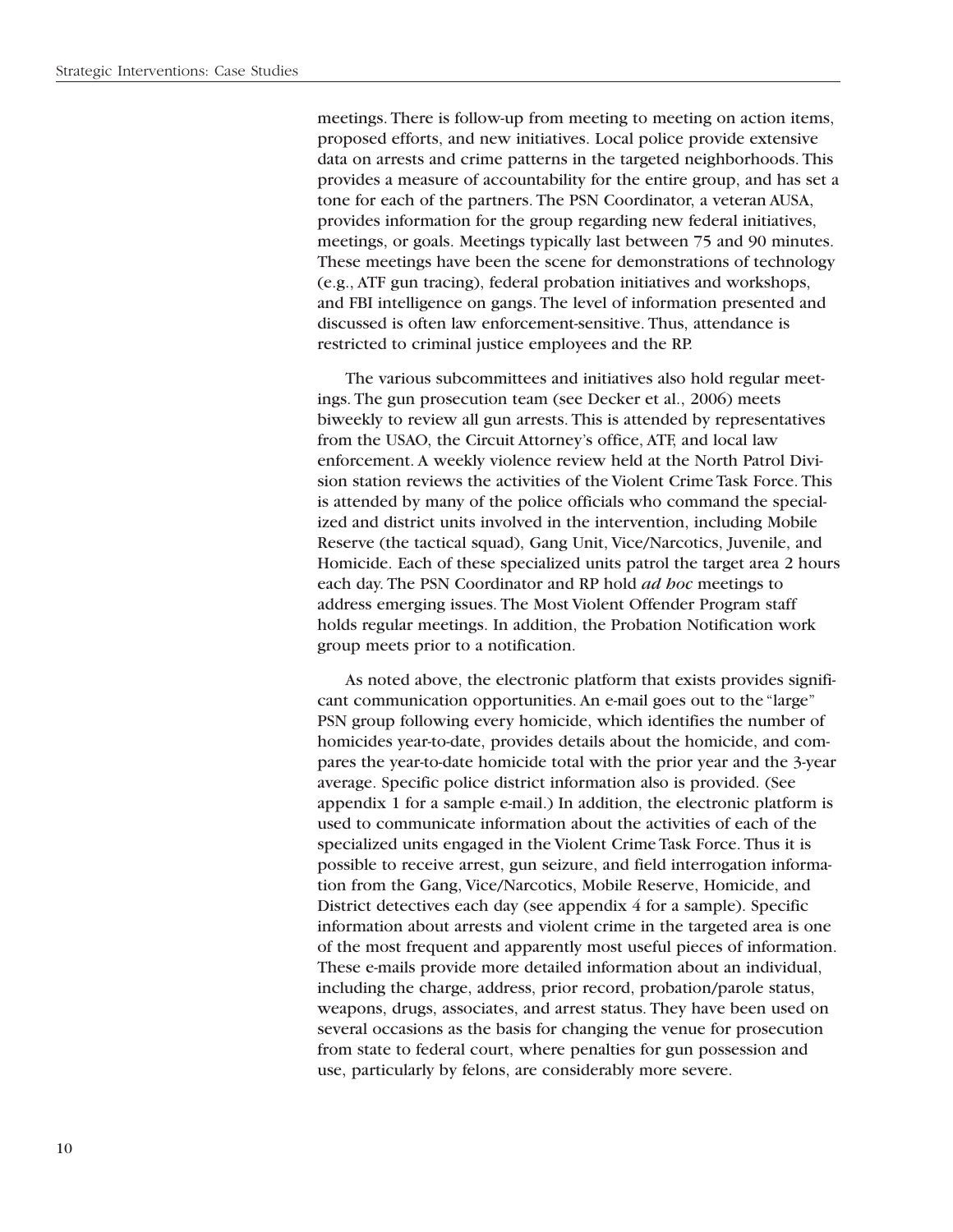meetings. There is follow-up from meeting to meeting on action items, proposed efforts, and new initiatives. Local police provide extensive data on arrests and crime patterns in the targeted neighborhoods. This provides a measure of accountability for the entire group, and has set a tone for each of the partners. The PSN Coordinator, a veteran AUSA, provides information for the group regarding new federal initiatives, meetings, or goals. Meetings typically last between 75 and 90 minutes. These meetings have been the scene for demonstrations of technology (e.g., ATF gun tracing), federal probation initiatives and workshops, and FBI intelligence on gangs. The level of information presented and discussed is often law enforcement-sensitive. Thus, attendance is restricted to criminal justice employees and the RP.

The various subcommittees and initiatives also hold regular meetings. The gun prosecution team (see Decker et al., 2006) meets biweekly to review all gun arrests. This is attended by representatives from the USAO, the Circuit Attorney's office, ATF, and local law enforcement. A weekly violence review held at the North Patrol Division station reviews the activities of the Violent Crime Task Force. This is attended by many of the police officials who command the specialized and district units involved in the intervention, including Mobile Reserve (the tactical squad), Gang Unit, Vice/Narcotics, Juvenile, and Homicide. Each of these specialized units patrol the target area 2 hours each day. The PSN Coordinator and RP hold *ad hoc* meetings to address emerging issues. The Most Violent Offender Program staff holds regular meetings. In addition, the Probation Notification work group meets prior to a notification.

As noted above, the electronic platform that exists provides significant communication opportunities. An e-mail goes out to the "large" PSN group following every homicide, which identifies the number of homicides year-to-date, provides details about the homicide, and compares the year-to-date homicide total with the prior year and the 3-year average. Specific police district information also is provided. (See appendix 1 for a sample e-mail.) In addition, the electronic platform is used to communicate information about the activities of each of the specialized units engaged in the Violent Crime Task Force. Thus it is possible to receive arrest, gun seizure, and field interrogation information from the Gang, Vice/Narcotics, Mobile Reserve, Homicide, and District detectives each day (see appendix 4 for a sample). Specific information about arrests and violent crime in the targeted area is one of the most frequent and apparently most useful pieces of information. These e-mails provide more detailed information about an individual, including the charge, address, prior record, probation/parole status, weapons, drugs, associates, and arrest status. They have been used on several occasions as the basis for changing the venue for prosecution from state to federal court, where penalties for gun possession and use, particularly by felons, are considerably more severe.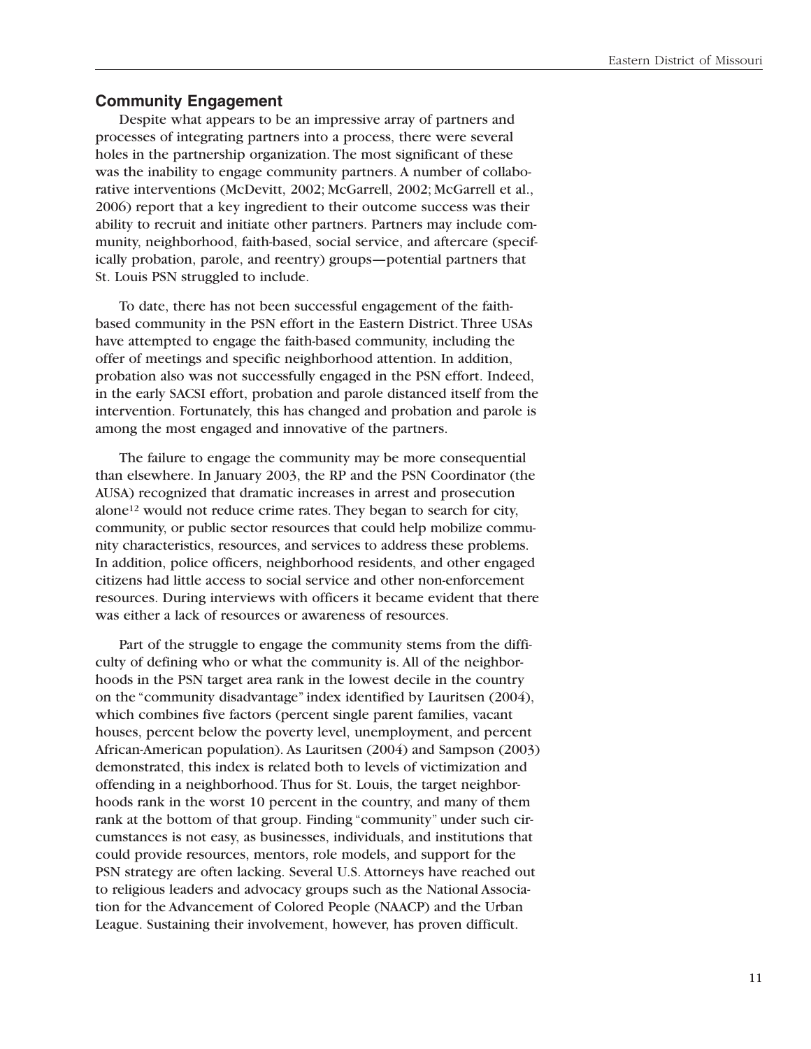## Community Engagement

Despite what appears to be an impressive array of partners and processes of integrating partners into a process, there were several holes in the partnership organization. The most significant of these was the inability to engage community partners. A number of collaborative interventions (McDevitt, 2002; McGarrell, 2002; McGarrell et al., 2006) report that a key ingredient to their outcome success was their ability to recruit and initiate other partners. Partners may include community, neighborhood, faith-based, social service, and aftercare (specifically probation, parole, and reentry) groups—potential partners that St. Louis PSN struggled to include.

To date, there has not been successful engagement of the faith-based community in the PSN effort in the Eastern District. Three USAs have attempted to engage the faith-based community, including the offer of meetings and specific neighborhood attention. In addition, probation also was not successfully engaged in the PSN effort. Indeed, in the early SACSI effort, probation and parole distanced itself from the intervention. Fortunately, this has changed and probation and parole is among the most engaged and innovative of the partners.

The failure to engage the community may be more consequential than elsewhere. In January 2003, the RP and the PSN Coordinator (the AUSA) recognized that dramatic increases in arrest and prosecution alone[12] would not reduce crime rates. They began to search for city, community, or public sector resources that could help mobilize community characteristics, resources, and services to address these problems. In addition, police officers, neighborhood residents, and other engaged citizens had little access to social service and other non-enforcement resources. During interviews with officers it became evident that there was either a lack of resources or awareness of resources.

Part of the struggle to engage the community stems from the difficulty of defining who or what the community is. All of the neighborhoods in the PSN target area rank in the lowest decile in the country on the "community disadvantage" index identified by Lauritsen (2004), which combines five factors (percent single parent families, vacant houses, percent below the poverty level, unemployment, and percent African-American population). As Lauritsen (2004) and Sampson (2003) demonstrated, this index is related both to levels of victimization and offending in a neighborhood. Thus for St. Louis, the target neighborhoods rank in the worst 10 percent in the country, and many of them rank at the bottom of that group. Finding "community" under such circumstances is not easy, as businesses, individuals, and institutions that could provide resources, mentors, role models, and support for the PSN strategy are often lacking. Several U.S. Attorneys have reached out to religious leaders and advocacy groups such as the National Association for the Advancement of Colored People (NAACP) and the Urban League. Sustaining their involvement, however, has proven difficult.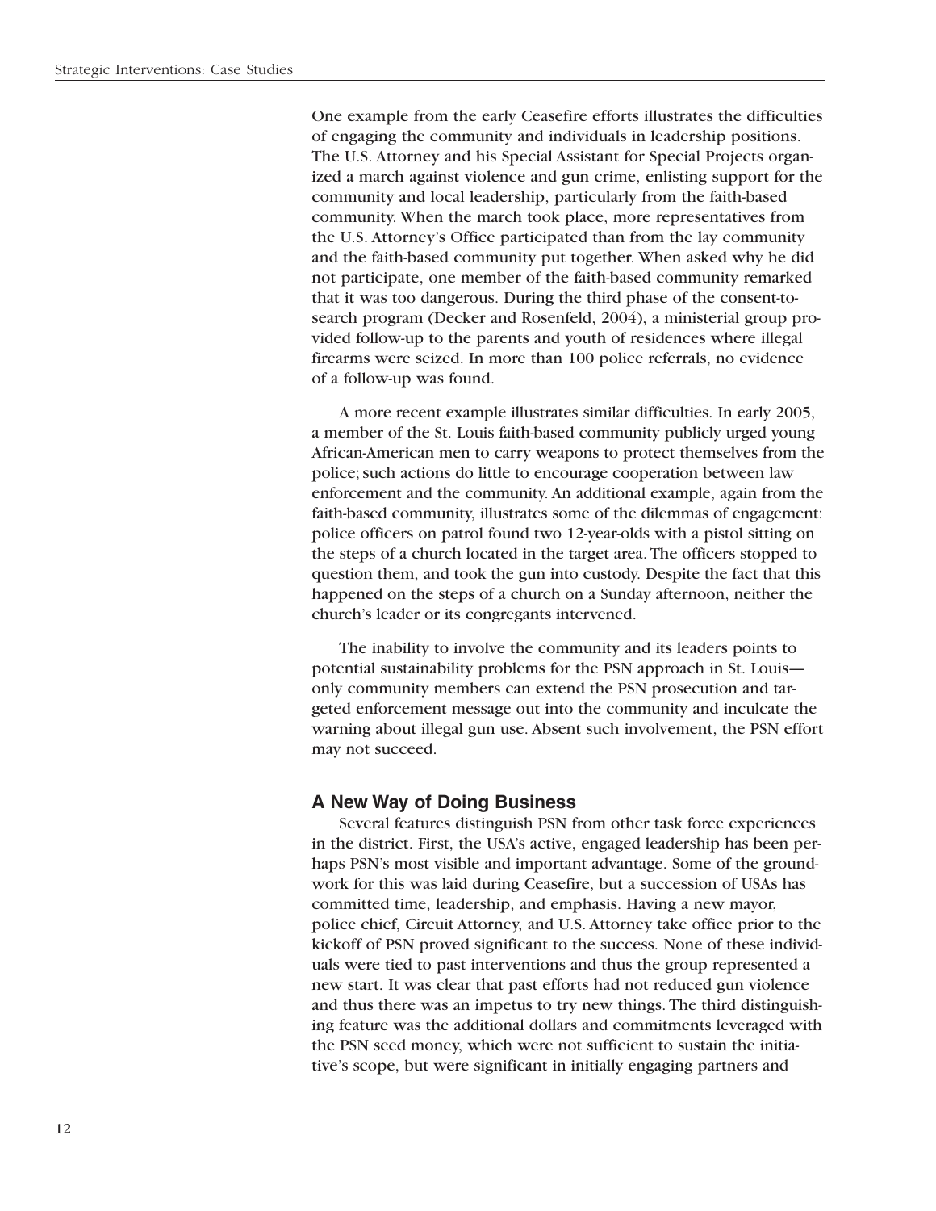One example from the early Ceasefire efforts illustrates the difficulties of engaging the community and individuals in leadership positions. The U.S. Attorney and his Special Assistant for Special Projects organized a march against violence and gun crime, enlisting support for the community and local leadership, particularly from the faith-based community. When the march took place, more representatives from the U.S. Attorney's Office participated than from the lay community and the faith-based community put together. When asked why he did not participate, one member of the faith-based community remarked that it was too dangerous. During the third phase of the consent-to-search program (Decker and Rosenfeld, 2004), a ministerial group provided follow-up to the parents and youth of residences where illegal firearms were seized. In more than 100 police referrals, no evidence of a follow-up was found.

A more recent example illustrates similar difficulties. In early 2005, a member of the St. Louis faith-based community publicly urged young African-American men to carry weapons to protect themselves from the police; such actions do little to encourage cooperation between law enforcement and the community. An additional example, again from the faith-based community, illustrates some of the dilemmas of engagement: police officers on patrol found two 12-year-olds with a pistol sitting on the steps of a church located in the target area. The officers stopped to question them, and took the gun into custody. Despite the fact that this happened on the steps of a church on a Sunday afternoon, neither the church's leader or its congregants intervened.

The inability to involve the community and its leaders points to potential sustainability problems for the PSN approach in St. Louis—only community members can extend the PSN prosecution and targeted enforcement message out into the community and inculcate the warning about illegal gun use. Absent such involvement, the PSN effort may not succeed.

### A New Way of Doing Business

Several features distinguish PSN from other task force experiences in the district. First, the USA's active, engaged leadership has been perhaps PSN's most visible and important advantage. Some of the groundwork for this was laid during Ceasefire, but a succession of USAs has committed time, leadership, and emphasis. Having a new mayor, police chief, Circuit Attorney, and U.S. Attorney take office prior to the kickoff of PSN proved significant to the success. None of these individuals were tied to past interventions and thus the group represented a new start. It was clear that past efforts had not reduced gun violence and thus there was an impetus to try new things. The third distinguishing feature was the additional dollars and commitments leveraged with the PSN seed money, which were not sufficient to sustain the initiative's scope, but were significant in initially engaging partners and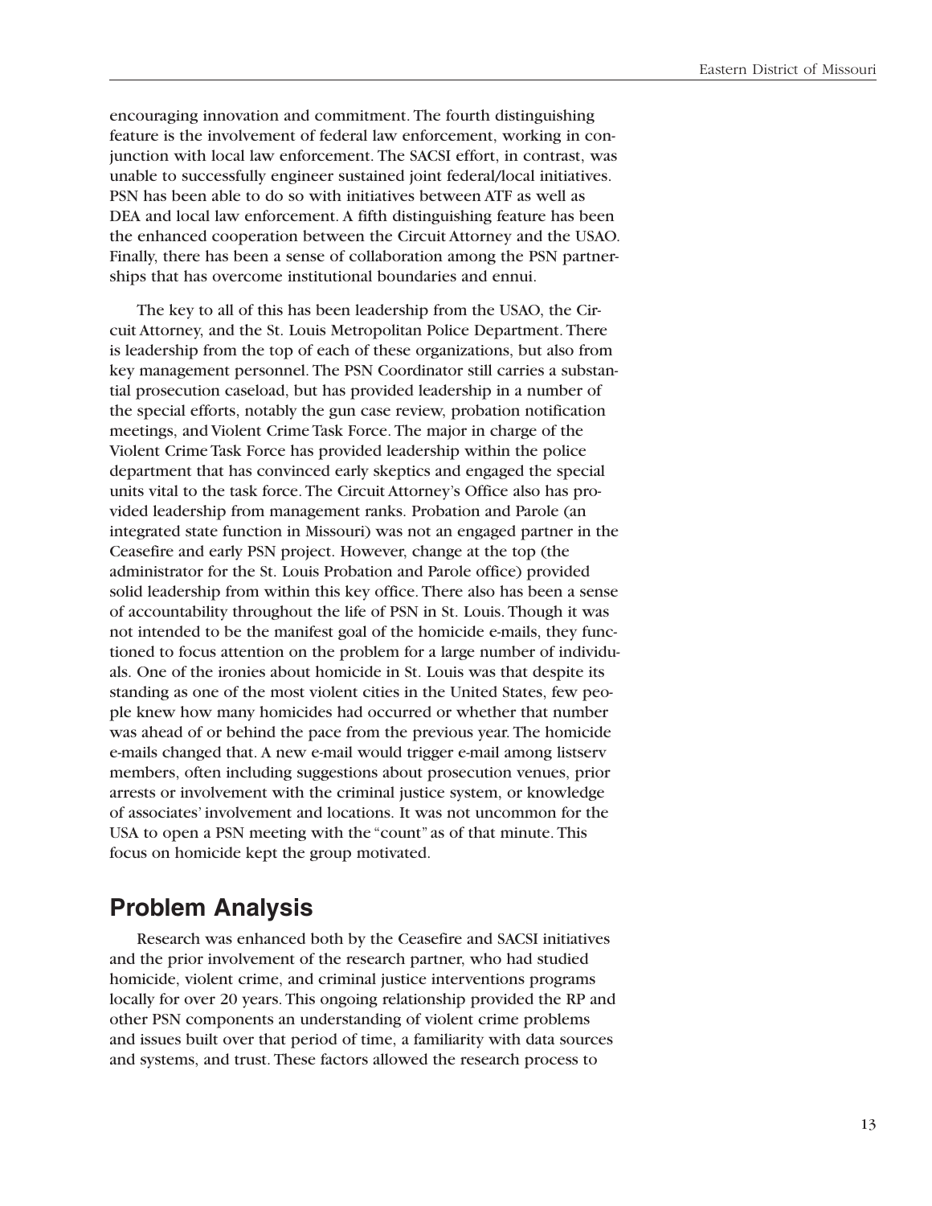encouraging innovation and commitment. The fourth distinguishing feature is the involvement of federal law enforcement, working in conjunction with local law enforcement. The SACSI effort, in contrast, was unable to successfully engineer sustained joint federal/local initiatives. PSN has been able to do so with initiatives between ATF as well as DEA and local law enforcement. A fifth distinguishing feature has been the enhanced cooperation between the Circuit Attorney and the USAO. Finally, there has been a sense of collaboration among the PSN partnerships that has overcome institutional boundaries and ennui.

The key to all of this has been leadership from the USAO, the Circuit Attorney, and the St. Louis Metropolitan Police Department. There is leadership from the top of each of these organizations, but also from key management personnel. The PSN Coordinator still carries a substantial prosecution caseload, but has provided leadership in a number of the special efforts, notably the gun case review, probation notification meetings, and Violent Crime Task Force. The major in charge of the Violent Crime Task Force has provided leadership within the police department that has convinced early skeptics and engaged the special units vital to the task force. The Circuit Attorney's Office also has provided leadership from management ranks. Probation and Parole (an integrated state function in Missouri) was not an engaged partner in the Ceasefire and early PSN project. However, change at the top (the administrator for the St. Louis Probation and Parole office) provided solid leadership from within this key office. There also has been a sense of accountability throughout the life of PSN in St. Louis. Though it was not intended to be the manifest goal of the homicide e-mails, they functioned to focus attention on the problem for a large number of individuals. One of the ironies about homicide in St. Louis was that despite its standing as one of the most violent cities in the United States, few people knew how many homicides had occurred or whether that number was ahead of or behind the pace from the previous year. The homicide e-mails changed that. A new e-mail would trigger e-mail among listserv members, often including suggestions about prosecution venues, prior arrests or involvement with the criminal justice system, or knowledge of associates' involvement and locations. It was not uncommon for the USA to open a PSN meeting with the "count" as of that minute. This focus on homicide kept the group motivated.

## Problem Analysis

Research was enhanced both by the Ceasefire and SACSI initiatives and the prior involvement of the research partner, who had studied homicide, violent crime, and criminal justice interventions programs locally for over 20 years. This ongoing relationship provided the RP and other PSN components an understanding of violent crime problems and issues built over that period of time, a familiarity with data sources and systems, and trust. These factors allowed the research process to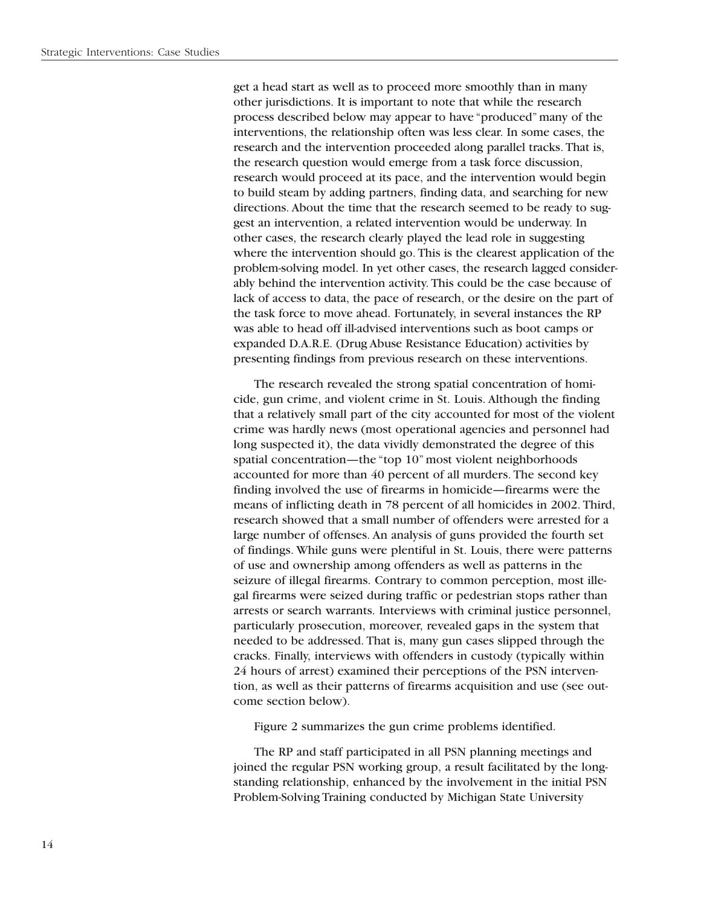get a head start as well as to proceed more smoothly than in many other jurisdictions. It is important to note that while the research process described below may appear to have "produced" many of the interventions, the relationship often was less clear. In some cases, the research and the intervention proceeded along parallel tracks. That is, the research question would emerge from a task force discussion, research would proceed at its pace, and the intervention would begin to build steam by adding partners, finding data, and searching for new directions. About the time that the research seemed to be ready to suggest an intervention, a related intervention would be underway. In other cases, the research clearly played the lead role in suggesting where the intervention should go. This is the clearest application of the problem-solving model. In yet other cases, the research lagged considerably behind the intervention activity. This could be the case because of lack of access to data, the pace of research, or the desire on the part of the task force to move ahead. Fortunately, in several instances the RP was able to head off ill-advised interventions such as boot camps or expanded D.A.R.E. (Drug Abuse Resistance Education) activities by presenting findings from previous research on these interventions.

The research revealed the strong spatial concentration of homicide, gun crime, and violent crime in St. Louis. Although the finding that a relatively small part of the city accounted for most of the violent crime was hardly news (most operational agencies and personnel had long suspected it), the data vividly demonstrated the degree of this spatial concentration—the "top 10" most violent neighborhoods accounted for more than 40 percent of all murders. The second key finding involved the use of firearms in homicide—firearms were the means of inflicting death in 78 percent of all homicides in 2002. Third, research showed that a small number of offenders were arrested for a large number of offenses. An analysis of guns provided the fourth set of findings. While guns were plentiful in St. Louis, there were patterns of use and ownership among offenders as well as patterns in the seizure of illegal firearms. Contrary to common perception, most illegal firearms were seized during traffic or pedestrian stops rather than arrests or search warrants. Interviews with criminal justice personnel, particularly prosecution, moreover, revealed gaps in the system that needed to be addressed. That is, many gun cases slipped through the cracks. Finally, interviews with offenders in custody (typically within 24 hours of arrest) examined their perceptions of the PSN intervention, as well as their patterns of firearms acquisition and use (see outcome section below).

Figure 2 summarizes the gun crime problems identified.

The RP and staff participated in all PSN planning meetings and joined the regular PSN working group, a result facilitated by the longstanding relationship, enhanced by the involvement in the initial PSN Problem-Solving Training conducted by Michigan State University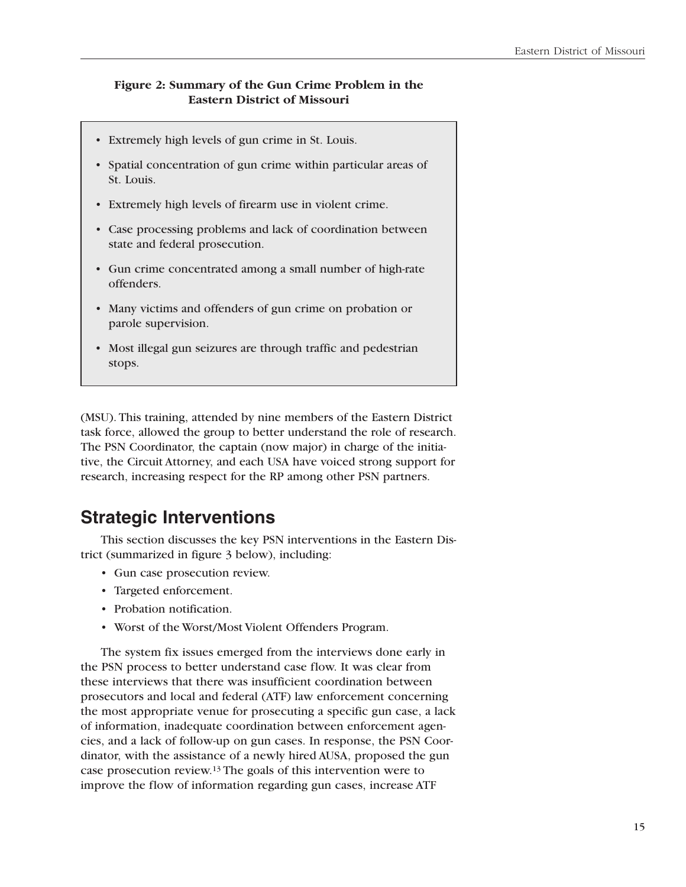**Figure 2: Summary of the Gun Crime Problem in the Eastern District of Missouri**

- Extremely high levels of gun crime in St. Louis.
- Spatial concentration of gun crime within particular areas of St. Louis.
- Extremely high levels of firearm use in violent crime.
- Case processing problems and lack of coordination between state and federal prosecution.
- Gun crime concentrated among a small number of high-rate offenders.
- Many victims and offenders of gun crime on probation or parole supervision.
- Most illegal gun seizures are through traffic and pedestrian stops.

(MSU). This training, attended by nine members of the Eastern District task force, allowed the group to better understand the role of research. The PSN Coordinator, the captain (now major) in charge of the initiative, the Circuit Attorney, and each USA have voiced strong support for research, increasing respect for the RP among other PSN partners.

## Strategic Interventions

This section discusses the key PSN interventions in the Eastern District (summarized in figure 3 below), including:

- Gun case prosecution review.
- Targeted enforcement.
- Probation notification.
- Worst of the Worst/Most Violent Offenders Program.

The system fix issues emerged from the interviews done early in the PSN process to better understand case flow. It was clear from these interviews that there was insufficient coordination between prosecutors and local and federal (ATF) law enforcement concerning the most appropriate venue for prosecuting a specific gun case, a lack of information, inadequate coordination between enforcement agencies, and a lack of follow-up on gun cases. In response, the PSN Coordinator, with the assistance of a newly hired AUSA, proposed the gun case prosecution review.[13] The goals of this intervention were to improve the flow of information regarding gun cases, increase ATF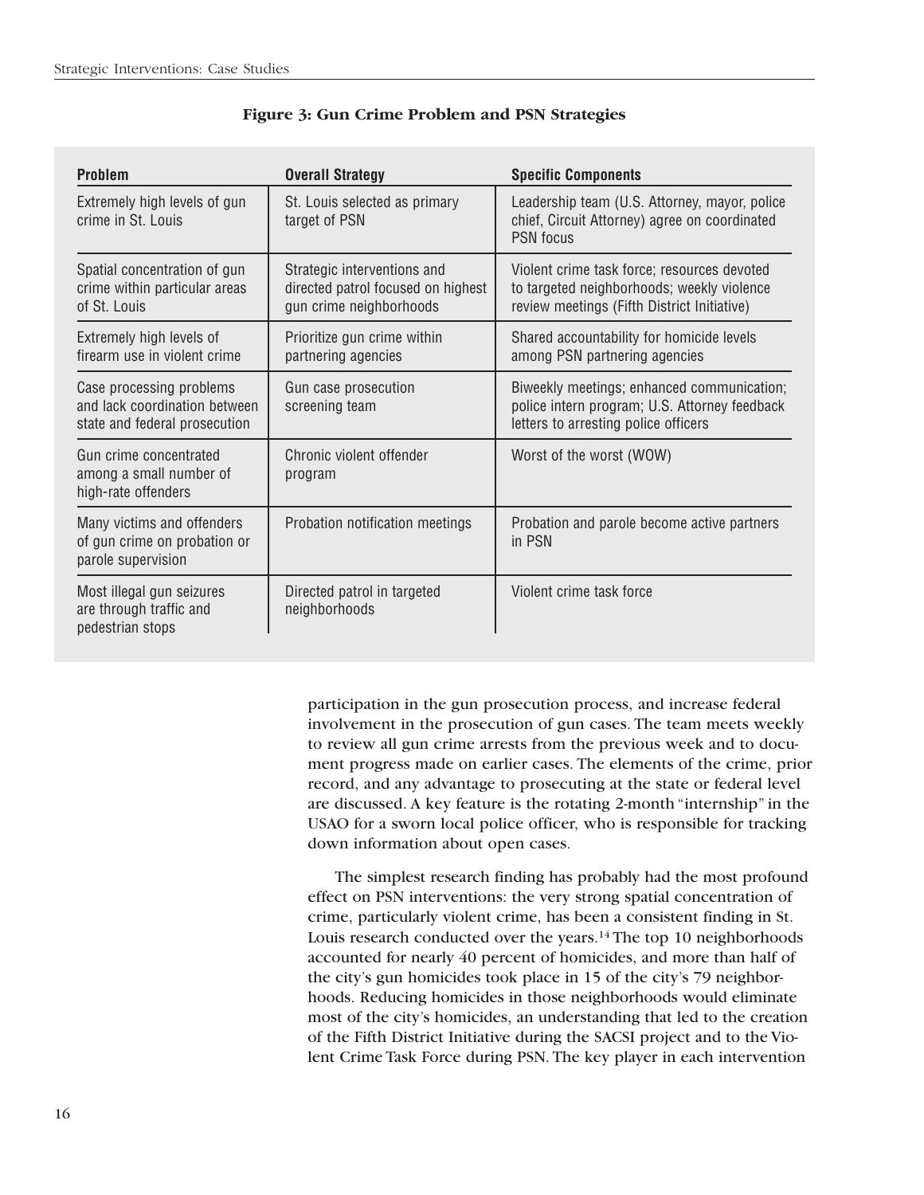**Figure 3: Gun Crime Problem and PSN Strategies**

| Problem | Overall Strategy | Specific Components |
|---|---|---|
| Extremely high levels of gun crime in St. Louis | St. Louis selected as primary target of PSN | Leadership team (U.S. Attorney, mayor, police chief, Circuit Attorney) agree on coordinated PSN focus |
| Spatial concentration of gun crime within particular areas of St. Louis | Strategic interventions and directed patrol focused on highest gun crime neighborhoods | Violent crime task force; resources devoted to targeted neighborhoods; weekly violence review meetings (Fifth District Initiative) |
| Extremely high levels of firearm use in violent crime | Prioritize gun crime within partnering agencies | Shared accountability for homicide levels among PSN partnering agencies |
| Case processing problems and lack coordination between state and federal prosecution | Gun case prosecution screening team | Biweekly meetings; enhanced communication; police intern program; U.S. Attorney feedback letters to arresting police officers |
| Gun crime concentrated among a small number of high-rate offenders | Chronic violent offender program | Worst of the worst (WOW) |
| Many victims and offenders of gun crime on probation or parole supervision | Probation notification meetings | Probation and parole become active partners in PSN |
| Most illegal gun seizures are through traffic and pedestrian stops | Directed patrol in targeted neighborhoods | Violent crime task force |

participation in the gun prosecution process, and increase federal involvement in the prosecution of gun cases. The team meets weekly to review all gun crime arrests from the previous week and to document progress made on earlier cases. The elements of the crime, prior record, and any advantage to prosecuting at the state or federal level are discussed. A key feature is the rotating 2-month "internship" in the USAO for a sworn local police officer, who is responsible for tracking down information about open cases.

The simplest research finding has probably had the most profound effect on PSN interventions: the very strong spatial concentration of crime, particularly violent crime, has been a consistent finding in St. Louis research conducted over the years.[14] The top 10 neighborhoods accounted for nearly 40 percent of homicides, and more than half of the city's gun homicides took place in 15 of the city's 79 neighborhoods. Reducing homicides in those neighborhoods would eliminate most of the city's homicides, an understanding that led to the creation of the Fifth District Initiative during the SACSI project and to the Violent Crime Task Force during PSN. The key player in each intervention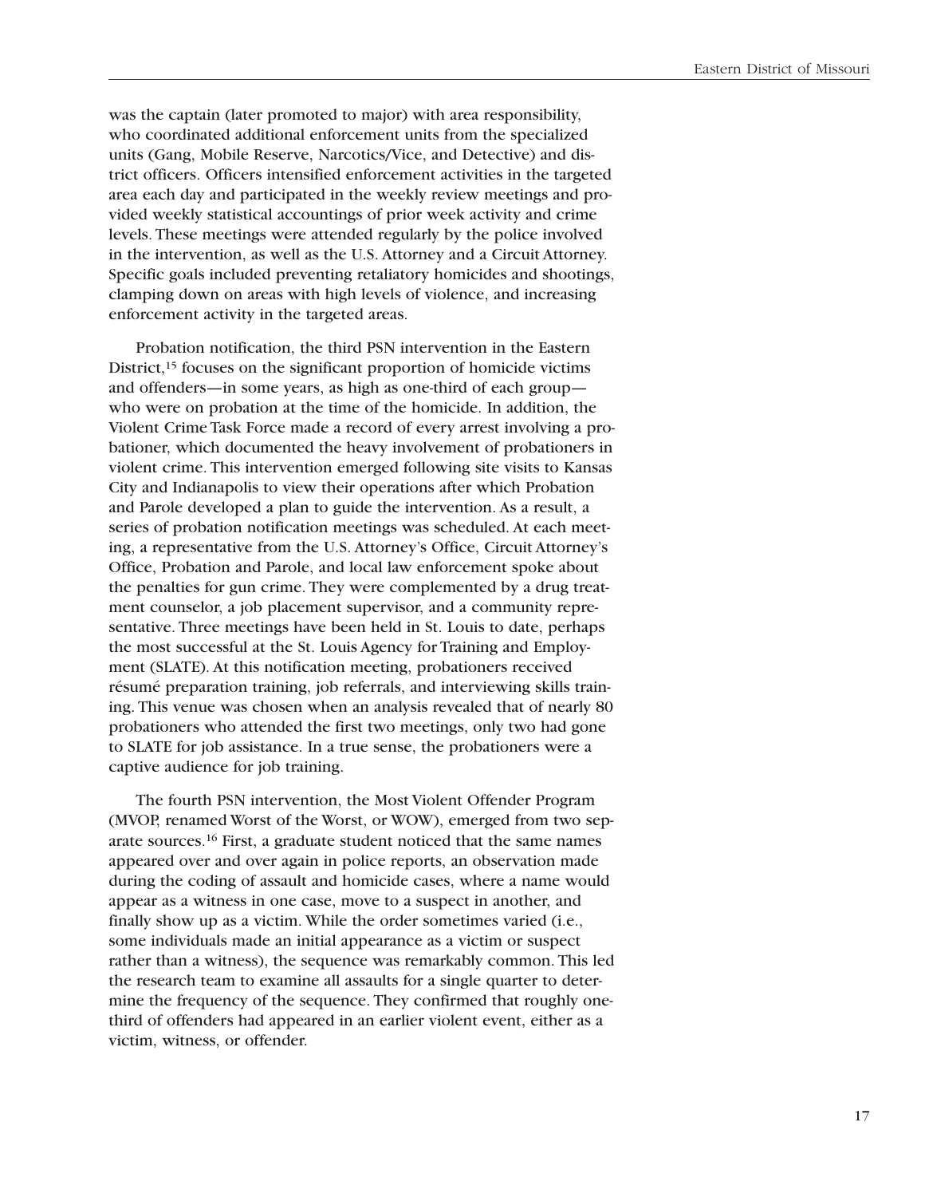was the captain (later promoted to major) with area responsibility, who coordinated additional enforcement units from the specialized units (Gang, Mobile Reserve, Narcotics/Vice, and Detective) and district officers. Officers intensified enforcement activities in the targeted area each day and participated in the weekly review meetings and provided weekly statistical accountings of prior week activity and crime levels. These meetings were attended regularly by the police involved in the intervention, as well as the U.S. Attorney and a Circuit Attorney. Specific goals included preventing retaliatory homicides and shootings, clamping down on areas with high levels of violence, and increasing enforcement activity in the targeted areas.

Probation notification, the third PSN intervention in the Eastern District,[15] focuses on the significant proportion of homicide victims and offenders—in some years, as high as one-third of each group—who were on probation at the time of the homicide. In addition, the Violent Crime Task Force made a record of every arrest involving a probationer, which documented the heavy involvement of probationers in violent crime. This intervention emerged following site visits to Kansas City and Indianapolis to view their operations after which Probation and Parole developed a plan to guide the intervention. As a result, a series of probation notification meetings was scheduled. At each meeting, a representative from the U.S. Attorney's Office, Circuit Attorney's Office, Probation and Parole, and local law enforcement spoke about the penalties for gun crime. They were complemented by a drug treatment counselor, a job placement supervisor, and a community representative. Three meetings have been held in St. Louis to date, perhaps the most successful at the St. Louis Agency for Training and Employment (SLATE). At this notification meeting, probationers received résumé preparation training, job referrals, and interviewing skills training. This venue was chosen when an analysis revealed that of nearly 80 probationers who attended the first two meetings, only two had gone to SLATE for job assistance. In a true sense, the probationers were a captive audience for job training.

The fourth PSN intervention, the Most Violent Offender Program (MVOP, renamed Worst of the Worst, or WOW), emerged from two separate sources.[16] First, a graduate student noticed that the same names appeared over and over again in police reports, an observation made during the coding of assault and homicide cases, where a name would appear as a witness in one case, move to a suspect in another, and finally show up as a victim. While the order sometimes varied (i.e., some individuals made an initial appearance as a victim or suspect rather than a witness), the sequence was remarkably common. This led the research team to examine all assaults for a single quarter to determine the frequency of the sequence. They confirmed that roughly one-third of offenders had appeared in an earlier violent event, either as a victim, witness, or offender.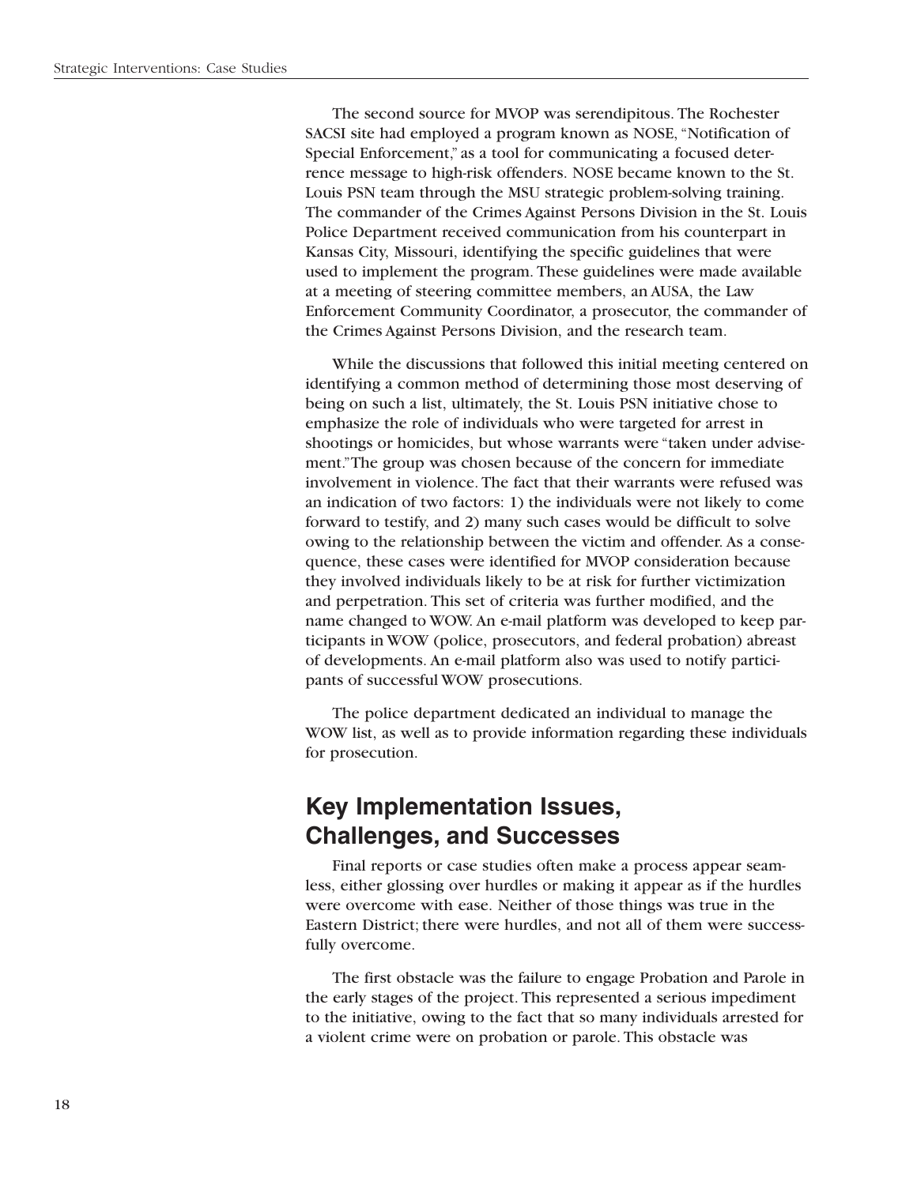The second source for MVOP was serendipitous. The Rochester SACSI site had employed a program known as NOSE, "Notification of Special Enforcement," as a tool for communicating a focused deterrence message to high-risk offenders. NOSE became known to the St. Louis PSN team through the MSU strategic problem-solving training. The commander of the Crimes Against Persons Division in the St. Louis Police Department received communication from his counterpart in Kansas City, Missouri, identifying the specific guidelines that were used to implement the program. These guidelines were made available at a meeting of steering committee members, an AUSA, the Law Enforcement Community Coordinator, a prosecutor, the commander of the Crimes Against Persons Division, and the research team.

While the discussions that followed this initial meeting centered on identifying a common method of determining those most deserving of being on such a list, ultimately, the St. Louis PSN initiative chose to emphasize the role of individuals who were targeted for arrest in shootings or homicides, but whose warrants were "taken under advisement." The group was chosen because of the concern for immediate involvement in violence. The fact that their warrants were refused was an indication of two factors: 1) the individuals were not likely to come forward to testify, and 2) many such cases would be difficult to solve owing to the relationship between the victim and offender. As a consequence, these cases were identified for MVOP consideration because they involved individuals likely to be at risk for further victimization and perpetration. This set of criteria was further modified, and the name changed to WOW. An e-mail platform was developed to keep participants in WOW (police, prosecutors, and federal probation) abreast of developments. An e-mail platform also was used to notify participants of successful WOW prosecutions.

The police department dedicated an individual to manage the WOW list, as well as to provide information regarding these individuals for prosecution.

## Key Implementation Issues, Challenges, and Successes

Final reports or case studies often make a process appear seamless, either glossing over hurdles or making it appear as if the hurdles were overcome with ease. Neither of those things was true in the Eastern District; there were hurdles, and not all of them were successfully overcome.

The first obstacle was the failure to engage Probation and Parole in the early stages of the project. This represented a serious impediment to the initiative, owing to the fact that so many individuals arrested for a violent crime were on probation or parole. This obstacle was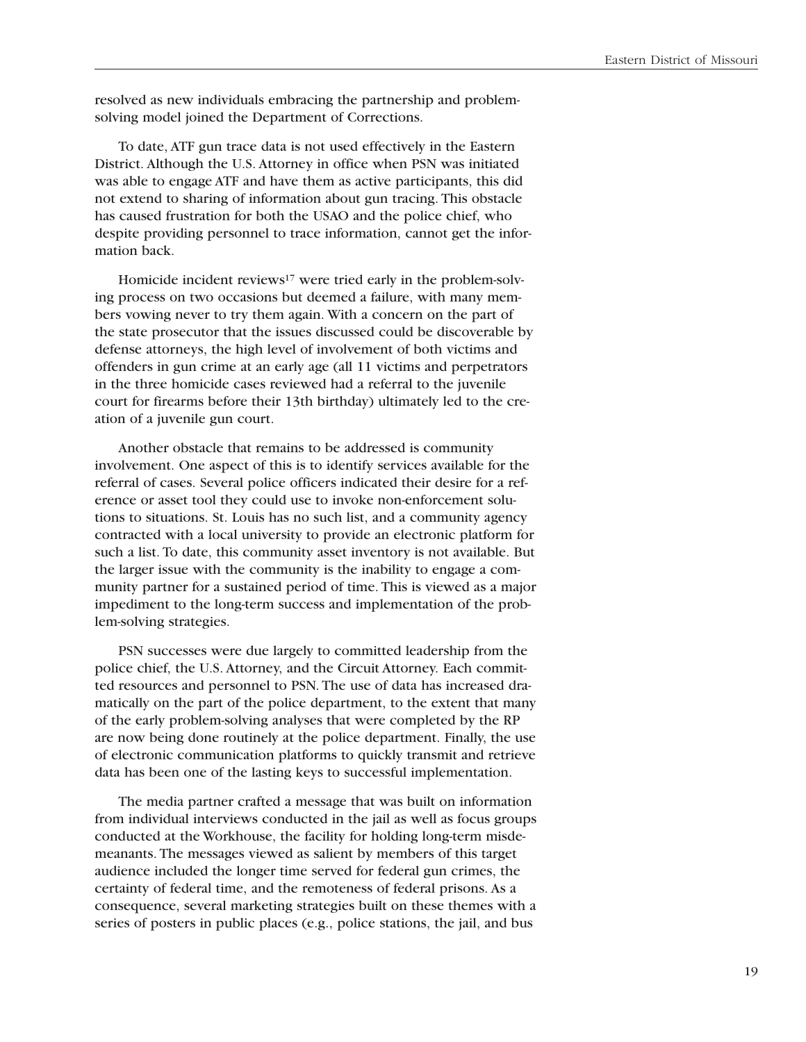resolved as new individuals embracing the partnership and problem-solving model joined the Department of Corrections.

To date, ATF gun trace data is not used effectively in the Eastern District. Although the U.S. Attorney in office when PSN was initiated was able to engage ATF and have them as active participants, this did not extend to sharing of information about gun tracing. This obstacle has caused frustration for both the USAO and the police chief, who despite providing personnel to trace information, cannot get the information back.

Homicide incident reviews[17] were tried early in the problem-solving process on two occasions but deemed a failure, with many members vowing never to try them again. With a concern on the part of the state prosecutor that the issues discussed could be discoverable by defense attorneys, the high level of involvement of both victims and offenders in gun crime at an early age (all 11 victims and perpetrators in the three homicide cases reviewed had a referral to the juvenile court for firearms before their 13th birthday) ultimately led to the creation of a juvenile gun court.

Another obstacle that remains to be addressed is community involvement. One aspect of this is to identify services available for the referral of cases. Several police officers indicated their desire for a reference or asset tool they could use to invoke non-enforcement solutions to situations. St. Louis has no such list, and a community agency contracted with a local university to provide an electronic platform for such a list. To date, this community asset inventory is not available. But the larger issue with the community is the inability to engage a community partner for a sustained period of time. This is viewed as a major impediment to the long-term success and implementation of the problem-solving strategies.

PSN successes were due largely to committed leadership from the police chief, the U.S. Attorney, and the Circuit Attorney. Each committed resources and personnel to PSN. The use of data has increased dramatically on the part of the police department, to the extent that many of the early problem-solving analyses that were completed by the RP are now being done routinely at the police department. Finally, the use of electronic communication platforms to quickly transmit and retrieve data has been one of the lasting keys to successful implementation.

The media partner crafted a message that was built on information from individual interviews conducted in the jail as well as focus groups conducted at the Workhouse, the facility for holding long-term misdemeanants. The messages viewed as salient by members of this target audience included the longer time served for federal gun crimes, the certainty of federal time, and the remoteness of federal prisons. As a consequence, several marketing strategies built on these themes with a series of posters in public places (e.g., police stations, the jail, and bus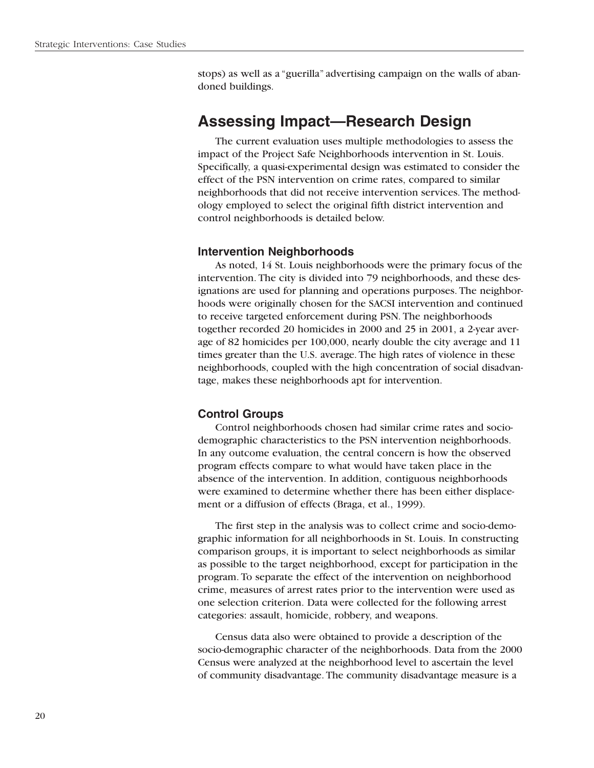stops) as well as a "guerilla" advertising campaign on the walls of abandoned buildings.

## Assessing Impact—Research Design

The current evaluation uses multiple methodologies to assess the impact of the Project Safe Neighborhoods intervention in St. Louis. Specifically, a quasi-experimental design was estimated to consider the effect of the PSN intervention on crime rates, compared to similar neighborhoods that did not receive intervention services. The methodology employed to select the original fifth district intervention and control neighborhoods is detailed below.

### Intervention Neighborhoods

As noted, 14 St. Louis neighborhoods were the primary focus of the intervention. The city is divided into 79 neighborhoods, and these designations are used for planning and operations purposes. The neighborhoods were originally chosen for the SACSI intervention and continued to receive targeted enforcement during PSN. The neighborhoods together recorded 20 homicides in 2000 and 25 in 2001, a 2-year average of 82 homicides per 100,000, nearly double the city average and 11 times greater than the U.S. average. The high rates of violence in these neighborhoods, coupled with the high concentration of social disadvantage, makes these neighborhoods apt for intervention.

### Control Groups

Control neighborhoods chosen had similar crime rates and socio-demographic characteristics to the PSN intervention neighborhoods. In any outcome evaluation, the central concern is how the observed program effects compare to what would have taken place in the absence of the intervention. In addition, contiguous neighborhoods were examined to determine whether there has been either displacement or a diffusion of effects (Braga, et al., 1999).

The first step in the analysis was to collect crime and socio-demographic information for all neighborhoods in St. Louis. In constructing comparison groups, it is important to select neighborhoods as similar as possible to the target neighborhood, except for participation in the program. To separate the effect of the intervention on neighborhood crime, measures of arrest rates prior to the intervention were used as one selection criterion. Data were collected for the following arrest categories: assault, homicide, robbery, and weapons.

Census data also were obtained to provide a description of the socio-demographic character of the neighborhoods. Data from the 2000 Census were analyzed at the neighborhood level to ascertain the level of community disadvantage. The community disadvantage measure is a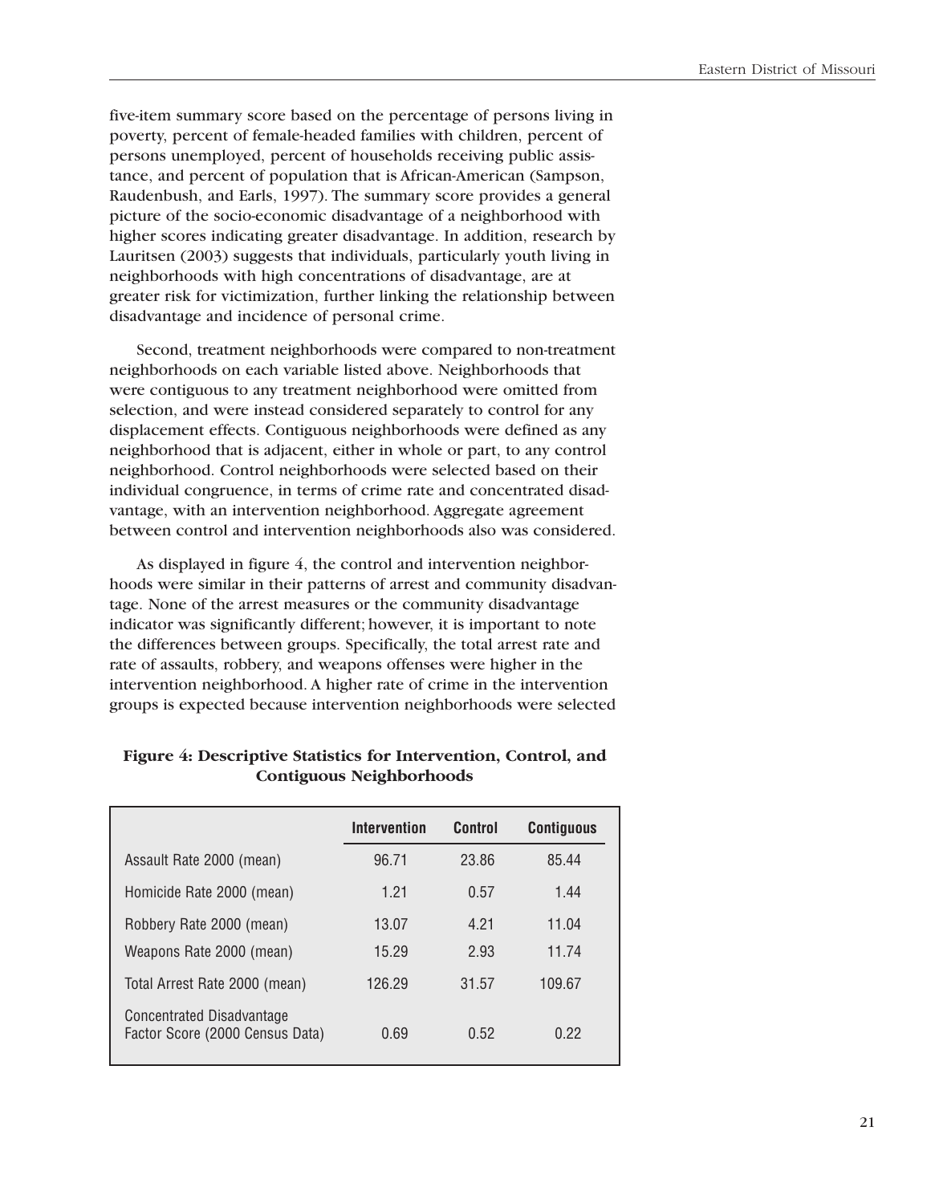five-item summary score based on the percentage of persons living in poverty, percent of female-headed families with children, percent of persons unemployed, percent of households receiving public assistance, and percent of population that is African-American (Sampson, Raudenbush, and Earls, 1997). The summary score provides a general picture of the socio-economic disadvantage of a neighborhood with higher scores indicating greater disadvantage. In addition, research by Lauritsen (2003) suggests that individuals, particularly youth living in neighborhoods with high concentrations of disadvantage, are at greater risk for victimization, further linking the relationship between disadvantage and incidence of personal crime.

Second, treatment neighborhoods were compared to non-treatment neighborhoods on each variable listed above. Neighborhoods that were contiguous to any treatment neighborhood were omitted from selection, and were instead considered separately to control for any displacement effects. Contiguous neighborhoods were defined as any neighborhood that is adjacent, either in whole or part, to any control neighborhood. Control neighborhoods were selected based on their individual congruence, in terms of crime rate and concentrated disadvantage, with an intervention neighborhood. Aggregate agreement between control and intervention neighborhoods also was considered.

As displayed in figure 4, the control and intervention neighborhoods were similar in their patterns of arrest and community disadvantage. None of the arrest measures or the community disadvantage indicator was significantly different; however, it is important to note the differences between groups. Specifically, the total arrest rate and rate of assaults, robbery, and weapons offenses were higher in the intervention neighborhood. A higher rate of crime in the intervention groups is expected because intervention neighborhoods were selected

**Figure 4: Descriptive Statistics for Intervention, Control, and Contiguous Neighborhoods**

| | Intervention | Control | Contiguous |
|---|---|---|---|
| Assault Rate 2000 (mean) | 96.71 | 23.86 | 85.44 |
| Homicide Rate 2000 (mean) | 1.21 | 0.57 | 1.44 |
| Robbery Rate 2000 (mean) | 13.07 | 4.21 | 11.04 |
| Weapons Rate 2000 (mean) | 15.29 | 2.93 | 11.74 |
| Total Arrest Rate 2000 (mean) | 126.29 | 31.57 | 109.67 |
| Concentrated Disadvantage Factor Score (2000 Census Data) | 0.69 | 0.52 | 0.22 |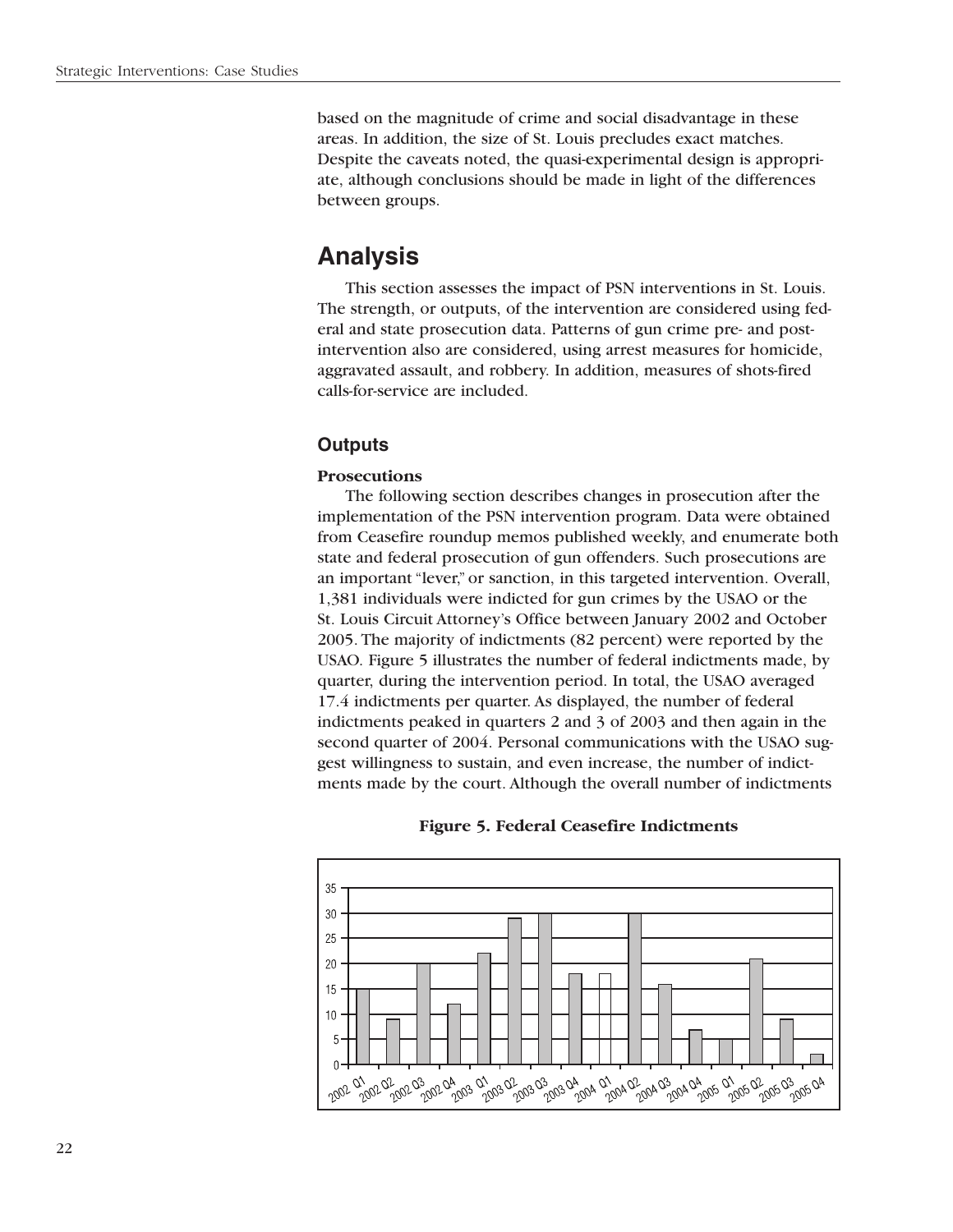based on the magnitude of crime and social disadvantage in these areas. In addition, the size of St. Louis precludes exact matches. Despite the caveats noted, the quasi-experimental design is appropriate, although conclusions should be made in light of the differences between groups.

## Analysis

This section assesses the impact of PSN interventions in St. Louis. The strength, or outputs, of the intervention are considered using federal and state prosecution data. Patterns of gun crime pre- and post-intervention also are considered, using arrest measures for homicide, aggravated assault, and robbery. In addition, measures of shots-fired calls-for-service are included.

### Outputs

**Prosecutions**

The following section describes changes in prosecution after the implementation of the PSN intervention program. Data were obtained from Ceasefire roundup memos published weekly, and enumerate both state and federal prosecution of gun offenders. Such prosecutions are an important "lever," or sanction, in this targeted intervention. Overall, 1,381 individuals were indicted for gun crimes by the USAO or the St. Louis Circuit Attorney's Office between January 2002 and October 2005. The majority of indictments (82 percent) were reported by the USAO. Figure 5 illustrates the number of federal indictments made, by quarter, during the intervention period. In total, the USAO averaged 17.4 indictments per quarter. As displayed, the number of federal indictments peaked in quarters 2 and 3 of 2003 and then again in the second quarter of 2004. Personal communications with the USAO suggest willingness to sustain, and even increase, the number of indictments made by the court. Although the overall number of indictments

**Figure 5. Federal Ceasefire Indictments**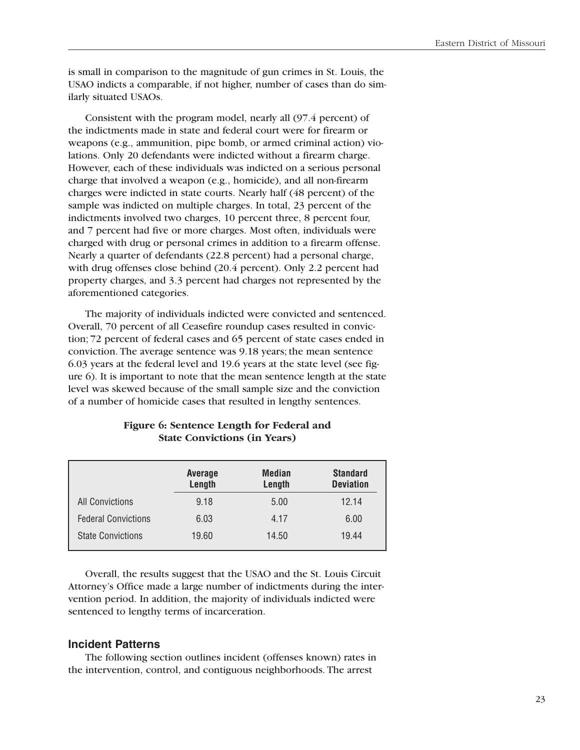is small in comparison to the magnitude of gun crimes in St. Louis, the USAO indicts a comparable, if not higher, number of cases than do similarly situated USAOs.

Consistent with the program model, nearly all (97.4 percent) of the indictments made in state and federal court were for firearm or weapons (e.g., ammunition, pipe bomb, or armed criminal action) violations. Only 20 defendants were indicted without a firearm charge. However, each of these individuals was indicted on a serious personal charge that involved a weapon (e.g., homicide), and all non-firearm charges were indicted in state courts. Nearly half (48 percent) of the sample was indicted on multiple charges. In total, 23 percent of the indictments involved two charges, 10 percent three, 8 percent four, and 7 percent had five or more charges. Most often, individuals were charged with drug or personal crimes in addition to a firearm offense. Nearly a quarter of defendants (22.8 percent) had a personal charge, with drug offenses close behind (20.4 percent). Only 2.2 percent had property charges, and 3.3 percent had charges not represented by the aforementioned categories.

The majority of individuals indicted were convicted and sentenced. Overall, 70 percent of all Ceasefire roundup cases resulted in conviction; 72 percent of federal cases and 65 percent of state cases ended in conviction. The average sentence was 9.18 years; the mean sentence 6.03 years at the federal level and 19.6 years at the state level (see figure 6). It is important to note that the mean sentence length at the state level was skewed because of the small sample size and the conviction of a number of homicide cases that resulted in lengthy sentences.

**Figure 6: Sentence Length for Federal and State Convictions (in Years)**

| | Average Length | Median Length | Standard Deviation |
|---|---|---|---|
| All Convictions | 9.18 | 5.00 | 12.14 |
| Federal Convictions | 6.03 | 4.17 | 6.00 |
| State Convictions | 19.60 | 14.50 | 19.44 |

Overall, the results suggest that the USAO and the St. Louis Circuit Attorney's Office made a large number of indictments during the intervention period. In addition, the majority of individuals indicted were sentenced to lengthy terms of incarceration.

### Incident Patterns

The following section outlines incident (offenses known) rates in the intervention, control, and contiguous neighborhoods. The arrest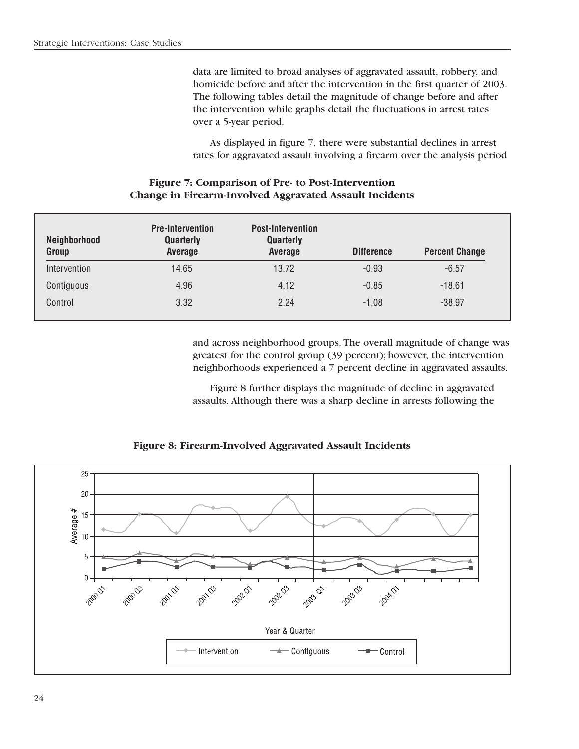data are limited to broad analyses of aggravated assault, robbery, and homicide before and after the intervention in the first quarter of 2003. The following tables detail the magnitude of change before and after the intervention while graphs detail the fluctuations in arrest rates over a 5-year period.

As displayed in figure 7, there were substantial declines in arrest rates for aggravated assault involving a firearm over the analysis period and across neighborhood groups. The overall magnitude of change was greatest for the control group (39 percent); however, the intervention neighborhoods experienced a 7 percent decline in aggravated assaults.

**Figure 7: Comparison of Pre- to Post-Intervention Change in Firearm-Involved Aggravated Assault Incidents**

| Neighborhood Group | Pre-Intervention Quarterly Average | Post-Intervention Quarterly Average | Difference | Percent Change |
|---|---|---|---|---|
| Intervention | 14.65 | 13.72 | -0.93 | -6.57 |
| Contiguous | 4.96 | 4.12 | -0.85 | -18.61 |
| Control | 3.32 | 2.24 | -1.08 | -38.97 |

Figure 8 further displays the magnitude of decline in aggravated assaults. Although there was a sharp decline in arrests following the

**Figure 8: Firearm-Involved Aggravated Assault Incidents**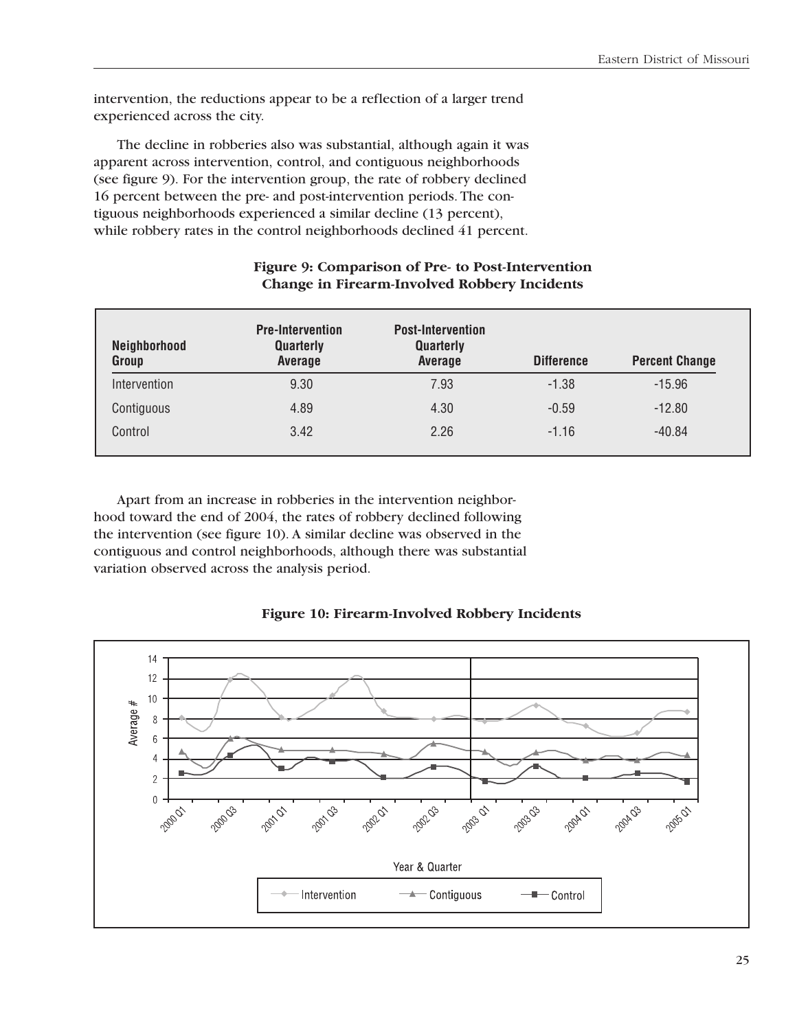intervention, the reductions appear to be a reflection of a larger trend experienced across the city.

The decline in robberies also was substantial, although again it was apparent across intervention, control, and contiguous neighborhoods (see figure 9). For the intervention group, the rate of robbery declined 16 percent between the pre- and post-intervention periods. The contiguous neighborhoods experienced a similar decline (13 percent), while robbery rates in the control neighborhoods declined 41 percent.

**Figure 9: Comparison of Pre- to Post-Intervention Change in Firearm-Involved Robbery Incidents**

| Neighborhood Group | Pre-Intervention Quarterly Average | Post-Intervention Quarterly Average | Difference | Percent Change |
|---|---|---|---|---|
| Intervention | 9.30 | 7.93 | -1.38 | -15.96 |
| Contiguous | 4.89 | 4.30 | -0.59 | -12.80 |
| Control | 3.42 | 2.26 | -1.16 | -40.84 |

Apart from an increase in robberies in the intervention neighborhood toward the end of 2004, the rates of robbery declined following the intervention (see figure 10). A similar decline was observed in the contiguous and control neighborhoods, although there was substantial variation observed across the analysis period.

**Figure 10: Firearm-Involved Robbery Incidents**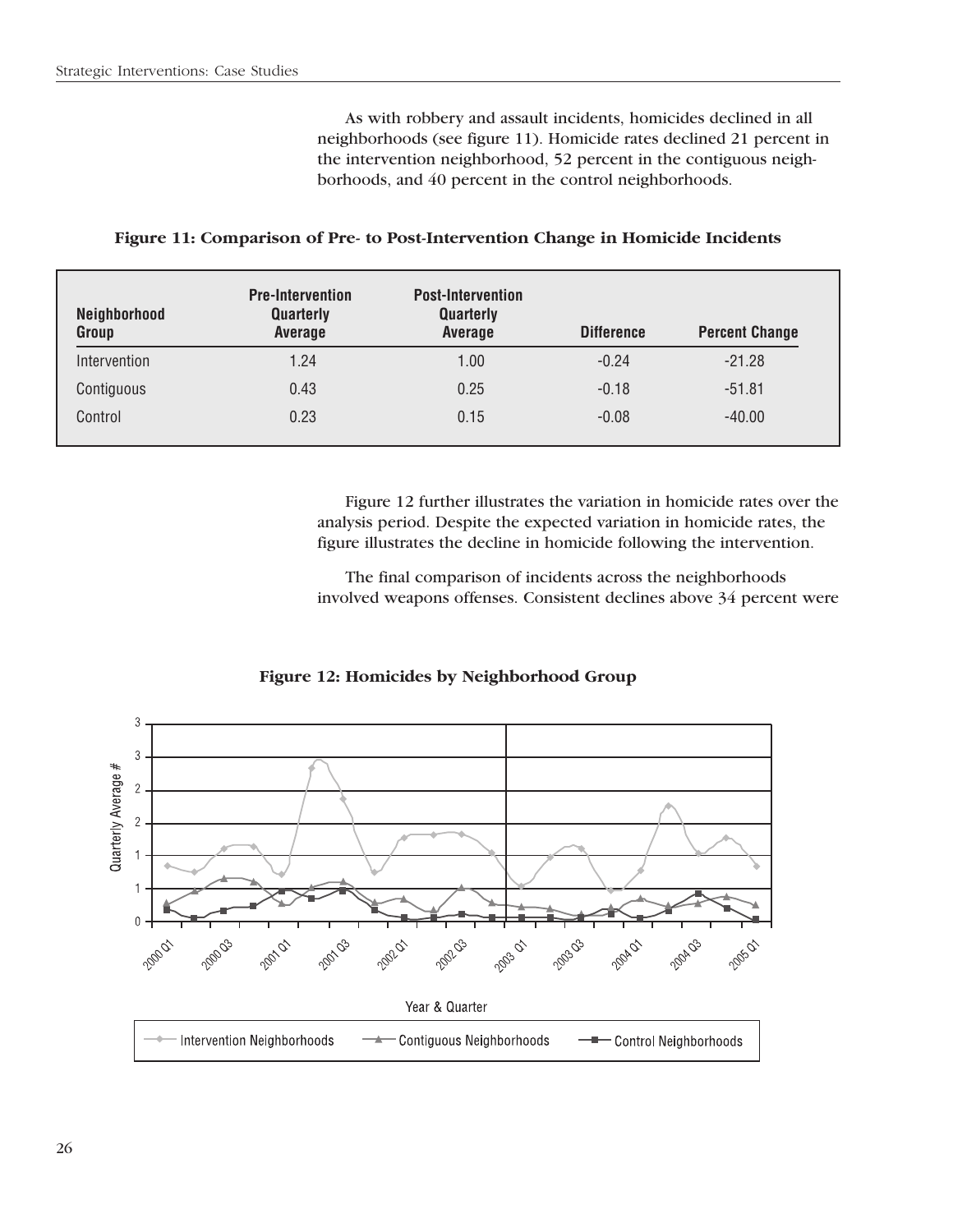As with robbery and assault incidents, homicides declined in all neighborhoods (see figure 11). Homicide rates declined 21 percent in the intervention neighborhood, 52 percent in the contiguous neighborhoods, and 40 percent in the control neighborhoods.

**Figure 11: Comparison of Pre- to Post-Intervention Change in Homicide Incidents**

| Neighborhood Group | Pre-Intervention Quarterly Average | Post-Intervention Quarterly Average | Difference | Percent Change |
|---|---|---|---|---|
| Intervention | 1.24 | 1.00 | -0.24 | -21.28 |
| Contiguous | 0.43 | 0.25 | -0.18 | -51.81 |
| Control | 0.23 | 0.15 | -0.08 | -40.00 |

Figure 12 further illustrates the variation in homicide rates over the analysis period. Despite the expected variation in homicide rates, the figure illustrates the decline in homicide following the intervention.

The final comparison of incidents across the neighborhoods involved weapons offenses. Consistent declines above 34 percent were

**Figure 12: Homicides by Neighborhood Group**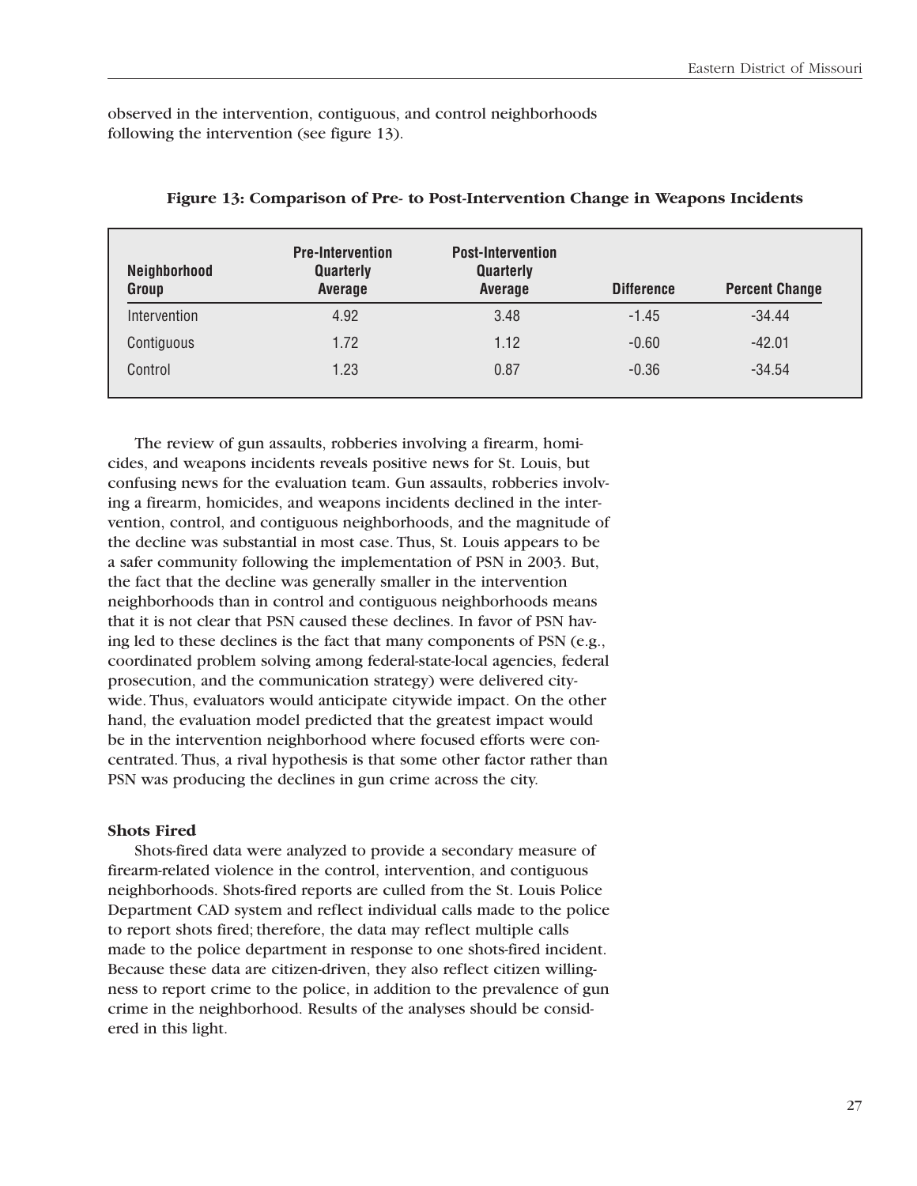observed in the intervention, contiguous, and control neighborhoods following the intervention (see figure 13).

**Figure 13: Comparison of Pre- to Post-Intervention Change in Weapons Incidents**

| Neighborhood Group | Pre-Intervention Quarterly Average | Post-Intervention Quarterly Average | Difference | Percent Change |
|---|---|---|---|---|
| Intervention | 4.92 | 3.48 | -1.45 | -34.44 |
| Contiguous | 1.72 | 1.12 | -0.60 | -42.01 |
| Control | 1.23 | 0.87 | -0.36 | -34.54 |

The review of gun assaults, robberies involving a firearm, homicides, and weapons incidents reveals positive news for St. Louis, but confusing news for the evaluation team. Gun assaults, robberies involving a firearm, homicides, and weapons incidents declined in the intervention, control, and contiguous neighborhoods, and the magnitude of the decline was substantial in most case. Thus, St. Louis appears to be a safer community following the implementation of PSN in 2003. But, the fact that the decline was generally smaller in the intervention neighborhoods than in control and contiguous neighborhoods means that it is not clear that PSN caused these declines. In favor of PSN having led to these declines is the fact that many components of PSN (e.g., coordinated problem solving among federal-state-local agencies, federal prosecution, and the communication strategy) were delivered citywide. Thus, evaluators would anticipate citywide impact. On the other hand, the evaluation model predicted that the greatest impact would be in the intervention neighborhood where focused efforts were concentrated. Thus, a rival hypothesis is that some other factor rather than PSN was producing the declines in gun crime across the city.

### Shots Fired

Shots-fired data were analyzed to provide a secondary measure of firearm-related violence in the control, intervention, and contiguous neighborhoods. Shots-fired reports are culled from the St. Louis Police Department CAD system and reflect individual calls made to the police to report shots fired; therefore, the data may reflect multiple calls made to the police department in response to one shots-fired incident. Because these data are citizen-driven, they also reflect citizen willingness to report crime to the police, in addition to the prevalence of gun crime in the neighborhood. Results of the analyses should be considered in this light.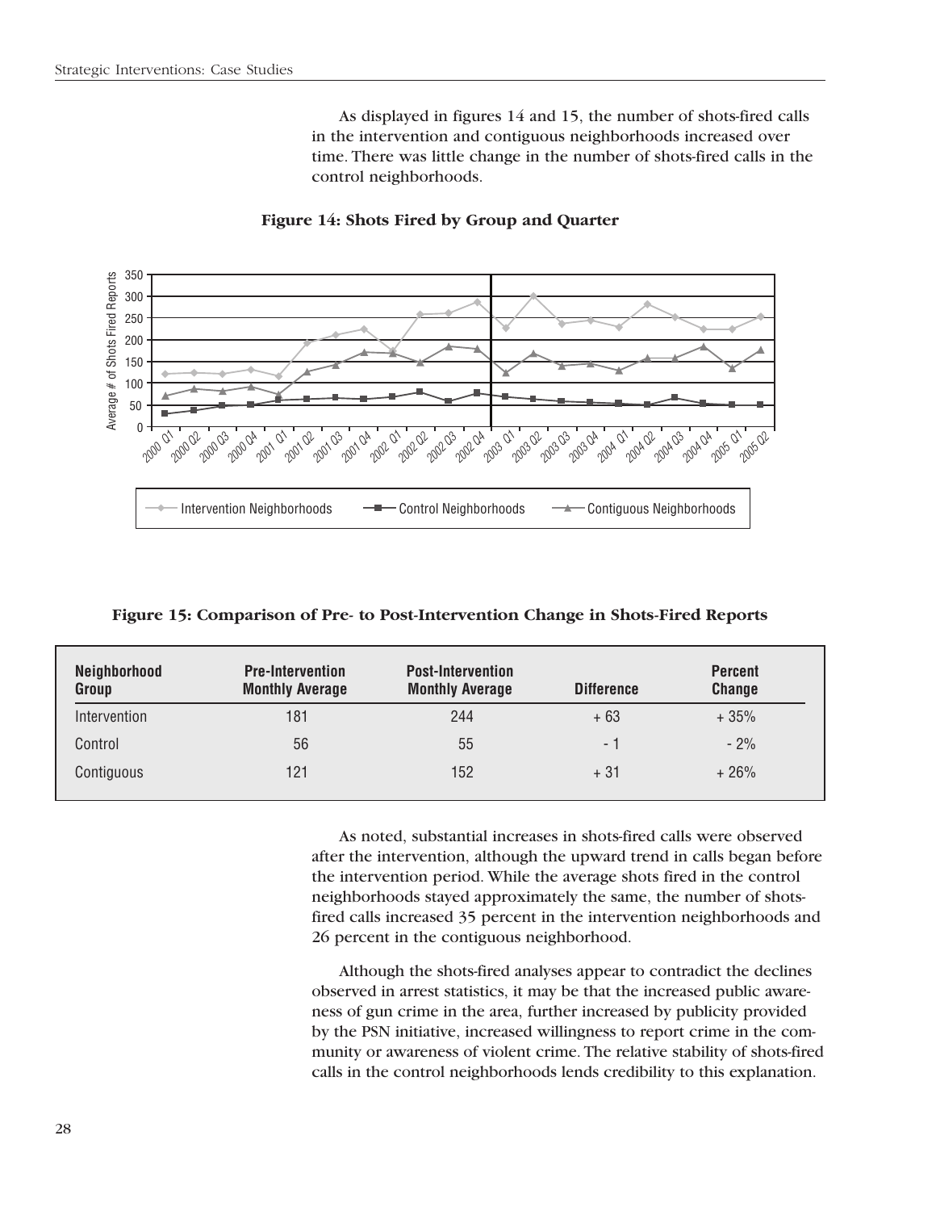As displayed in figures 14 and 15, the number of shots-fired calls in the intervention and contiguous neighborhoods increased over time. There was little change in the number of shots-fired calls in the control neighborhoods.

**Figure 14: Shots Fired by Group and Quarter**

**Figure 15: Comparison of Pre- to Post-Intervention Change in Shots-Fired Reports**

| Neighborhood Group | Pre-Intervention Monthly Average | Post-Intervention Monthly Average | Difference | Percent Change |
|---|---|---|---|---|
| Intervention | 181 | 244 | + 63 | + 35% |
| Control | 56 | 55 | - 1 | - 2% |
| Contiguous | 121 | 152 | + 31 | + 26% |

As noted, substantial increases in shots-fired calls were observed after the intervention, although the upward trend in calls began before the intervention period. While the average shots fired in the control neighborhoods stayed approximately the same, the number of shots-fired calls increased 35 percent in the intervention neighborhoods and 26 percent in the contiguous neighborhood.

Although the shots-fired analyses appear to contradict the declines observed in arrest statistics, it may be that the increased public awareness of gun crime in the area, further increased by publicity provided by the PSN initiative, increased willingness to report crime in the community or awareness of violent crime. The relative stability of shots-fired calls in the control neighborhoods lends credibility to this explanation.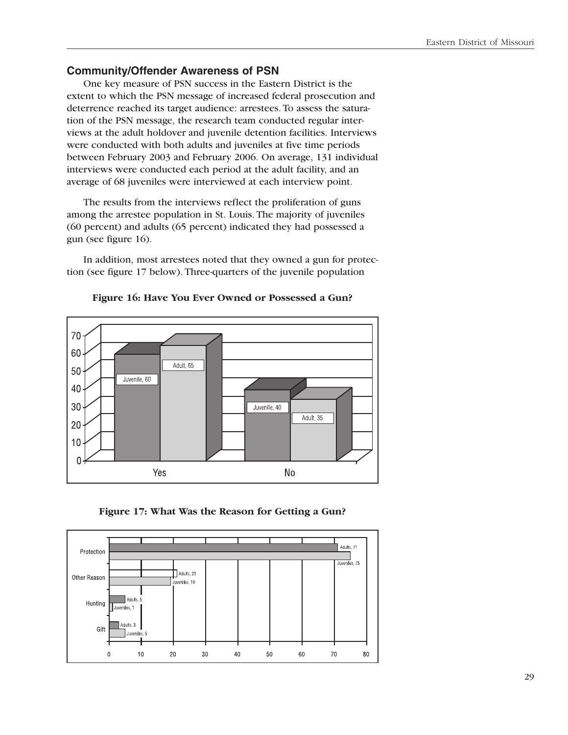## Community/Offender Awareness of PSN

One key measure of PSN success in the Eastern District is the extent to which the PSN message of increased federal prosecution and deterrence reached its target audience: arrestees. To assess the saturation of the PSN message, the research team conducted regular interviews at the adult holdover and juvenile detention facilities. Interviews were conducted with both adults and juveniles at five time periods between February 2003 and February 2006. On average, 131 individual interviews were conducted each period at the adult facility, and an average of 68 juveniles were interviewed at each interview point.

The results from the interviews reflect the proliferation of guns among the arrestee population in St. Louis. The majority of juveniles (60 percent) and adults (65 percent) indicated they had possessed a gun (see figure 16).

In addition, most arrestees noted that they owned a gun for protection (see figure 17 below). Three-quarters of the juvenile population

**Figure 16: Have You Ever Owned or Possessed a Gun?**

| | Juvenile | Adult |
|---|---|---|
| Yes | 60 | 65 |
| No | 40 | 35 |

**Figure 17: What Was the Reason for Getting a Gun?**

| | Adults | Juveniles |
|---|---|---|
| Protection | 71 | 75 |
| Other Reason | 21 | 19 |
| Hunting | 5 | 1 |
| Gift | 3 | 5 |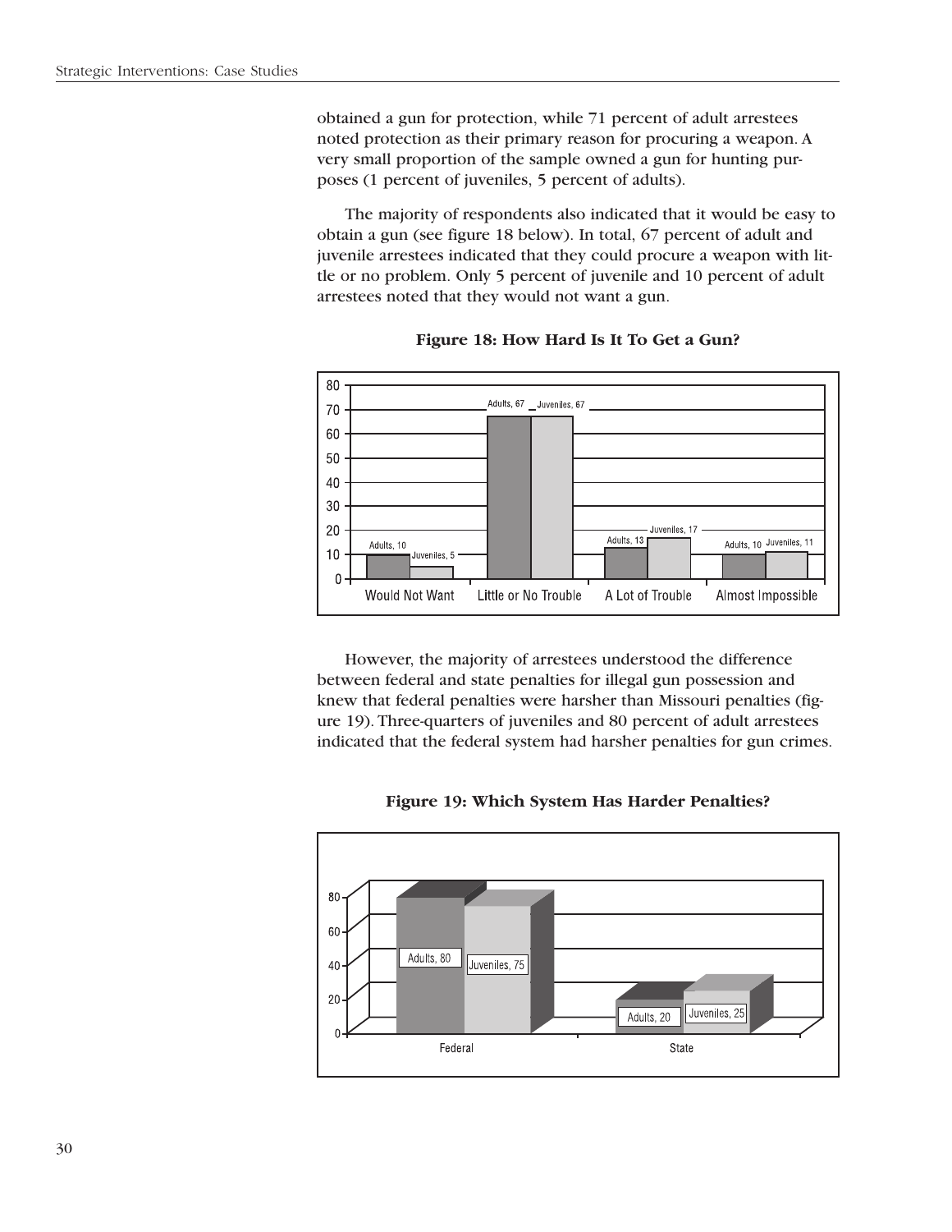obtained a gun for protection, while 71 percent of adult arrestees noted protection as their primary reason for procuring a weapon. A very small proportion of the sample owned a gun for hunting purposes (1 percent of juveniles, 5 percent of adults).

The majority of respondents also indicated that it would be easy to obtain a gun (see figure 18 below). In total, 67 percent of adult and juvenile arrestees indicated that they could procure a weapon with little or no problem. Only 5 percent of juvenile and 10 percent of adult arrestees noted that they would not want a gun.

**Figure 18: How Hard Is It To Get a Gun?**

| | Would Not Want | Little or No Trouble | A Lot of Trouble | Almost Impossible |
|---|---|---|---|---|
| Adults | 10 | 67 | 13 | 10 |
| Juveniles | 5 | 67 | 17 | 11 |

However, the majority of arrestees understood the difference between federal and state penalties for illegal gun possession and knew that federal penalties were harsher than Missouri penalties (figure 19). Three-quarters of juveniles and 80 percent of adult arrestees indicated that the federal system had harsher penalties for gun crimes.

**Figure 19: Which System Has Harder Penalties?**

| | Federal | State |
|---|---|---|
| Adults | 80 | 20 |
| Juveniles | 75 | 25 |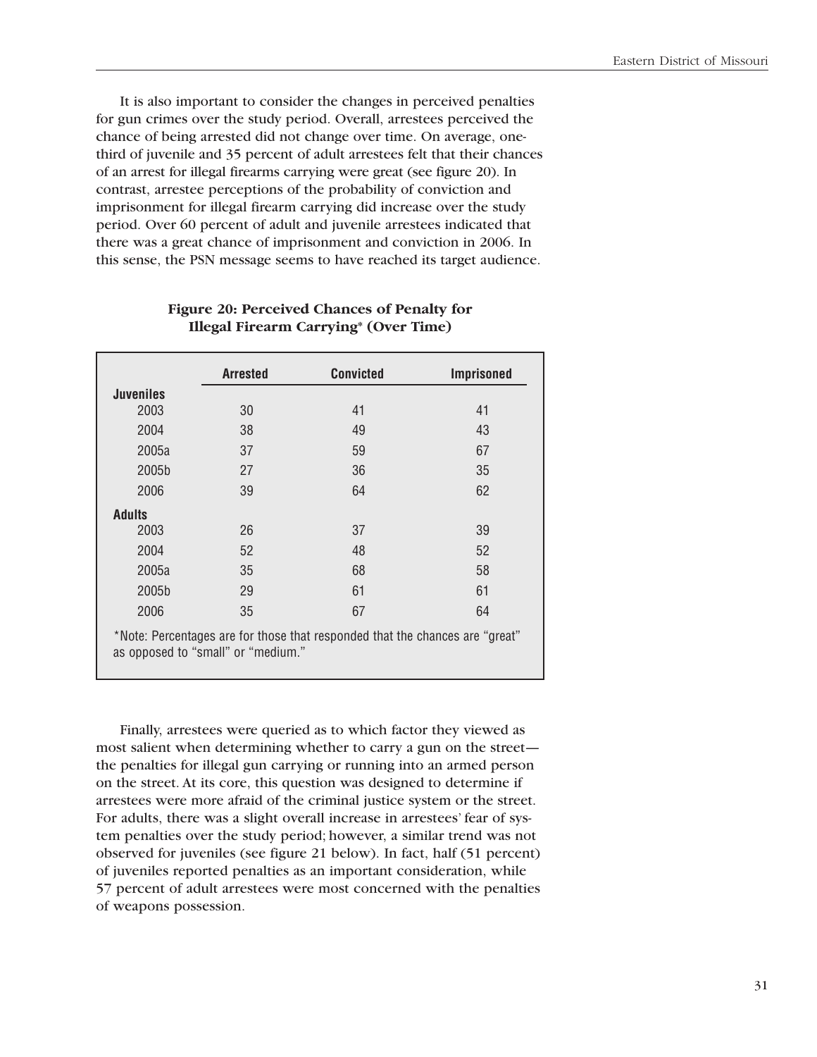It is also important to consider the changes in perceived penalties for gun crimes over the study period. Overall, arrestees perceived the chance of being arrested did not change over time. On average, one-third of juvenile and 35 percent of adult arrestees felt that their chances of an arrest for illegal firearms carrying were great (see figure 20). In contrast, arrestee perceptions of the probability of conviction and imprisonment for illegal firearm carrying did increase over the study period. Over 60 percent of adult and juvenile arrestees indicated that there was a great chance of imprisonment and conviction in 2006. In this sense, the PSN message seems to have reached its target audience.

**Figure 20: Perceived Chances of Penalty for Illegal Firearm Carrying* (Over Time)**

| | Arrested | Convicted | Imprisoned |
|---|---|---|---|
| **Juveniles** | | | |
| 2003 | 30 | 41 | 41 |
| 2004 | 38 | 49 | 43 |
| 2005a | 37 | 59 | 67 |
| 2005b | 27 | 36 | 35 |
| 2006 | 39 | 64 | 62 |
| **Adults** | | | |
| 2003 | 26 | 37 | 39 |
| 2004 | 52 | 48 | 52 |
| 2005a | 35 | 68 | 58 |
| 2005b | 29 | 61 | 61 |
| 2006 | 35 | 67 | 64 |

*Note: Percentages are for those that responded that the chances are "great" as opposed to "small" or "medium."

Finally, arrestees were queried as to which factor they viewed as most salient when determining whether to carry a gun on the street—the penalties for illegal gun carrying or running into an armed person on the street. At its core, this question was designed to determine if arrestees were more afraid of the criminal justice system or the street. For adults, there was a slight overall increase in arrestees' fear of system penalties over the study period; however, a similar trend was not observed for juveniles (see figure 21 below). In fact, half (51 percent) of juveniles reported penalties as an important consideration, while 57 percent of adult arrestees were most concerned with the penalties of weapons possession.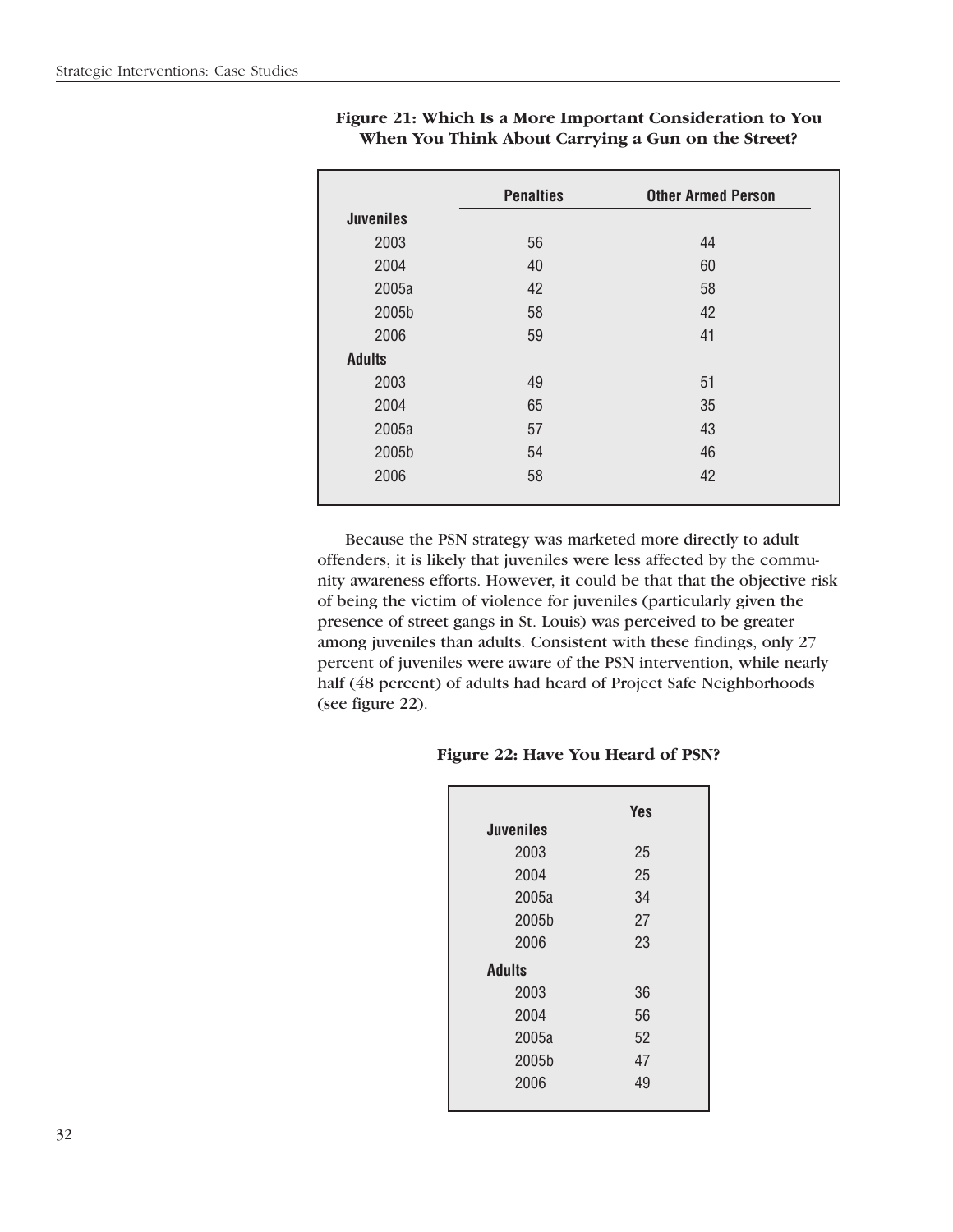**Figure 21: Which Is a More Important Consideration to You When You Think About Carrying a Gun on the Street?**

| | Penalties | Other Armed Person |
|---|---|---|
| **Juveniles** | | |
| 2003 | 56 | 44 |
| 2004 | 40 | 60 |
| 2005a | 42 | 58 |
| 2005b | 58 | 42 |
| 2006 | 59 | 41 |
| **Adults** | | |
| 2003 | 49 | 51 |
| 2004 | 65 | 35 |
| 2005a | 57 | 43 |
| 2005b | 54 | 46 |
| 2006 | 58 | 42 |

Because the PSN strategy was marketed more directly to adult offenders, it is likely that juveniles were less affected by the community awareness efforts. However, it could be that that the objective risk of being the victim of violence for juveniles (particularly given the presence of street gangs in St. Louis) was perceived to be greater among juveniles than adults. Consistent with these findings, only 27 percent of juveniles were aware of the PSN intervention, while nearly half (48 percent) of adults had heard of Project Safe Neighborhoods (see figure 22).

**Figure 22: Have You Heard of PSN?**

| | Yes |
|---|---|
| **Juveniles** | |
| 2003 | 25 |
| 2004 | 25 |
| 2005a | 34 |
| 2005b | 27 |
| 2006 | 23 |
| **Adults** | |
| 2003 | 36 |
| 2004 | 56 |
| 2005a | 52 |
| 2005b | 47 |
| 2006 | 49 |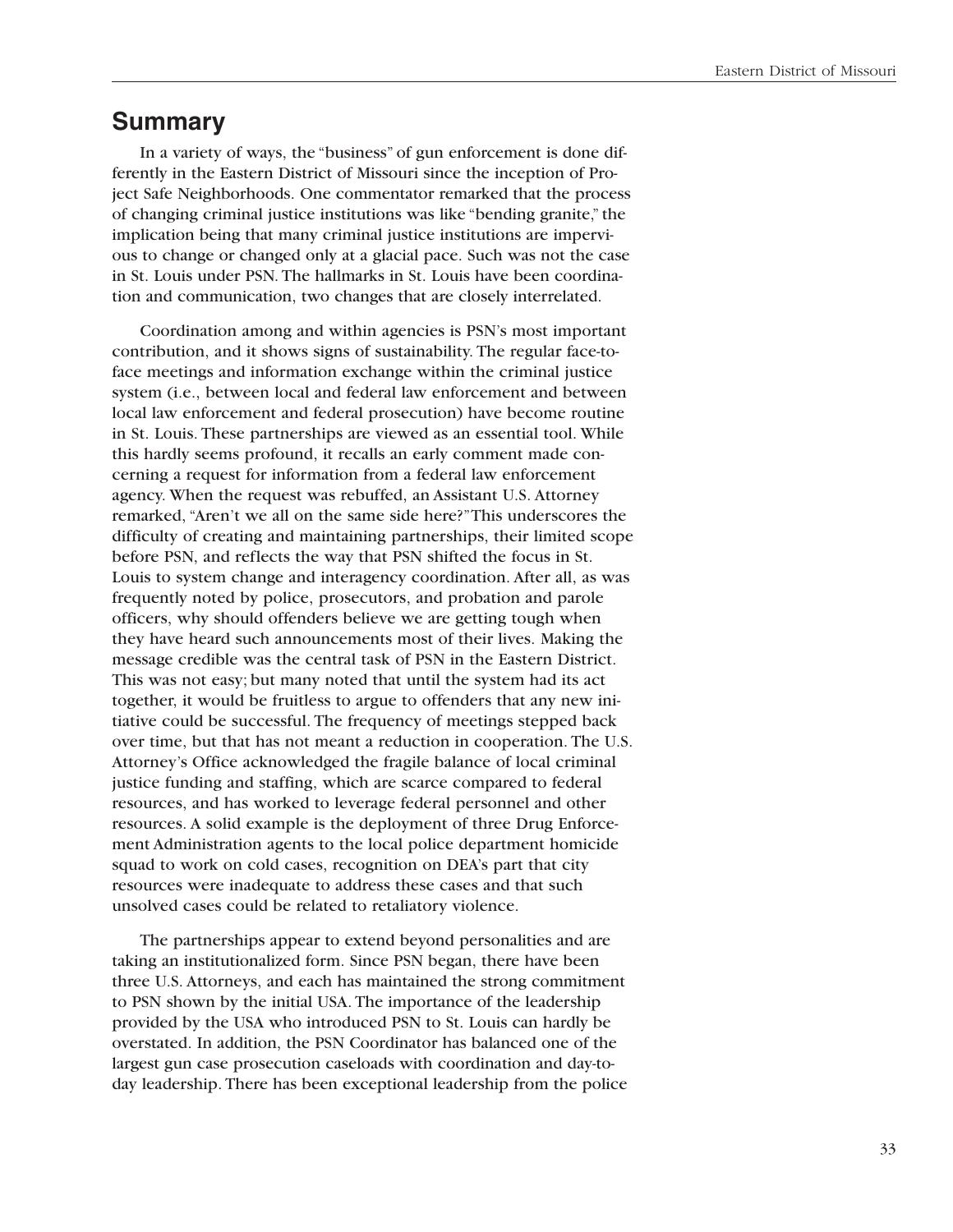## Summary

In a variety of ways, the "business" of gun enforcement is done differently in the Eastern District of Missouri since the inception of Project Safe Neighborhoods. One commentator remarked that the process of changing criminal justice institutions was like "bending granite," the implication being that many criminal justice institutions are impervious to change or changed only at a glacial pace. Such was not the case in St. Louis under PSN. The hallmarks in St. Louis have been coordination and communication, two changes that are closely interrelated.

Coordination among and within agencies is PSN's most important contribution, and it shows signs of sustainability. The regular face-to-face meetings and information exchange within the criminal justice system (i.e., between local and federal law enforcement and between local law enforcement and federal prosecution) have become routine in St. Louis. These partnerships are viewed as an essential tool. While this hardly seems profound, it recalls an early comment made concerning a request for information from a federal law enforcement agency. When the request was rebuffed, an Assistant U.S. Attorney remarked, "Aren't we all on the same side here?" This underscores the difficulty of creating and maintaining partnerships, their limited scope before PSN, and reflects the way that PSN shifted the focus in St. Louis to system change and interagency coordination. After all, as was frequently noted by police, prosecutors, and probation and parole officers, why should offenders believe we are getting tough when they have heard such announcements most of their lives. Making the message credible was the central task of PSN in the Eastern District. This was not easy; but many noted that until the system had its act together, it would be fruitless to argue to offenders that any new initiative could be successful. The frequency of meetings stepped back over time, but that has not meant a reduction in cooperation. The U.S. Attorney's Office acknowledged the fragile balance of local criminal justice funding and staffing, which are scarce compared to federal resources, and has worked to leverage federal personnel and other resources. A solid example is the deployment of three Drug Enforcement Administration agents to the local police department homicide squad to work on cold cases, recognition on DEA's part that city resources were inadequate to address these cases and that such unsolved cases could be related to retaliatory violence.

The partnerships appear to extend beyond personalities and are taking an institutionalized form. Since PSN began, there have been three U.S. Attorneys, and each has maintained the strong commitment to PSN shown by the initial USA. The importance of the leadership provided by the USA who introduced PSN to St. Louis can hardly be overstated. In addition, the PSN Coordinator has balanced one of the largest gun case prosecution caseloads with coordination and day-to-day leadership. There has been exceptional leadership from the police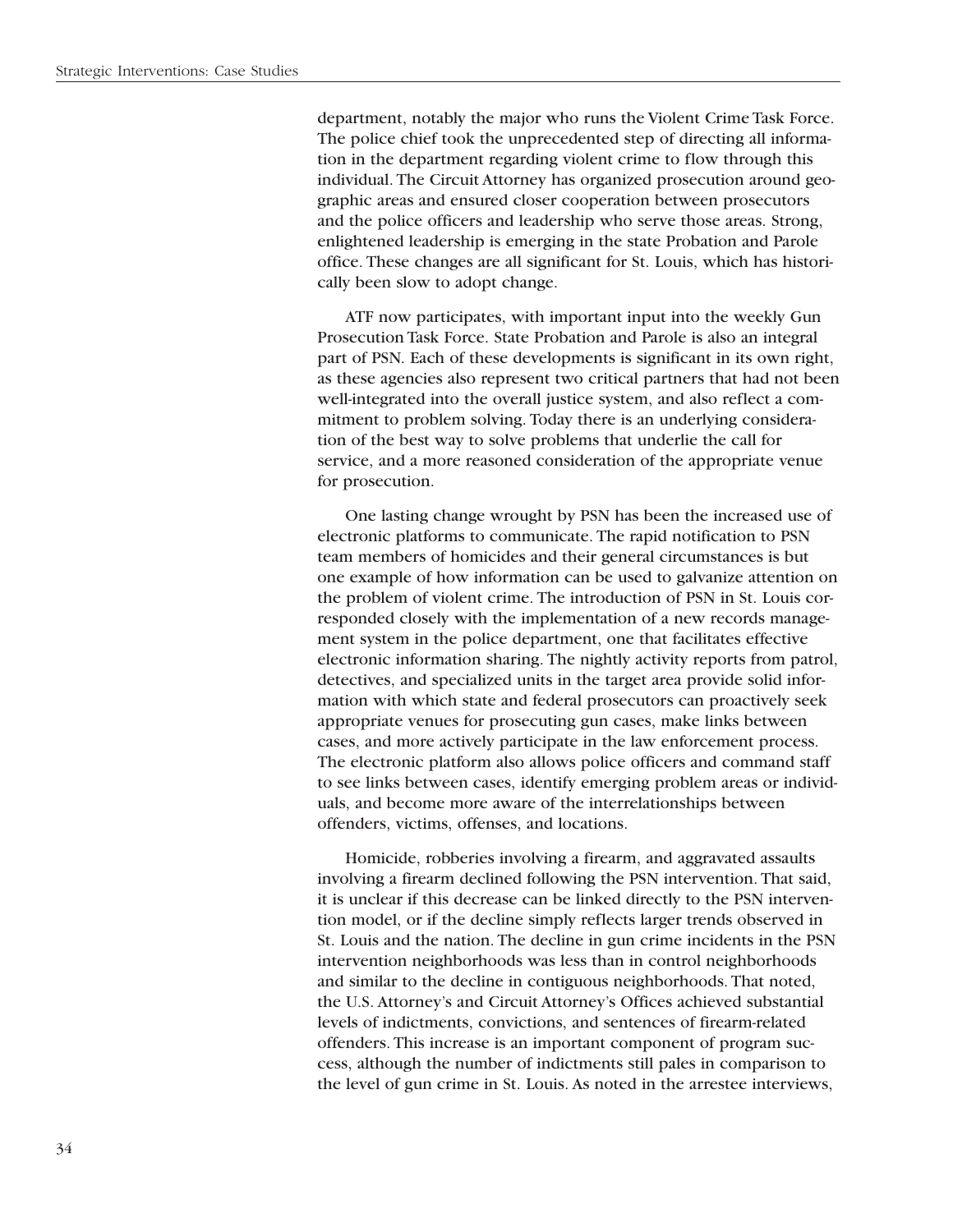department, notably the major who runs the Violent Crime Task Force. The police chief took the unprecedented step of directing all information in the department regarding violent crime to flow through this individual. The Circuit Attorney has organized prosecution around geographic areas and ensured closer cooperation between prosecutors and the police officers and leadership who serve those areas. Strong, enlightened leadership is emerging in the state Probation and Parole office. These changes are all significant for St. Louis, which has historically been slow to adopt change.

ATF now participates, with important input into the weekly Gun Prosecution Task Force. State Probation and Parole is also an integral part of PSN. Each of these developments is significant in its own right, as these agencies also represent two critical partners that had not been well-integrated into the overall justice system, and also reflect a commitment to problem solving. Today there is an underlying consideration of the best way to solve problems that underlie the call for service, and a more reasoned consideration of the appropriate venue for prosecution.

One lasting change wrought by PSN has been the increased use of electronic platforms to communicate. The rapid notification to PSN team members of homicides and their general circumstances is but one example of how information can be used to galvanize attention on the problem of violent crime. The introduction of PSN in St. Louis corresponded closely with the implementation of a new records management system in the police department, one that facilitates effective electronic information sharing. The nightly activity reports from patrol, detectives, and specialized units in the target area provide solid information with which state and federal prosecutors can proactively seek appropriate venues for prosecuting gun cases, make links between cases, and more actively participate in the law enforcement process. The electronic platform also allows police officers and command staff to see links between cases, identify emerging problem areas or individuals, and become more aware of the interrelationships between offenders, victims, offenses, and locations.

Homicide, robberies involving a firearm, and aggravated assaults involving a firearm declined following the PSN intervention. That said, it is unclear if this decrease can be linked directly to the PSN intervention model, or if the decline simply reflects larger trends observed in St. Louis and the nation. The decline in gun crime incidents in the PSN intervention neighborhoods was less than in control neighborhoods and similar to the decline in contiguous neighborhoods. That noted, the U.S. Attorney's and Circuit Attorney's Offices achieved substantial levels of indictments, convictions, and sentences of firearm-related offenders. This increase is an important component of program success, although the number of indictments still pales in comparison to the level of gun crime in St. Louis. As noted in the arrestee interviews,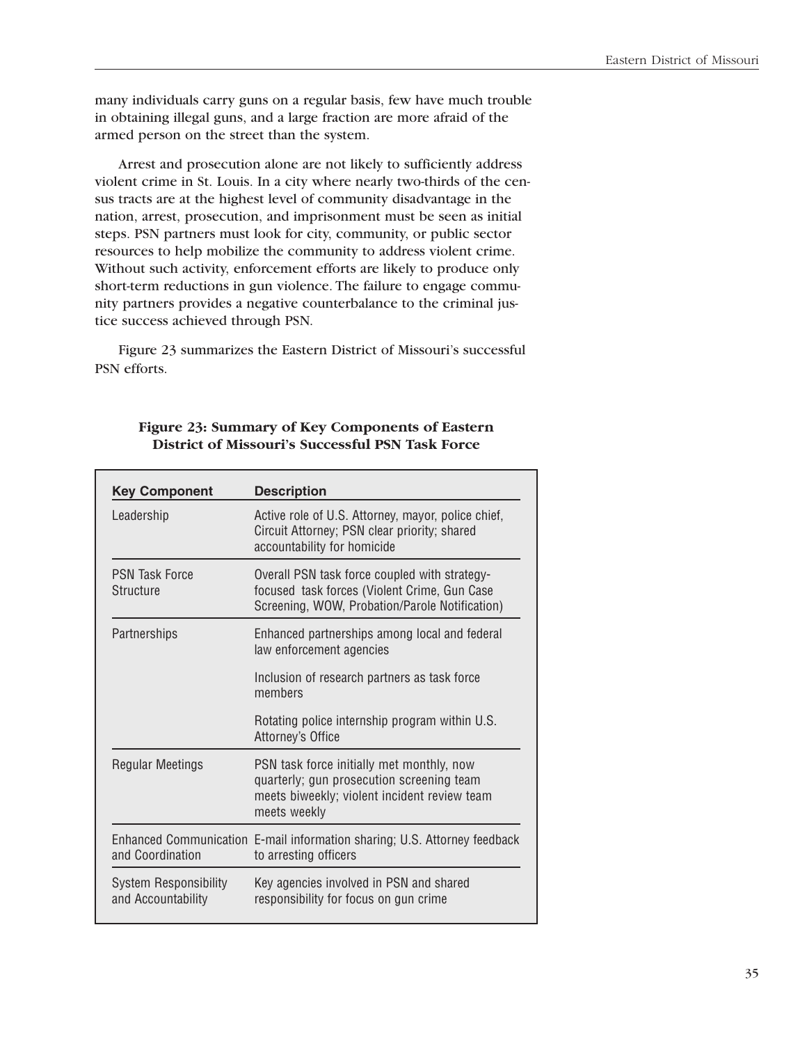many individuals carry guns on a regular basis, few have much trouble in obtaining illegal guns, and a large fraction are more afraid of the armed person on the street than the system.

Arrest and prosecution alone are not likely to sufficiently address violent crime in St. Louis. In a city where nearly two-thirds of the census tracts are at the highest level of community disadvantage in the nation, arrest, prosecution, and imprisonment must be seen as initial steps. PSN partners must look for city, community, or public sector resources to help mobilize the community to address violent crime. Without such activity, enforcement efforts are likely to produce only short-term reductions in gun violence. The failure to engage community partners provides a negative counterbalance to the criminal justice success achieved through PSN.

Figure 23 summarizes the Eastern District of Missouri's successful PSN efforts.

**Figure 23: Summary of Key Components of Eastern District of Missouri's Successful PSN Task Force**

| Key Component | Description |
|---|---|
| Leadership | Active role of U.S. Attorney, mayor, police chief, Circuit Attorney; PSN clear priority; shared accountability for homicide |
| PSN Task Force Structure | Overall PSN task force coupled with strategy-focused task forces (Violent Crime, Gun Case Screening, WOW, Probation/Parole Notification) |
| Partnerships | Enhanced partnerships among local and federal law enforcement agencies<br><br>Inclusion of research partners as task force members<br><br>Rotating police internship program within U.S. Attorney's Office |
| Regular Meetings | PSN task force initially met monthly, now quarterly; gun prosecution screening team meets biweekly; violent incident review team meets weekly |
| Enhanced Communication and Coordination | E-mail information sharing; U.S. Attorney feedback to arresting officers |
| System Responsibility and Accountability | Key agencies involved in PSN and shared responsibility for focus on gun crime |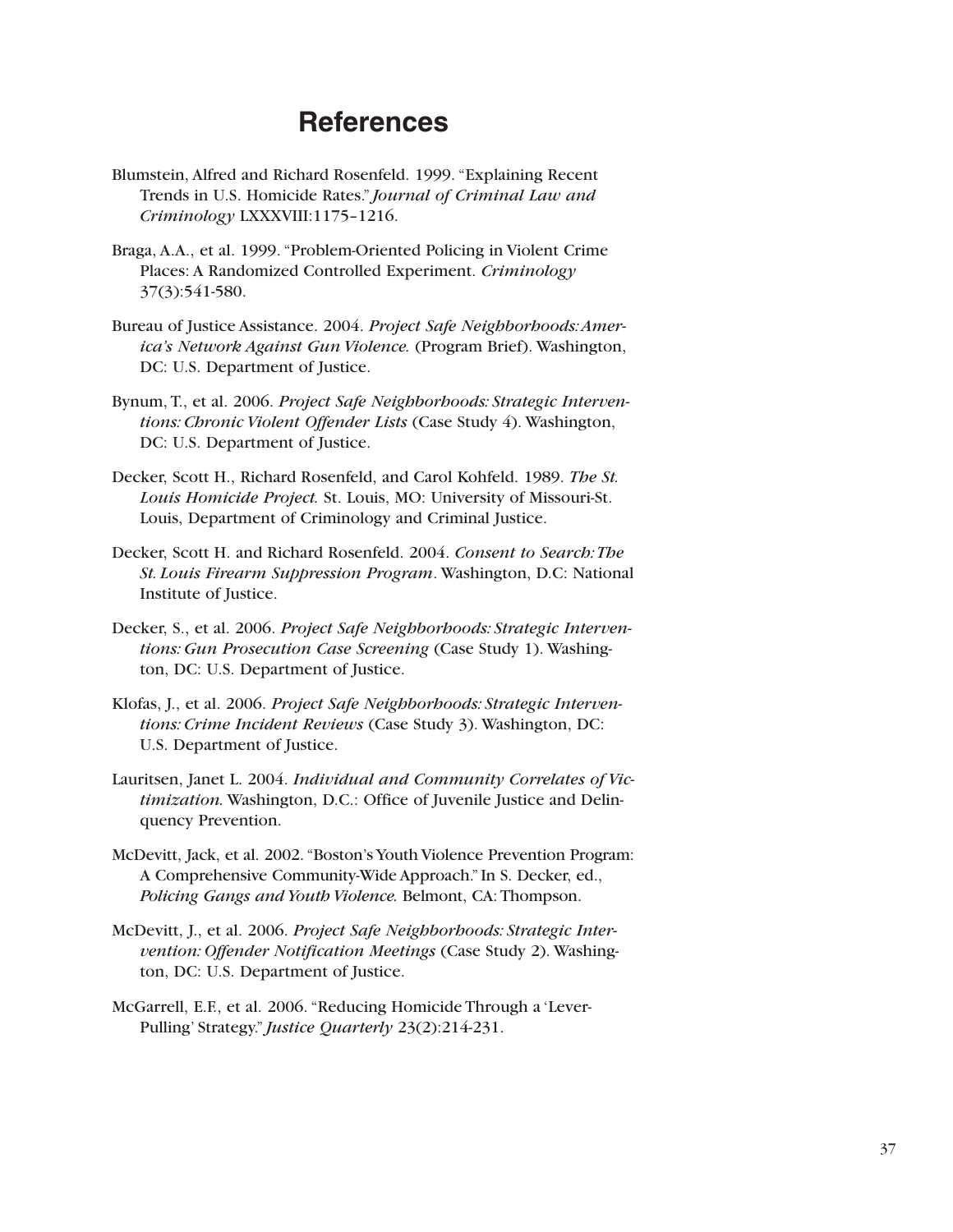# References

Blumstein, Alfred and Richard Rosenfeld. 1999. "Explaining Recent Trends in U.S. Homicide Rates." *Journal of Criminal Law and Criminology* LXXXVIII:1175–1216.

Braga, A.A., et al. 1999. "Problem-Oriented Policing in Violent Crime Places: A Randomized Controlled Experiment. *Criminology* 37(3):541-580.

Bureau of Justice Assistance. 2004. *Project Safe Neighborhoods: America's Network Against Gun Violence.* (Program Brief). Washington, DC: U.S. Department of Justice.

Bynum, T., et al. 2006. *Project Safe Neighborhoods: Strategic Interventions: Chronic Violent Offender Lists* (Case Study 4). Washington, DC: U.S. Department of Justice.

Decker, Scott H., Richard Rosenfeld, and Carol Kohfeld. 1989. *The St. Louis Homicide Project.* St. Louis, MO: University of Missouri-St. Louis, Department of Criminology and Criminal Justice.

Decker, Scott H. and Richard Rosenfeld. 2004. *Consent to Search: The St. Louis Firearm Suppression Program*. Washington, D.C: National Institute of Justice.

Decker, S., et al. 2006. *Project Safe Neighborhoods: Strategic Interventions: Gun Prosecution Case Screening* (Case Study 1). Washington, DC: U.S. Department of Justice.

Klofas, J., et al. 2006. *Project Safe Neighborhoods: Strategic Interventions: Crime Incident Reviews* (Case Study 3). Washington, DC: U.S. Department of Justice.

Lauritsen, Janet L. 2004. *Individual and Community Correlates of Victimization.* Washington, D.C.: Office of Juvenile Justice and Delinquency Prevention.

McDevitt, Jack, et al. 2002. "Boston's Youth Violence Prevention Program: A Comprehensive Community-Wide Approach." In S. Decker, ed., *Policing Gangs and Youth Violence.* Belmont, CA: Thompson.

McDevitt, J., et al. 2006. *Project Safe Neighborhoods: Strategic Intervention: Offender Notification Meetings* (Case Study 2). Washington, DC: U.S. Department of Justice.

McGarrell, E.F., et al. 2006. "Reducing Homicide Through a 'Lever-Pulling' Strategy." *Justice Quarterly* 23(2):214-231.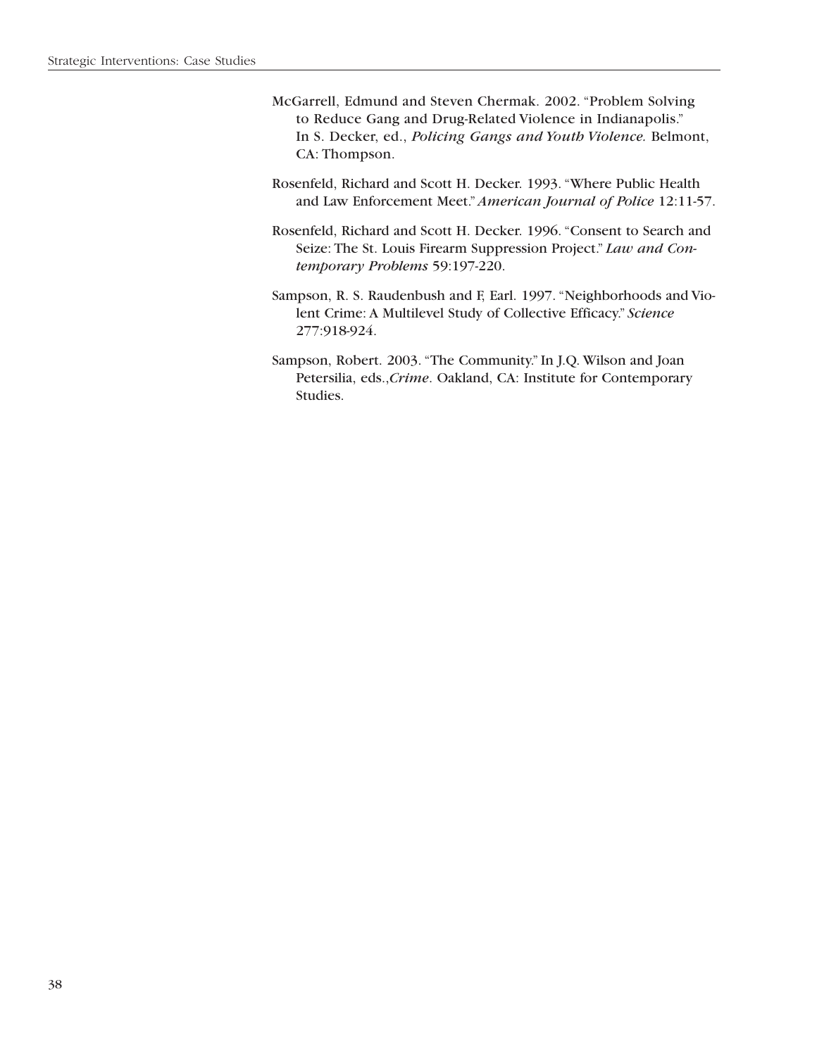McGarrell, Edmund and Steven Chermak. 2002. "Problem Solving to Reduce Gang and Drug-Related Violence in Indianapolis." In S. Decker, ed., *Policing Gangs and Youth Violence.* Belmont, CA: Thompson.

Rosenfeld, Richard and Scott H. Decker. 1993. "Where Public Health and Law Enforcement Meet." *American Journal of Police* 12:11-57.

Rosenfeld, Richard and Scott H. Decker. 1996. "Consent to Search and Seize: The St. Louis Firearm Suppression Project." *Law and Contemporary Problems* 59:197-220.

Sampson, R. S. Raudenbush and F, Earl. 1997. "Neighborhoods and Violent Crime: A Multilevel Study of Collective Efficacy." *Science* 277:918-924.

Sampson, Robert. 2003. "The Community." In J.Q. Wilson and Joan Petersilia, eds.,*Crime*. Oakland, CA: Institute for Contemporary Studies.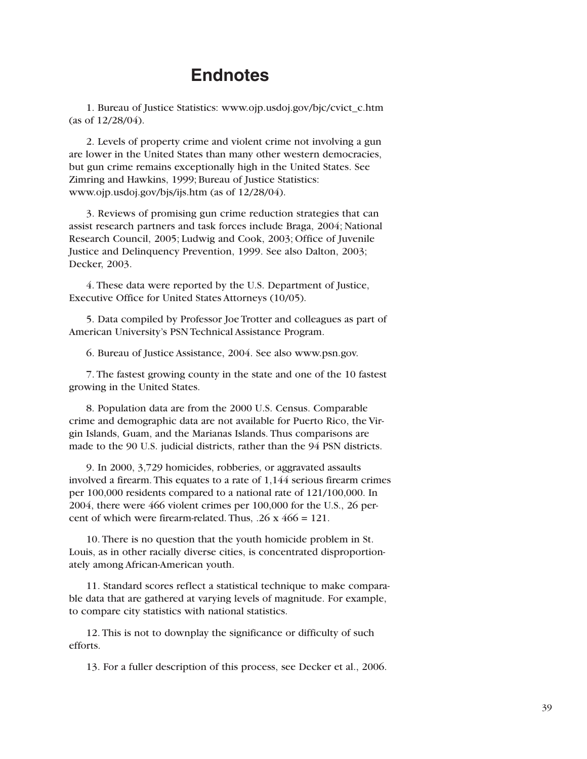# Endnotes

1. Bureau of Justice Statistics: www.ojp.usdoj.gov/bjc/cvict_c.htm (as of 12/28/04).

2. Levels of property crime and violent crime not involving a gun are lower in the United States than many other western democracies, but gun crime remains exceptionally high in the United States. See Zimring and Hawkins, 1999; Bureau of Justice Statistics: www.ojp.usdoj.gov/bjs/ijs.htm (as of 12/28/04).

3. Reviews of promising gun crime reduction strategies that can assist research partners and task forces include Braga, 2004; National Research Council, 2005; Ludwig and Cook, 2003; Office of Juvenile Justice and Delinquency Prevention, 1999. See also Dalton, 2003; Decker, 2003.

4. These data were reported by the U.S. Department of Justice, Executive Office for United States Attorneys (10/05).

5. Data compiled by Professor Joe Trotter and colleagues as part of American University's PSN Technical Assistance Program.

6. Bureau of Justice Assistance, 2004. See also www.psn.gov.

7. The fastest growing county in the state and one of the 10 fastest growing in the United States.

8. Population data are from the 2000 U.S. Census. Comparable crime and demographic data are not available for Puerto Rico, the Virgin Islands, Guam, and the Marianas Islands. Thus comparisons are made to the 90 U.S. judicial districts, rather than the 94 PSN districts.

9. In 2000, 3,729 homicides, robberies, or aggravated assaults involved a firearm. This equates to a rate of 1,144 serious firearm crimes per 100,000 residents compared to a national rate of 121/100,000. In 2004, there were 466 violent crimes per 100,000 for the U.S., 26 percent of which were firearm-related. Thus, .26 x 466 = 121.

10. There is no question that the youth homicide problem in St. Louis, as in other racially diverse cities, is concentrated disproportionately among African-American youth.

11. Standard scores reflect a statistical technique to make comparable data that are gathered at varying levels of magnitude. For example, to compare city statistics with national statistics.

12. This is not to downplay the significance or difficulty of such efforts.

13. For a fuller description of this process, see Decker et al., 2006.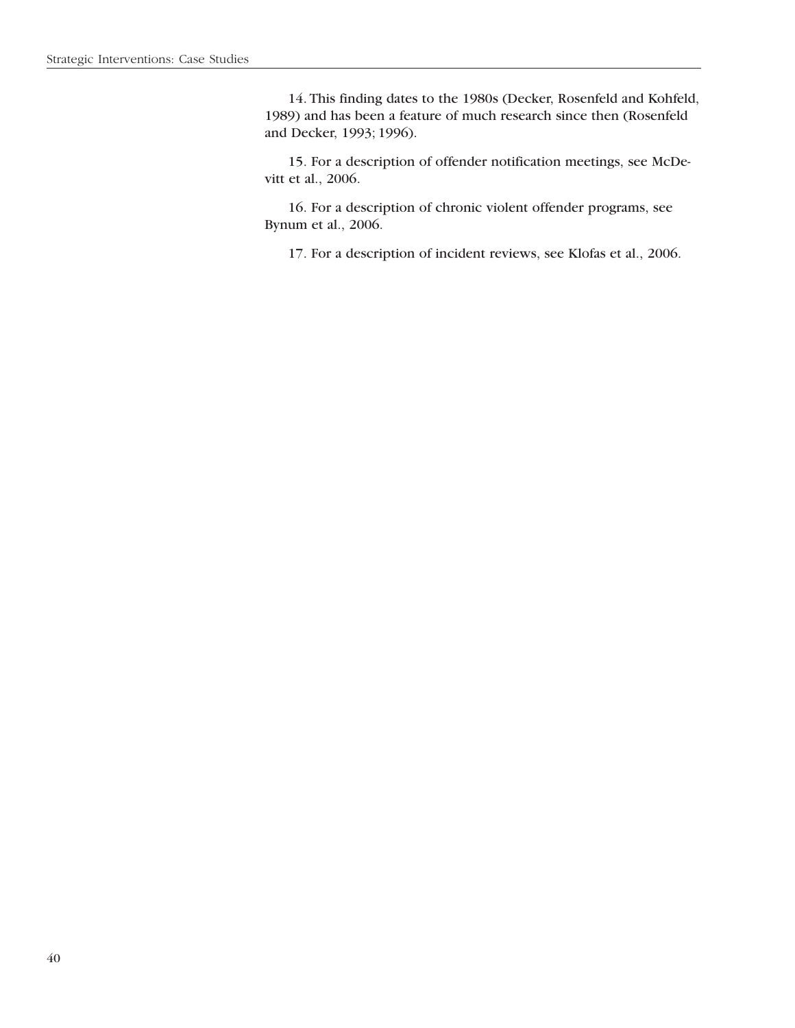14. This finding dates to the 1980s (Decker, Rosenfeld and Kohfeld, 1989) and has been a feature of much research since then (Rosenfeld and Decker, 1993; 1996).

15. For a description of offender notification meetings, see McDevitt et al., 2006.

16. For a description of chronic violent offender programs, see Bynum et al., 2006.

17. For a description of incident reviews, see Klofas et al., 2006.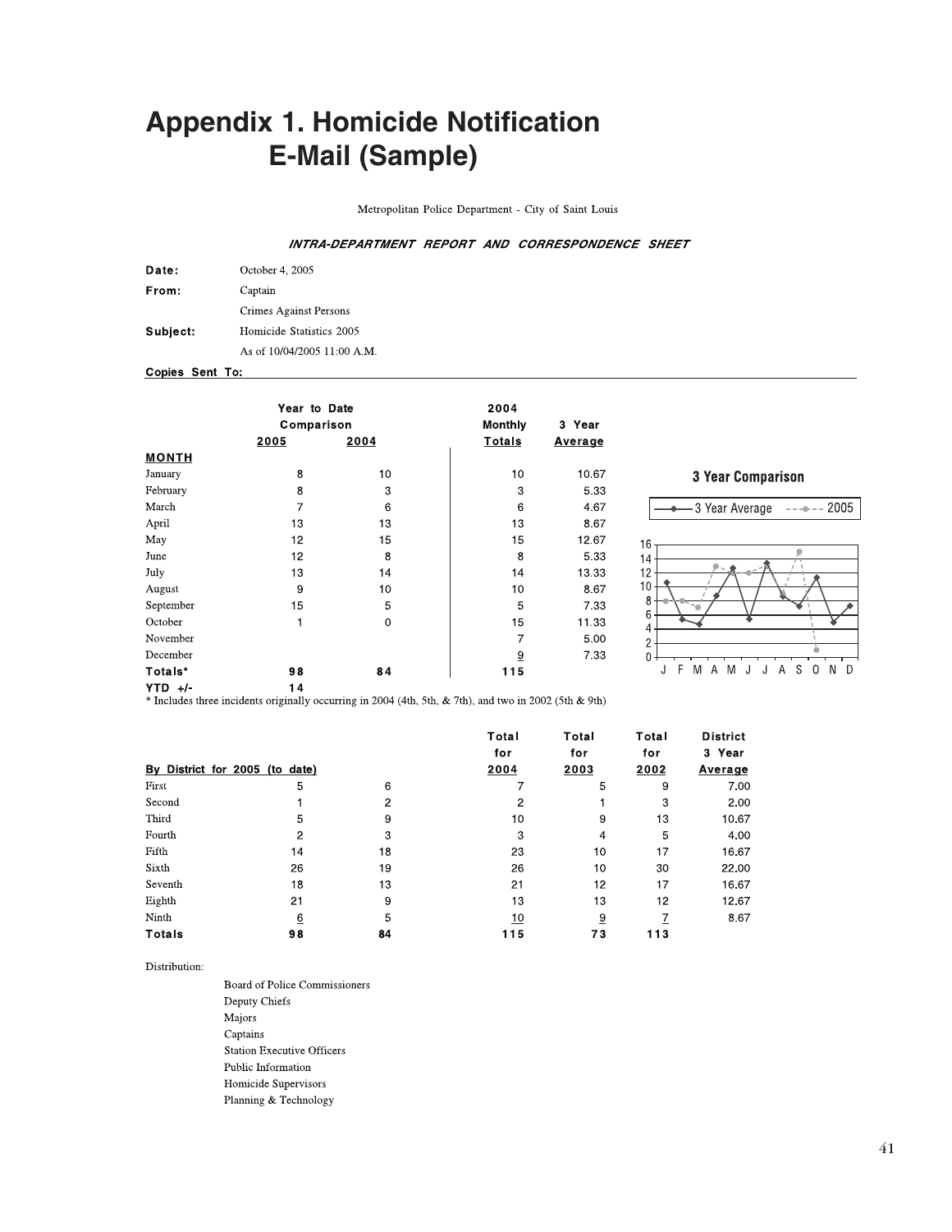# Appendix 1. Homicide Notification E-Mail (Sample)

Metropolitan Police Department - City of Saint Louis

***INTRA-DEPARTMENT REPORT AND CORRESPONDENCE SHEET***

**Date:** October 4, 2005

**From:** Captain
Crimes Against Persons

**Subject:** Homicide Statistics 2005
As of 10/04/2005 11:00 A.M.

**Copies Sent To:**

| | Year to Date Comparison | | 2004 Monthly | 3 Year |
|---|---|---|---|---|
| **MONTH** | **2005** | **2004** | **Totals** | **Average** |
| January | 8 | 10 | 10 | 10.67 |
| February | 8 | 3 | 3 | 5.33 |
| March | 7 | 6 | 6 | 4.67 |
| April | 13 | 13 | 13 | 8.67 |
| May | 12 | 15 | 15 | 12.67 |
| June | 12 | 8 | 8 | 5.33 |
| July | 13 | 14 | 14 | 13.33 |
| August | 9 | 10 | 10 | 8.67 |
| September | 15 | 5 | 5 | 7.33 |
| October | 1 | 0 | 15 | 11.33 |
| November | | | 7 | 5.00 |
| December | | | 9 | 7.33 |
| **Totals*** | **98** | **84** | **115** | |
| **YTD +/-** | **14** | | | |

\* Includes three incidents originally occurring in 2004 (4th, 5th, & 7th), and two in 2002 (5th & 9th)

**3 Year Comparison**

| By District for 2005 (to date) | | | Total for 2004 | Total for 2003 | Total for 2002 | District 3 Year Average |
|---|---|---|---|---|---|---|
| First | 5 | 6 | 7 | 5 | 9 | 7.00 |
| Second | 1 | 2 | 2 | 1 | 3 | 2.00 |
| Third | 5 | 9 | 10 | 9 | 13 | 10.67 |
| Fourth | 2 | 3 | 3 | 4 | 5 | 4.00 |
| Fifth | 14 | 18 | 23 | 10 | 17 | 16.67 |
| Sixth | 26 | 19 | 26 | 10 | 30 | 22.00 |
| Seventh | 18 | 13 | 21 | 12 | 17 | 16.67 |
| Eighth | 21 | 9 | 13 | 13 | 12 | 12.67 |
| Ninth | 6 | 5 | 10 | 9 | 7 | 8.67 |
| **Totals** | **98** | **84** | **115** | **73** | **113** | |

Distribution:

- Board of Police Commissioners
- Deputy Chiefs
- Majors
- Captains
- Station Executive Officers
- Public Information
- Homicide Supervisors
- Planning & Technology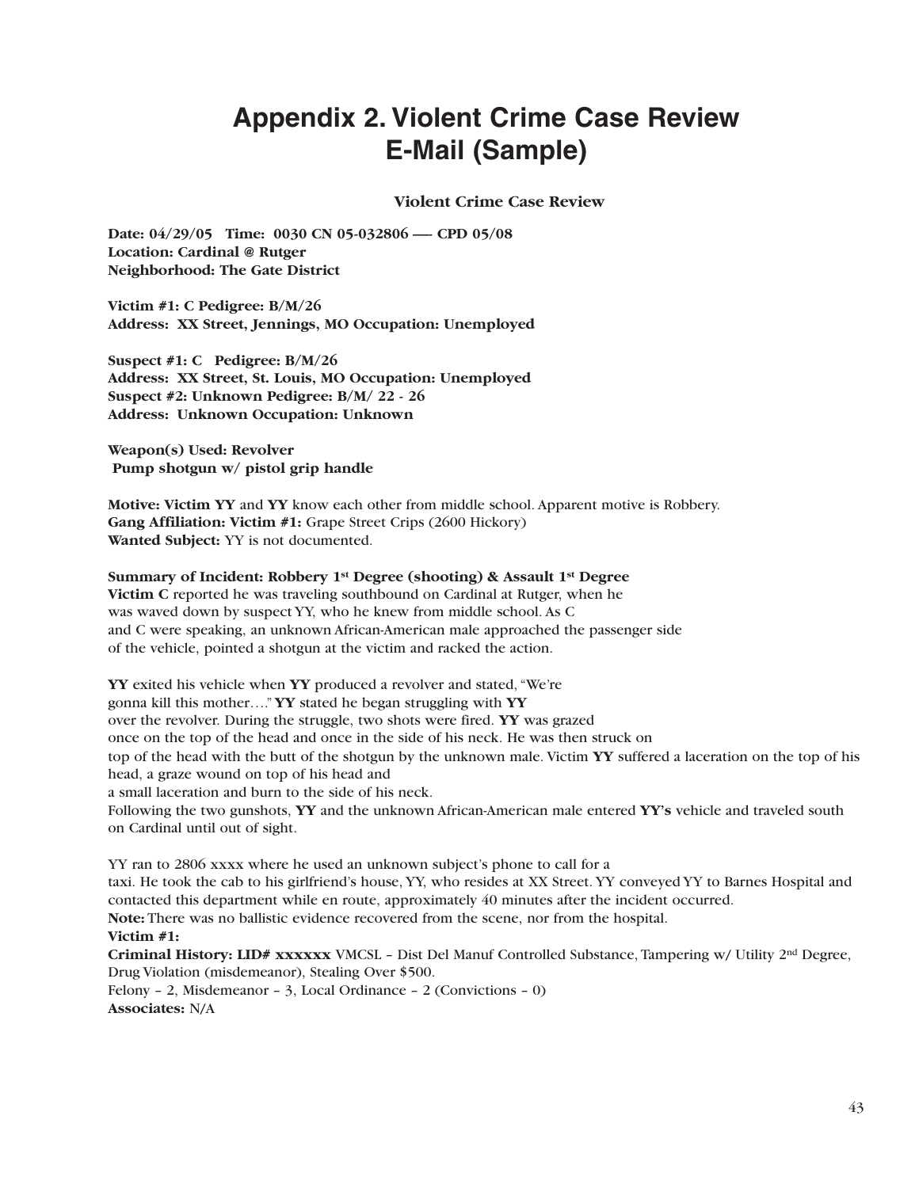# Appendix 2. Violent Crime Case Review E-Mail (Sample)

**Violent Crime Case Review**

**Date: 04/29/05 Time: 0030 CN 05-032806 — CPD 05/08**
**Location: Cardinal @ Rutger**
**Neighborhood: The Gate District**

**Victim #1: C Pedigree: B/M/26**
**Address: XX Street, Jennings, MO Occupation: Unemployed**

**Suspect #1: C Pedigree: B/M/26**
**Address: XX Street, St. Louis, MO Occupation: Unemployed**
**Suspect #2: Unknown Pedigree: B/M/ 22 - 26**
**Address: Unknown Occupation: Unknown**

**Weapon(s) Used: Revolver**
**Pump shotgun w/ pistol grip handle**

**Motive: Victim YY** and **YY** know each other from middle school. Apparent motive is Robbery.
**Gang Affiliation: Victim #1:** Grape Street Crips (2600 Hickory)
**Wanted Subject:** YY is not documented.

**Summary of Incident: Robbery 1st Degree (shooting) & Assault 1st Degree**
**Victim C** reported he was traveling southbound on Cardinal at Rutger, when he was waved down by suspect YY, who he knew from middle school. As C and C were speaking, an unknown African-American male approached the passenger side of the vehicle, pointed a shotgun at the victim and racked the action.

**YY** exited his vehicle when **YY** produced a revolver and stated, "We're gonna kill this mother…." **YY** stated he began struggling with **YY** over the revolver. During the struggle, two shots were fired. **YY** was grazed once on the top of the head and once in the side of his neck. He was then struck on top of the head with the butt of the shotgun by the unknown male. Victim **YY** suffered a laceration on the top of his head, a graze wound on top of his head and a small laceration and burn to the side of his neck.
Following the two gunshots, **YY** and the unknown African-American male entered **YY's** vehicle and traveled south on Cardinal until out of sight.

YY ran to 2806 xxxx where he used an unknown subject's phone to call for a taxi. He took the cab to his girlfriend's house, YY, who resides at XX Street. YY conveyed YY to Barnes Hospital and contacted this department while en route, approximately 40 minutes after the incident occurred.
**Note:** There was no ballistic evidence recovered from the scene, nor from the hospital.
**Victim #1:**
**Criminal History: LID# xxxxxx** VMCSL – Dist Del Manuf Controlled Substance, Tampering w/ Utility 2nd Degree, Drug Violation (misdemeanor), Stealing Over $500.
Felony – 2, Misdemeanor – 3, Local Ordinance – 2 (Convictions – 0)
**Associates:** N/A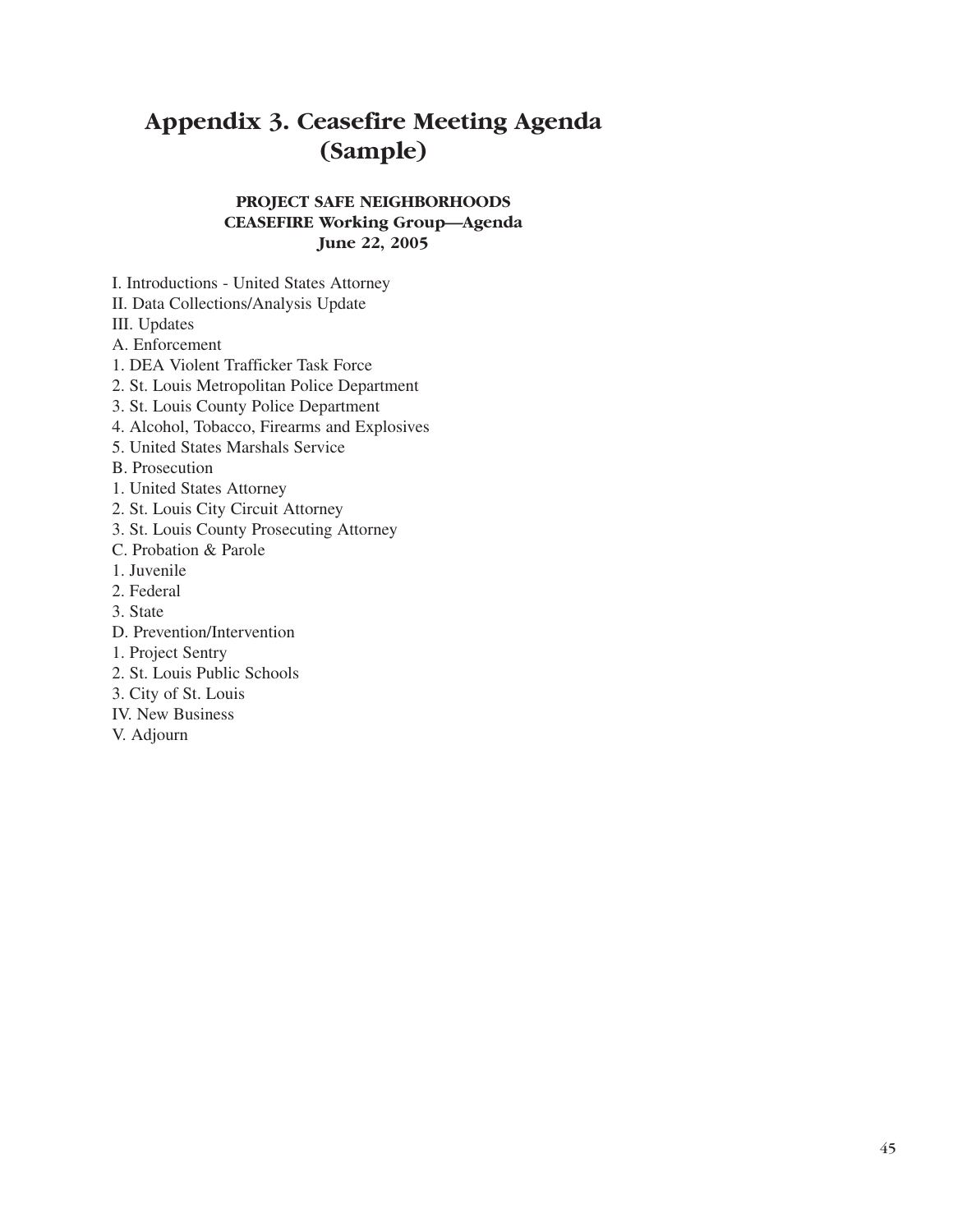# Appendix 3. Ceasefire Meeting Agenda (Sample)

**PROJECT SAFE NEIGHBORHOODS**
**CEASEFIRE Working Group—Agenda**
**June 22, 2005**

I. Introductions - United States Attorney
II. Data Collections/Analysis Update
III. Updates
A. Enforcement
1. DEA Violent Trafficker Task Force
2. St. Louis Metropolitan Police Department
3. St. Louis County Police Department
4. Alcohol, Tobacco, Firearms and Explosives
5. United States Marshals Service
B. Prosecution
1. United States Attorney
2. St. Louis City Circuit Attorney
3. St. Louis County Prosecuting Attorney
C. Probation & Parole
1. Juvenile
2. Federal
3. State
D. Prevention/Intervention
1. Project Sentry
2. St. Louis Public Schools
3. City of St. Louis
IV. New Business
V. Adjourn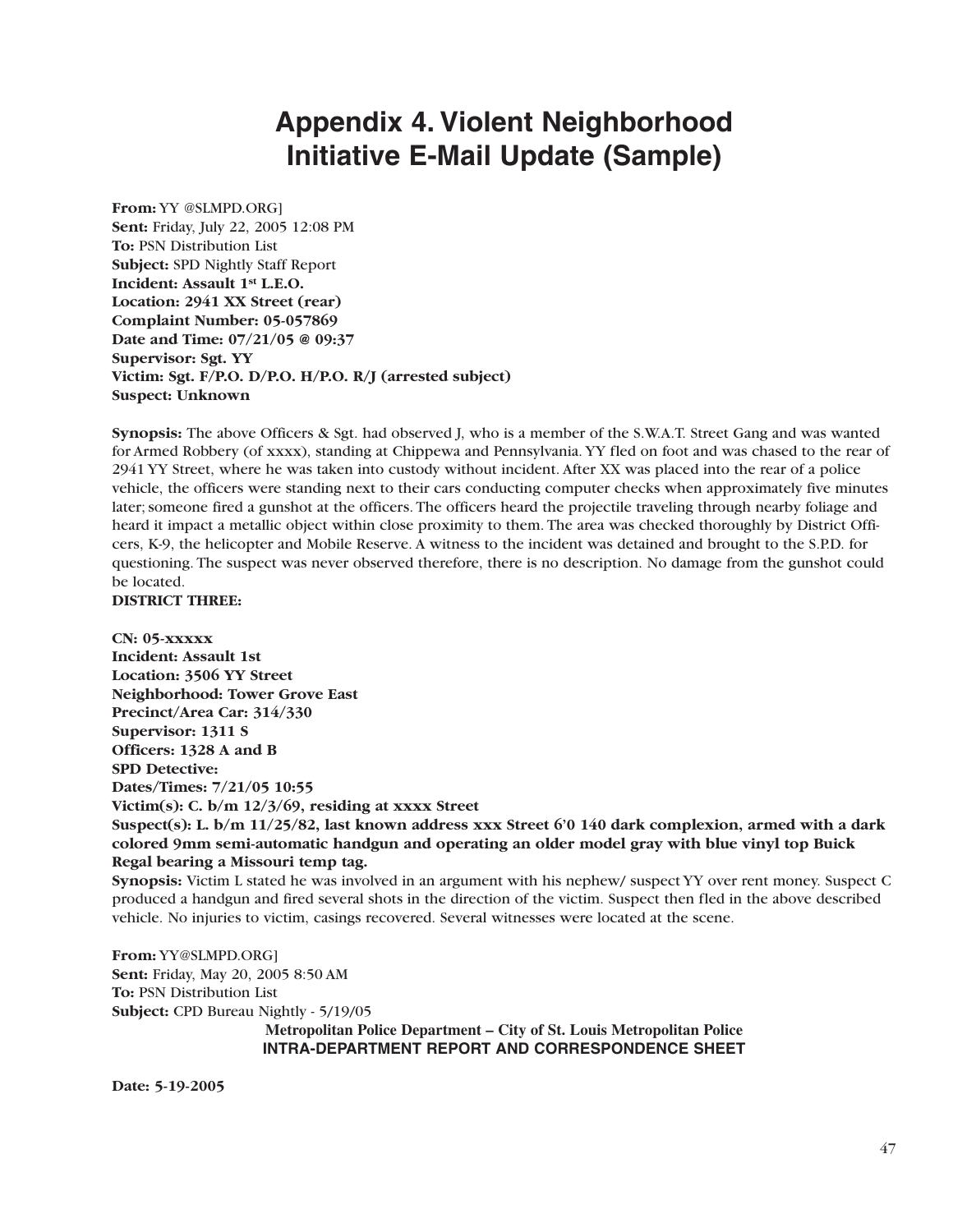# Appendix 4. Violent Neighborhood Initiative E-Mail Update (Sample)

**From:** YY @SLMPD.ORG]  
**Sent:** Friday, July 22, 2005 12:08 PM  
**To:** PSN Distribution List  
**Subject:** SPD Nightly Staff Report  
**Incident: Assault 1st L.E.O.**  
**Location: 2941 XX Street (rear)**  
**Complaint Number: 05-057869**  
**Date and Time: 07/21/05 @ 09:37**  
**Supervisor: Sgt. YY**  
**Victim: Sgt. F/P.O. D/P.O. H/P.O. R/J (arrested subject)**  
**Suspect: Unknown**

**Synopsis:** The above Officers & Sgt. had observed J, who is a member of the S.W.A.T. Street Gang and was wanted for Armed Robbery (of xxxx), standing at Chippewa and Pennsylvania. YY fled on foot and was chased to the rear of 2941 YY Street, where he was taken into custody without incident. After XX was placed into the rear of a police vehicle, the officers were standing next to their cars conducting computer checks when approximately five minutes later; someone fired a gunshot at the officers. The officers heard the projectile traveling through nearby foliage and heard it impact a metallic object within close proximity to them. The area was checked thoroughly by District Officers, K-9, the helicopter and Mobile Reserve. A witness to the incident was detained and brought to the S.P.D. for questioning. The suspect was never observed therefore, there is no description. No damage from the gunshot could be located.

**DISTRICT THREE:**

**CN: 05-xxxxx**  
**Incident: Assault 1st**  
**Location: 3506 YY Street**  
**Neighborhood: Tower Grove East**  
**Precinct/Area Car: 314/330**  
**Supervisor: 1311 S**  
**Officers: 1328 A and B**  
**SPD Detective:**  
**Dates/Times: 7/21/05 10:55**  
**Victim(s): C. b/m 12/3/69, residing at xxxx Street**  
**Suspect(s): L. b/m 11/25/82, last known address xxx Street 6'0 140 dark complexion, armed with a dark colored 9mm semi-automatic handgun and operating an older model gray with blue vinyl top Buick Regal bearing a Missouri temp tag.**  
**Synopsis:** Victim L stated he was involved in an argument with his nephew/ suspect YY over rent money. Suspect C produced a handgun and fired several shots in the direction of the victim. Suspect then fled in the above described vehicle. No injuries to victim, casings recovered. Several witnesses were located at the scene.

**From:** YY@SLMPD.ORG]  
**Sent:** Friday, May 20, 2005 8:50 AM  
**To:** PSN Distribution List  
**Subject:** CPD Bureau Nightly - 5/19/05

**Metropolitan Police Department – City of St. Louis Metropolitan Police**  
**INTRA-DEPARTMENT REPORT AND CORRESPONDENCE SHEET**

**Date: 5-19-2005**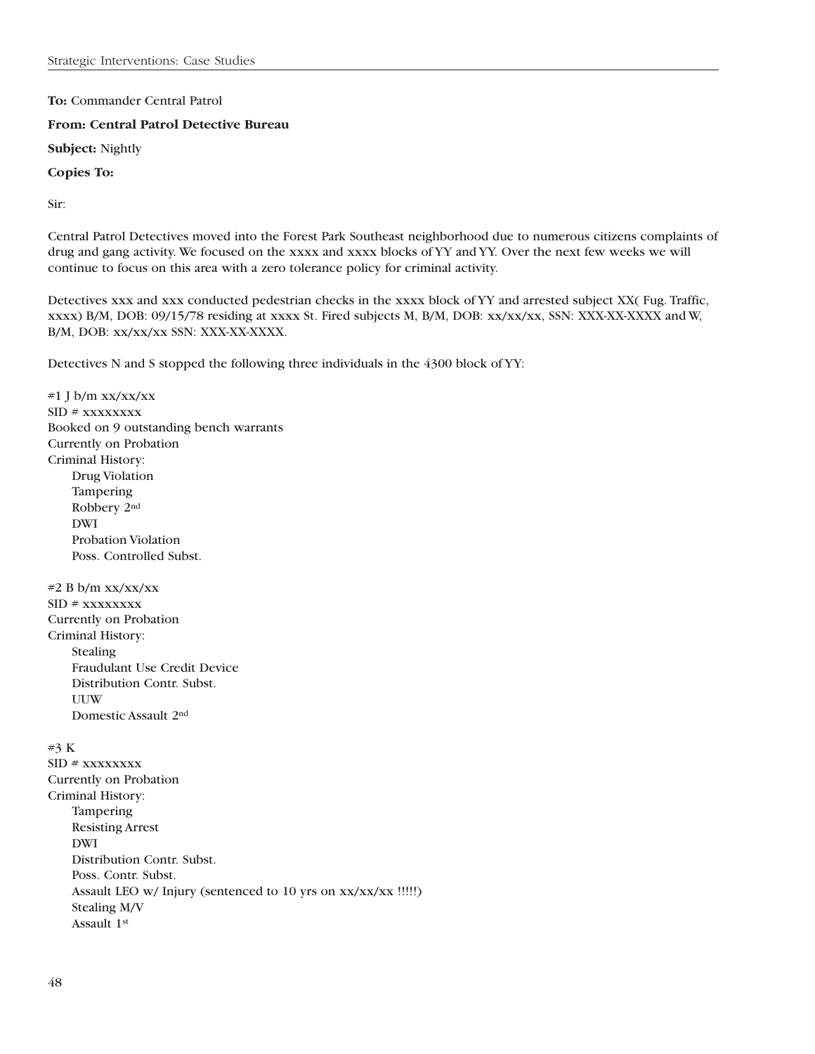**To:** Commander Central Patrol

**From: Central Patrol Detective Bureau**

**Subject:** Nightly

**Copies To:**

Sir:

Central Patrol Detectives moved into the Forest Park Southeast neighborhood due to numerous citizens complaints of drug and gang activity. We focused on the xxxx and xxxx blocks of YY and YY. Over the next few weeks we will continue to focus on this area with a zero tolerance policy for criminal activity.

Detectives xxx and xxx conducted pedestrian checks in the xxxx block of YY and arrested subject XX( Fug. Traffic, xxxx) B/M, DOB: 09/15/78 residing at xxxx St. Fired subjects M, B/M, DOB: xx/xx/xx, SSN: XXX-XX-XXXX and W, B/M, DOB: xx/xx/xx SSN: XXX-XX-XXXX.

Detectives N and S stopped the following three individuals in the 4300 block of YY:

#1 J b/m xx/xx/xx
SID # xxxxxxxx
Booked on 9 outstanding bench warrants
Currently on Probation
Criminal History:
- Drug Violation
- Tampering
- Robbery 2nd
- DWI
- Probation Violation
- Poss. Controlled Subst.

#2 B b/m xx/xx/xx
SID # xxxxxxxx
Currently on Probation
Criminal History:
- Stealing
- Fraudulant Use Credit Device
- Distribution Contr. Subst.
- UUW
- Domestic Assault 2nd

#3 K
SID # xxxxxxxx
Currently on Probation
Criminal History:
- Tampering
- Resisting Arrest
- DWI
- Distribution Contr. Subst.
- Poss. Contr. Subst.
- Assault LEO w/ Injury (sentenced to 10 yrs on xx/xx/xx !!!!!)
- Stealing M/V
- Assault 1st